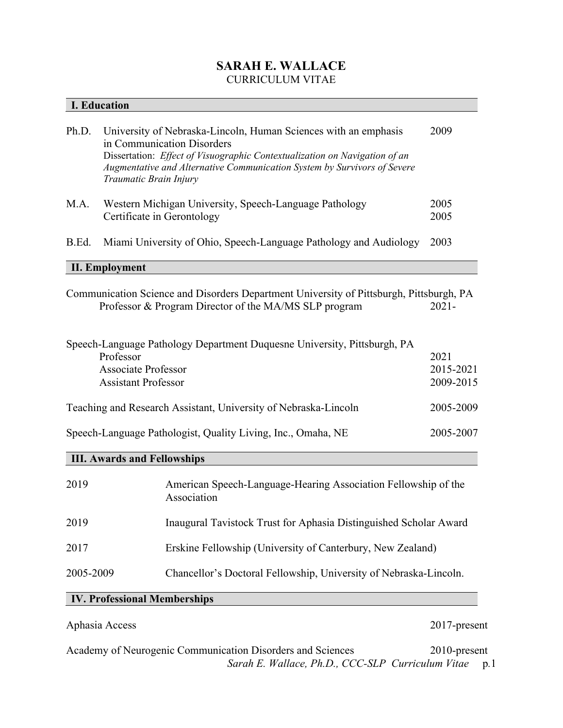# SARAH E. WALLACE

CURRICULUM VITAE

## I. Education

Ph.D. University of Nebraska-Lincoln, Human Sciences with an emphasis in Communication Disorders — 2009
Dissertation: *Effect of Visuographic Contextualization on Navigation of an Augmentative and Alternative Communication System by Survivors of Severe Traumatic Brain Injury*

M.A. Western Michigan University, Speech-Language Pathology — 2005
Certificate in Gerontology — 2005

B.Ed. Miami University of Ohio, Speech-Language Pathology and Audiology — 2003

## II. Employment

Communication Science and Disorders Department University of Pittsburgh, Pittsburgh, PA
- Professor & Program Director of the MA/MS SLP program — 2021-

Speech-Language Pathology Department Duquesne University, Pittsburgh, PA
- Professor — 2021
- Associate Professor — 2015-2021
- Assistant Professor — 2009-2015

Teaching and Research Assistant, University of Nebraska-Lincoln — 2005-2009

Speech-Language Pathologist, Quality Living, Inc., Omaha, NE — 2005-2007

## III. Awards and Fellowships

2019 — American Speech-Language-Hearing Association Fellowship of the Association

2019 — Inaugural Tavistock Trust for Aphasia Distinguished Scholar Award

2017 — Erskine Fellowship (University of Canterbury, New Zealand)

2005-2009 — Chancellor's Doctoral Fellowship, University of Nebraska-Lincoln.

## IV. Professional Memberships

Aphasia Access — 2017-present

Academy of Neurogenic Communication Disorders and Sciences — 2010-present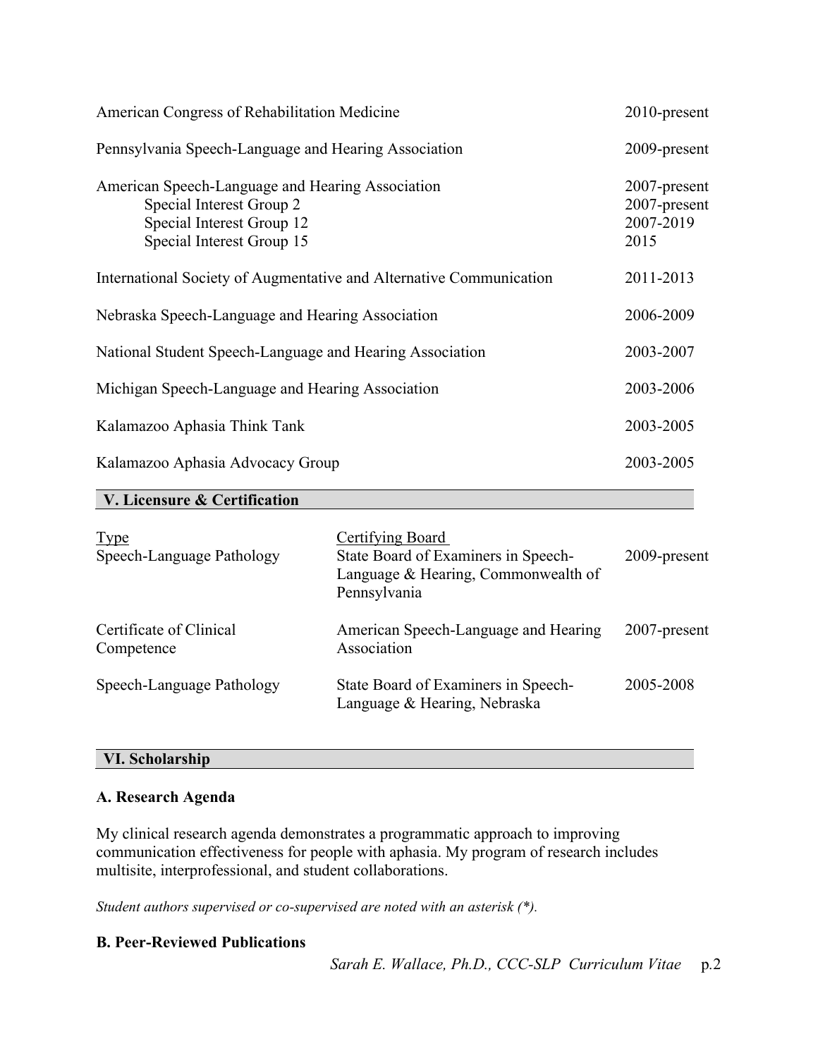| | |
|---|---|
| American Congress of Rehabilitation Medicine | 2010-present |
| Pennsylvania Speech-Language and Hearing Association | 2009-present |
| American Speech-Language and Hearing Association | 2007-present |
| Special Interest Group 2 | 2007-present |
| Special Interest Group 12 | 2007-2019 |
| Special Interest Group 15 | 2015 |
| International Society of Augmentative and Alternative Communication | 2011-2013 |
| Nebraska Speech-Language and Hearing Association | 2006-2009 |
| National Student Speech-Language and Hearing Association | 2003-2007 |
| Michigan Speech-Language and Hearing Association | 2003-2006 |
| Kalamazoo Aphasia Think Tank | 2003-2005 |
| Kalamazoo Aphasia Advocacy Group | 2003-2005 |

## V. Licensure & Certification

| Type | Certifying Board | |
|---|---|---|
| Speech-Language Pathology | State Board of Examiners in Speech-Language & Hearing, Commonwealth of Pennsylvania | 2009-present |
| Certificate of Clinical Competence | American Speech-Language and Hearing Association | 2007-present |
| Speech-Language Pathology | State Board of Examiners in Speech-Language & Hearing, Nebraska | 2005-2008 |

## VI. Scholarship

### A. Research Agenda

My clinical research agenda demonstrates a programmatic approach to improving communication effectiveness for people with aphasia. My program of research includes multisite, interprofessional, and student collaborations.

*Student authors supervised or co-supervised are noted with an asterisk (*).*

### B. Peer-Reviewed Publications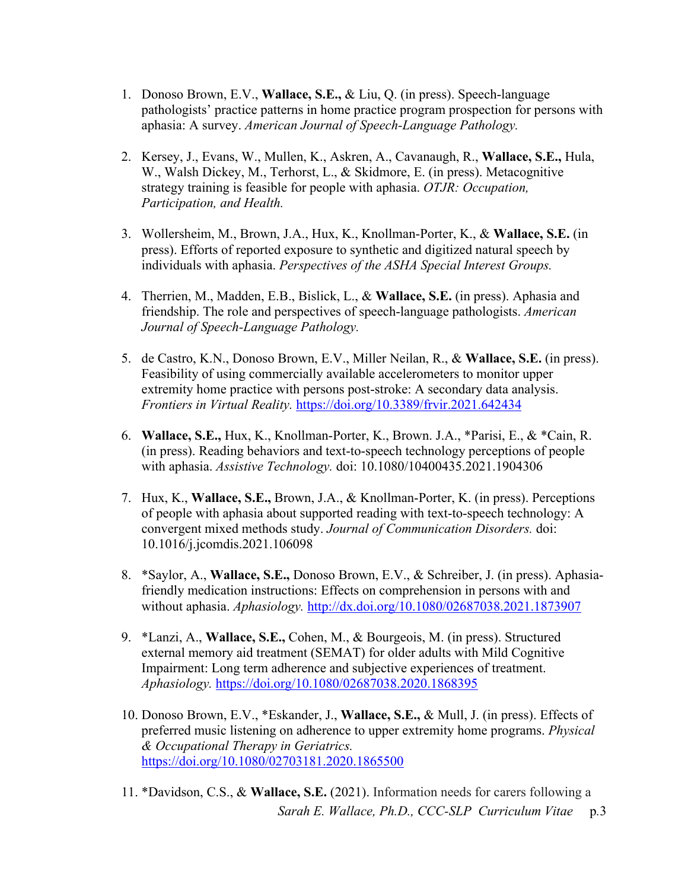1. Donoso Brown, E.V., **Wallace, S.E.,** & Liu, Q. (in press). Speech-language pathologists' practice patterns in home practice program prospection for persons with aphasia: A survey. *American Journal of Speech-Language Pathology.*

2. Kersey, J., Evans, W., Mullen, K., Askren, A., Cavanaugh, R., **Wallace, S.E.,** Hula, W., Walsh Dickey, M., Terhorst, L., & Skidmore, E. (in press). Metacognitive strategy training is feasible for people with aphasia. *OTJR: Occupation, Participation, and Health.*

3. Wollersheim, M., Brown, J.A., Hux, K., Knollman-Porter, K., & **Wallace, S.E.** (in press). Efforts of reported exposure to synthetic and digitized natural speech by individuals with aphasia. *Perspectives of the ASHA Special Interest Groups.*

4. Therrien, M., Madden, E.B., Bislick, L., & **Wallace, S.E.** (in press). Aphasia and friendship. The role and perspectives of speech-language pathologists. *American Journal of Speech-Language Pathology.*

5. de Castro, K.N., Donoso Brown, E.V., Miller Neilan, R., & **Wallace, S.E.** (in press). Feasibility of using commercially available accelerometers to monitor upper extremity home practice with persons post-stroke: A secondary data analysis. *Frontiers in Virtual Reality.* https://doi.org/10.3389/frvir.2021.642434

6. **Wallace, S.E.,** Hux, K., Knollman-Porter, K., Brown. J.A., *Parisi, E., & *Cain, R. (in press). Reading behaviors and text-to-speech technology perceptions of people with aphasia. *Assistive Technology.* doi: 10.1080/10400435.2021.1904306

7. Hux, K., **Wallace, S.E.,** Brown, J.A., & Knollman-Porter, K. (in press). Perceptions of people with aphasia about supported reading with text-to-speech technology: A convergent mixed methods study. *Journal of Communication Disorders.* doi: 10.1016/j.jcomdis.2021.106098

8. *Saylor, A., **Wallace, S.E.,** Donoso Brown, E.V., & Schreiber, J. (in press). Aphasia-friendly medication instructions: Effects on comprehension in persons with and without aphasia. *Aphasiology.* http://dx.doi.org/10.1080/02687038.2021.1873907

9. *Lanzi, A., **Wallace, S.E.,** Cohen, M., & Bourgeois, M. (in press). Structured external memory aid treatment (SEMAT) for older adults with Mild Cognitive Impairment: Long term adherence and subjective experiences of treatment. *Aphasiology.* https://doi.org/10.1080/02687038.2020.1868395

10. Donoso Brown, E.V., *Eskander, J., **Wallace, S.E.,** & Mull, J. (in press). Effects of preferred music listening on adherence to upper extremity home programs. *Physical & Occupational Therapy in Geriatrics.* https://doi.org/10.1080/02703181.2020.1865500

11. *Davidson, C.S., & **Wallace, S.E.** (2021). Information needs for carers following a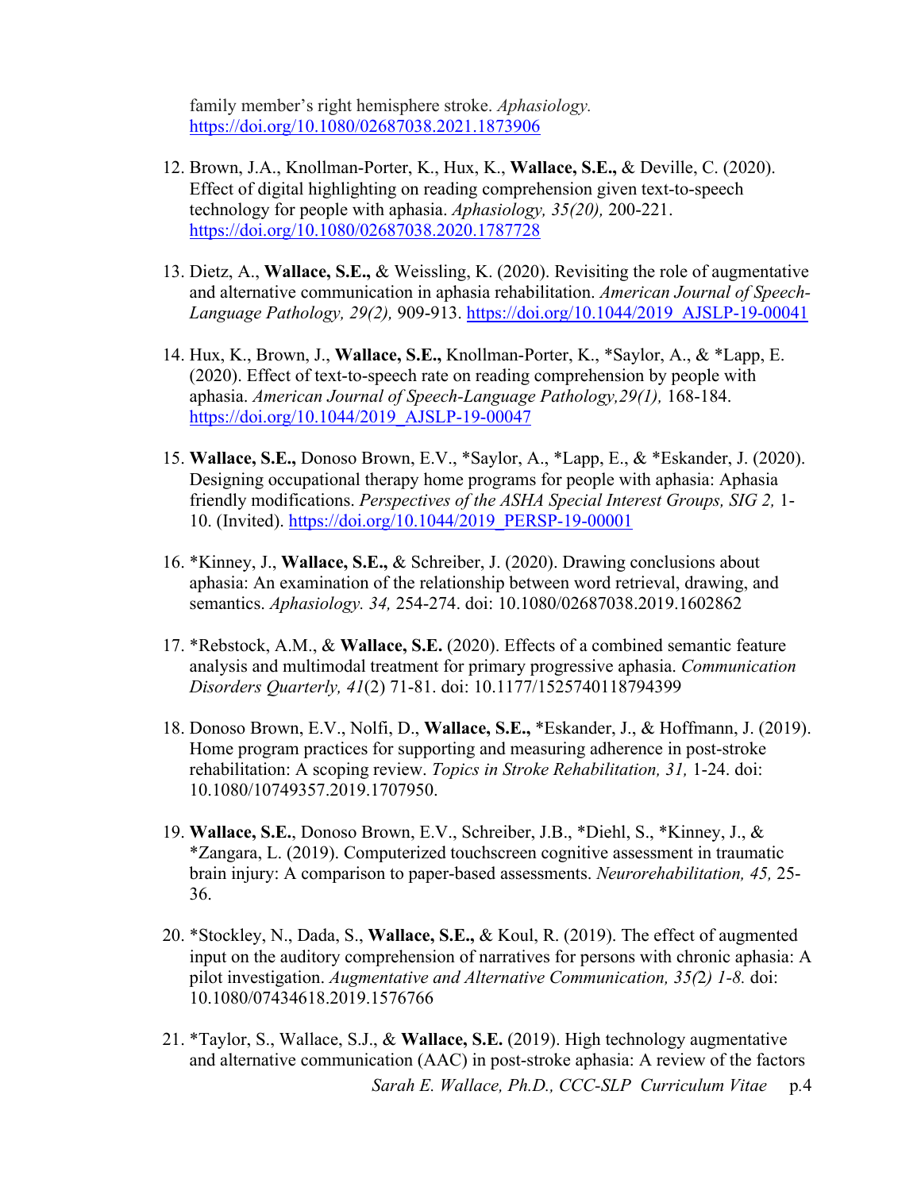family member's right hemisphere stroke. *Aphasiology.* https://doi.org/10.1080/02687038.2021.1873906

12. Brown, J.A., Knollman-Porter, K., Hux, K., **Wallace, S.E.,** & Deville, C. (2020). Effect of digital highlighting on reading comprehension given text-to-speech technology for people with aphasia. *Aphasiology, 35(20),* 200-221. https://doi.org/10.1080/02687038.2020.1787728

13. Dietz, A., **Wallace, S.E.,** & Weissling, K. (2020). Revisiting the role of augmentative and alternative communication in aphasia rehabilitation. *American Journal of Speech-Language Pathology, 29(2),* 909-913. https://doi.org/10.1044/2019_AJSLP-19-00041

14. Hux, K., Brown, J., **Wallace, S.E.,** Knollman-Porter, K., *Saylor, A., & *Lapp, E. (2020). Effect of text-to-speech rate on reading comprehension by people with aphasia. *American Journal of Speech-Language Pathology,29(1),* 168-184. https://doi.org/10.1044/2019_AJSLP-19-00047

15. **Wallace, S.E.,** Donoso Brown, E.V., *Saylor, A., *Lapp, E., & *Eskander, J. (2020). Designing occupational therapy home programs for people with aphasia: Aphasia friendly modifications. *Perspectives of the ASHA Special Interest Groups, SIG 2,* 1-10. (Invited). https://doi.org/10.1044/2019_PERSP-19-00001

16. *Kinney, J., **Wallace, S.E.,** & Schreiber, J. (2020). Drawing conclusions about aphasia: An examination of the relationship between word retrieval, drawing, and semantics. *Aphasiology. 34,* 254-274. doi: 10.1080/02687038.2019.1602862

17. *Rebstock, A.M., & **Wallace, S.E.** (2020). Effects of a combined semantic feature analysis and multimodal treatment for primary progressive aphasia. *Communication Disorders Quarterly, 41*(2) 71-81. doi: 10.1177/1525740118794399

18. Donoso Brown, E.V., Nolfi, D., **Wallace, S.E.,** *Eskander, J., & Hoffmann, J. (2019). Home program practices for supporting and measuring adherence in post-stroke rehabilitation: A scoping review. *Topics in Stroke Rehabilitation, 31,* 1-24. doi: 10.1080/10749357.2019.1707950.

19. **Wallace, S.E.**, Donoso Brown, E.V., Schreiber, J.B., *Diehl, S., *Kinney, J., & *Zangara, L. (2019). Computerized touchscreen cognitive assessment in traumatic brain injury: A comparison to paper-based assessments. *Neurorehabilitation, 45,* 25-36.

20. *Stockley, N., Dada, S., **Wallace, S.E.,** & Koul, R. (2019). The effect of augmented input on the auditory comprehension of narratives for persons with chronic aphasia: A pilot investigation. *Augmentative and Alternative Communication, 35(2) 1-8.* doi: 10.1080/07434618.2019.1576766

21. *Taylor, S., Wallace, S.J., & **Wallace, S.E.** (2019). High technology augmentative and alternative communication (AAC) in post-stroke aphasia: A review of the factors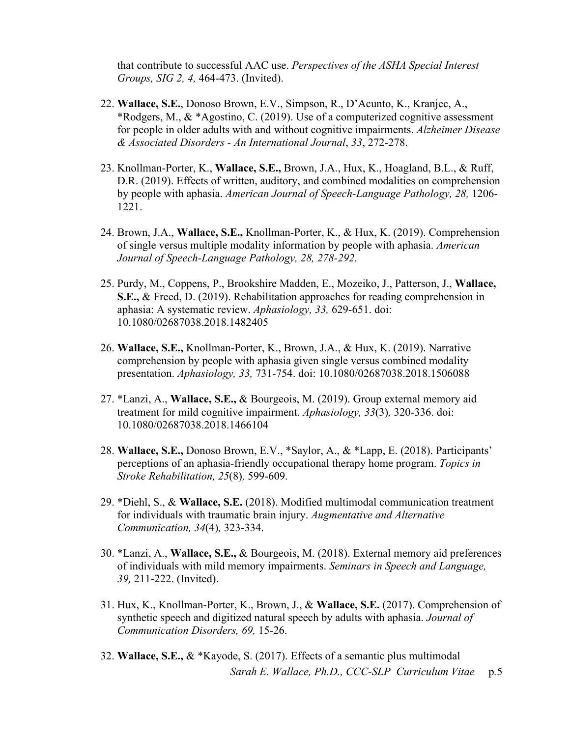that contribute to successful AAC use. *Perspectives of the ASHA Special Interest Groups, SIG 2, 4,* 464-473. (Invited).

22. **Wallace, S.E.**, Donoso Brown, E.V., Simpson, R., D'Acunto, K., Kranjec, A., *Rodgers, M., & *Agostino, C. (2019). Use of a computerized cognitive assessment for people in older adults with and without cognitive impairments. *Alzheimer Disease & Associated Disorders - An International Journal*, *33*, 272-278.

23. Knollman-Porter, K., **Wallace, S.E.,** Brown, J.A., Hux, K., Hoagland, B.L., & Ruff, D.R. (2019). Effects of written, auditory, and combined modalities on comprehension by people with aphasia. *American Journal of Speech-Language Pathology, 28,* 1206-1221.

24. Brown, J.A., **Wallace, S.E.,** Knollman-Porter, K., & Hux, K. (2019). Comprehension of single versus multiple modality information by people with aphasia. *American Journal of Speech-Language Pathology, 28, 278-292.*

25. Purdy, M., Coppens, P., Brookshire Madden, E., Mozeiko, J., Patterson, J., **Wallace, S.E.,** & Freed, D. (2019). Rehabilitation approaches for reading comprehension in aphasia: A systematic review. *Aphasiology, 33,* 629-651. doi: 10.1080/02687038.2018.1482405

26. **Wallace, S.E.,** Knollman-Porter, K., Brown, J.A., & Hux, K. (2019). Narrative comprehension by people with aphasia given single versus combined modality presentation. *Aphasiology, 33,* 731-754. doi: 10.1080/02687038.2018.1506088

27. *Lanzi, A., **Wallace, S.E.,** & Bourgeois, M. (2019). Group external memory aid treatment for mild cognitive impairment. *Aphasiology, 33*(3)*,* 320-336. doi: 10.1080/02687038.2018.1466104

28. **Wallace, S.E.,** Donoso Brown, E.V., *Saylor, A., & *Lapp, E. (2018). Participants' perceptions of an aphasia-friendly occupational therapy home program. *Topics in Stroke Rehabilitation, 25*(8)*,* 599-609.

29. *Diehl, S., & **Wallace, S.E.** (2018). Modified multimodal communication treatment for individuals with traumatic brain injury. *Augmentative and Alternative Communication, 34*(4)*,* 323-334.

30. *Lanzi, A., **Wallace, S.E.,** & Bourgeois, M. (2018). External memory aid preferences of individuals with mild memory impairments. *Seminars in Speech and Language, 39,* 211-222. (Invited).

31. Hux, K., Knollman-Porter, K., Brown, J., & **Wallace, S.E.** (2017). Comprehension of synthetic speech and digitized natural speech by adults with aphasia. *Journal of Communication Disorders, 69,* 15-26.

32. **Wallace, S.E.,** & *Kayode, S. (2017). Effects of a semantic plus multimodal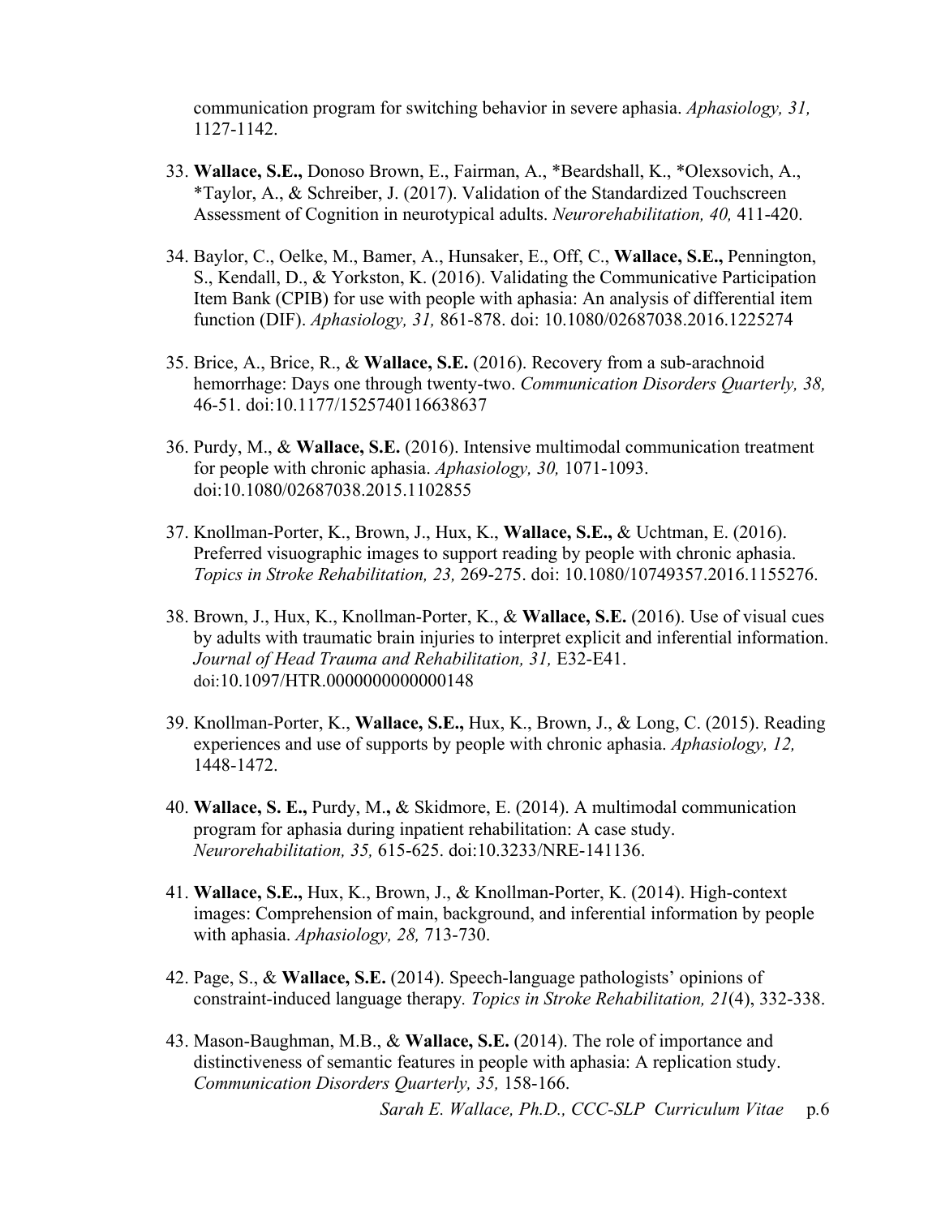communication program for switching behavior in severe aphasia. *Aphasiology, 31,* 1127-1142.

33. **Wallace, S.E.,** Donoso Brown, E., Fairman, A., *Beardshall, K., *Olexsovich, A., *Taylor, A., & Schreiber, J. (2017). Validation of the Standardized Touchscreen Assessment of Cognition in neurotypical adults. *Neurorehabilitation, 40,* 411-420.

34. Baylor, C., Oelke, M., Bamer, A., Hunsaker, E., Off, C., **Wallace, S.E.,** Pennington, S., Kendall, D., & Yorkston, K. (2016). Validating the Communicative Participation Item Bank (CPIB) for use with people with aphasia: An analysis of differential item function (DIF). *Aphasiology, 31,* 861-878. doi: 10.1080/02687038.2016.1225274

35. Brice, A., Brice, R., & **Wallace, S.E.** (2016). Recovery from a sub-arachnoid hemorrhage: Days one through twenty-two. *Communication Disorders Quarterly, 38,* 46-51. doi:10.1177/1525740116638637

36. Purdy, M., & **Wallace, S.E.** (2016). Intensive multimodal communication treatment for people with chronic aphasia. *Aphasiology, 30,* 1071-1093. doi:10.1080/02687038.2015.1102855

37. Knollman-Porter, K., Brown, J., Hux, K., **Wallace, S.E.,** & Uchtman, E. (2016). Preferred visuographic images to support reading by people with chronic aphasia. *Topics in Stroke Rehabilitation, 23,* 269-275. doi: 10.1080/10749357.2016.1155276.

38. Brown, J., Hux, K., Knollman-Porter, K., & **Wallace, S.E.** (2016). Use of visual cues by adults with traumatic brain injuries to interpret explicit and inferential information. *Journal of Head Trauma and Rehabilitation, 31,* E32-E41. doi:10.1097/HTR.0000000000000148

39. Knollman-Porter, K., **Wallace, S.E.,** Hux, K., Brown, J., & Long, C. (2015). Reading experiences and use of supports by people with chronic aphasia. *Aphasiology, 12,* 1448-1472.

40. **Wallace, S. E.,** Purdy, M., & Skidmore, E. (2014). A multimodal communication program for aphasia during inpatient rehabilitation: A case study. *Neurorehabilitation, 35,* 615-625. doi:10.3233/NRE-141136.

41. **Wallace, S.E.,** Hux, K., Brown, J., & Knollman-Porter, K. (2014). High-context images: Comprehension of main, background, and inferential information by people with aphasia. *Aphasiology, 28,* 713-730.

42. Page, S., & **Wallace, S.E.** (2014). Speech-language pathologists' opinions of constraint-induced language therapy. *Topics in Stroke Rehabilitation, 21*(4), 332-338.

43. Mason-Baughman, M.B., & **Wallace, S.E.** (2014). The role of importance and distinctiveness of semantic features in people with aphasia: A replication study. *Communication Disorders Quarterly, 35,* 158-166.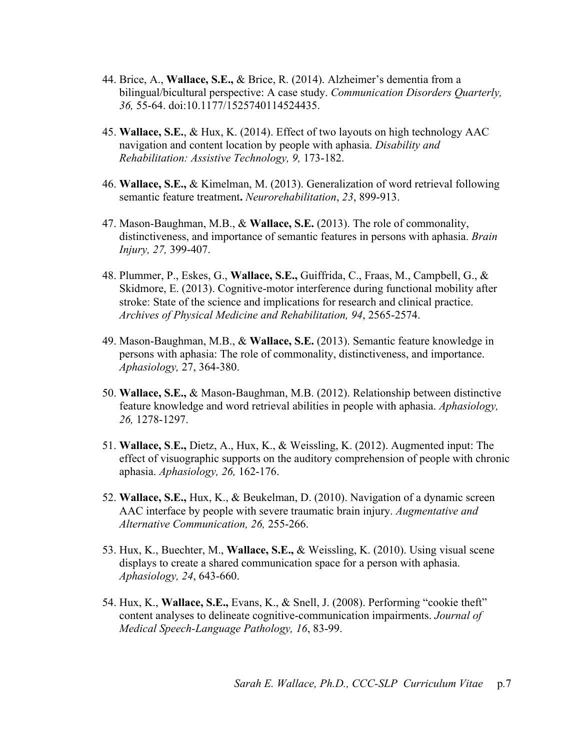44. Brice, A., **Wallace, S.E.,** & Brice, R. (2014). Alzheimer's dementia from a bilingual/bicultural perspective: A case study. *Communication Disorders Quarterly, 36,* 55-64. doi:10.1177/1525740114524435.

45. **Wallace, S.E.**, & Hux, K. (2014). Effect of two layouts on high technology AAC navigation and content location by people with aphasia. *Disability and Rehabilitation: Assistive Technology, 9,* 173-182.

46. **Wallace, S.E.,** & Kimelman, M. (2013). Generalization of word retrieval following semantic feature treatment**.** *Neurorehabilitation*, *23*, 899-913.

47. Mason-Baughman, M.B., & **Wallace, S.E.** (2013). The role of commonality, distinctiveness, and importance of semantic features in persons with aphasia. *Brain Injury, 27,* 399-407.

48. Plummer, P., Eskes, G., **Wallace, S.E.,** Guiffrida, C., Fraas, M., Campbell, G., & Skidmore, E. (2013). Cognitive-motor interference during functional mobility after stroke: State of the science and implications for research and clinical practice. *Archives of Physical Medicine and Rehabilitation, 94*, 2565-2574.

49. Mason-Baughman, M.B., & **Wallace, S.E.** (2013). Semantic feature knowledge in persons with aphasia: The role of commonality, distinctiveness, and importance. *Aphasiology,* 27, 364-380.

50. **Wallace, S.E.,** & Mason-Baughman, M.B. (2012). Relationship between distinctive feature knowledge and word retrieval abilities in people with aphasia. *Aphasiology, 26,* 1278-1297.

51. **Wallace, S.E.,** Dietz, A., Hux, K., & Weissling, K. (2012). Augmented input: The effect of visuographic supports on the auditory comprehension of people with chronic aphasia. *Aphasiology, 26,* 162-176.

52. **Wallace, S.E.,** Hux, K., & Beukelman, D. (2010). Navigation of a dynamic screen AAC interface by people with severe traumatic brain injury. *Augmentative and Alternative Communication, 26,* 255-266.

53. Hux, K., Buechter, M., **Wallace, S.E.,** & Weissling, K. (2010). Using visual scene displays to create a shared communication space for a person with aphasia. *Aphasiology, 24*, 643-660.

54. Hux, K., **Wallace, S.E.,** Evans, K., & Snell, J. (2008). Performing "cookie theft" content analyses to delineate cognitive-communication impairments. *Journal of Medical Speech-Language Pathology, 16*, 83-99.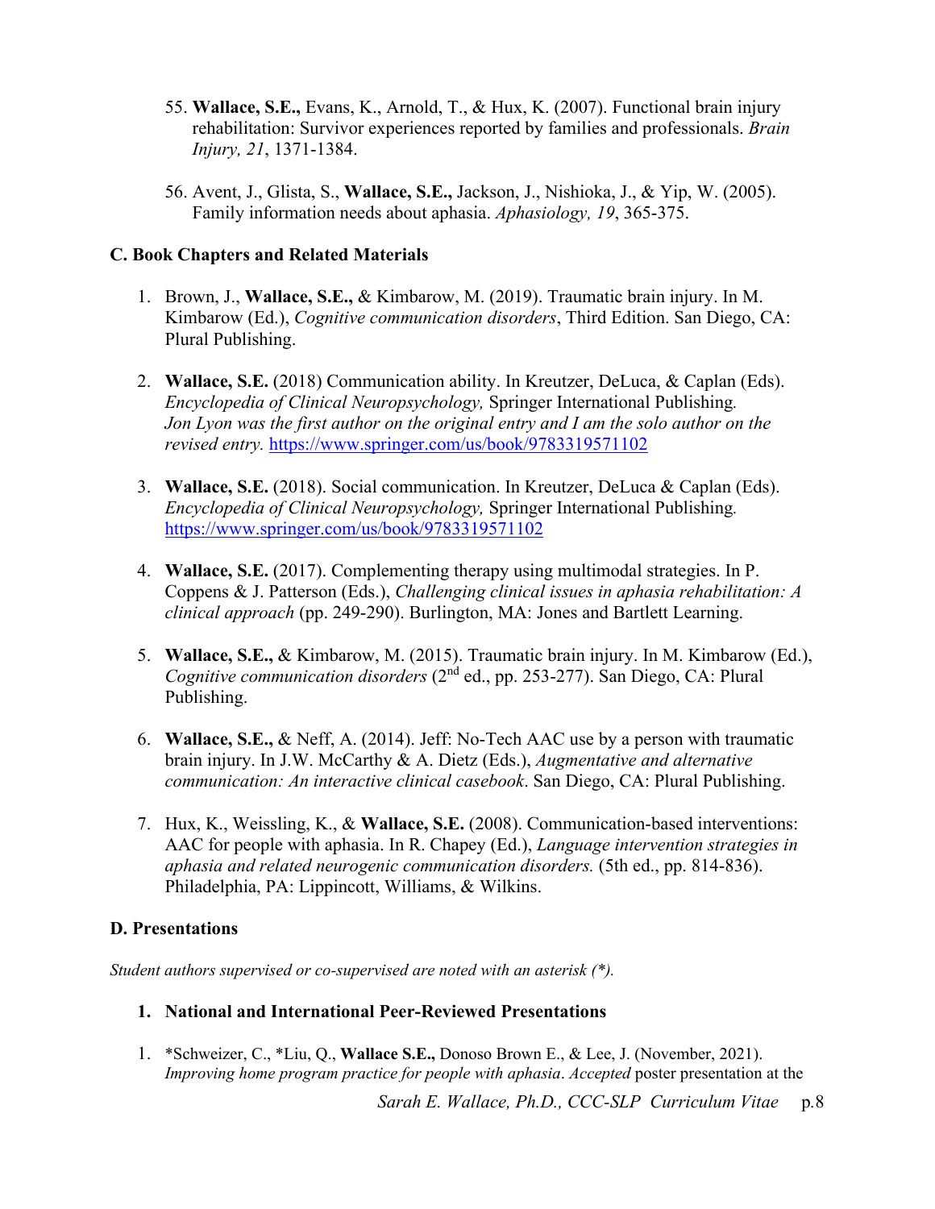55. **Wallace, S.E.,** Evans, K., Arnold, T., & Hux, K. (2007). Functional brain injury rehabilitation: Survivor experiences reported by families and professionals. *Brain Injury, 21*, 1371-1384.

56. Avent, J., Glista, S., **Wallace, S.E.,** Jackson, J., Nishioka, J., & Yip, W. (2005). Family information needs about aphasia. *Aphasiology, 19*, 365-375.

### C. Book Chapters and Related Materials

1. Brown, J., **Wallace, S.E.,** & Kimbarow, M. (2019). Traumatic brain injury. In M. Kimbarow (Ed.), *Cognitive communication disorders*, Third Edition. San Diego, CA: Plural Publishing.

2. **Wallace, S.E.** (2018) Communication ability. In Kreutzer, DeLuca, & Caplan (Eds). *Encyclopedia of Clinical Neuropsychology,* Springer International Publishing. *Jon Lyon was the first author on the original entry and I am the solo author on the revised entry.* https://www.springer.com/us/book/9783319571102

3. **Wallace, S.E.** (2018). Social communication. In Kreutzer, DeLuca & Caplan (Eds). *Encyclopedia of Clinical Neuropsychology,* Springer International Publishing. https://www.springer.com/us/book/9783319571102

4. **Wallace, S.E.** (2017). Complementing therapy using multimodal strategies. In P. Coppens & J. Patterson (Eds.), *Challenging clinical issues in aphasia rehabilitation: A clinical approach* (pp. 249-290). Burlington, MA: Jones and Bartlett Learning.

5. **Wallace, S.E.,** & Kimbarow, M. (2015). Traumatic brain injury. In M. Kimbarow (Ed.), *Cognitive communication disorders* (2nd ed., pp. 253-277). San Diego, CA: Plural Publishing.

6. **Wallace, S.E.,** & Neff, A. (2014). Jeff: No-Tech AAC use by a person with traumatic brain injury. In J.W. McCarthy & A. Dietz (Eds.), *Augmentative and alternative communication: An interactive clinical casebook*. San Diego, CA: Plural Publishing.

7. Hux, K., Weissling, K., & **Wallace, S.E.** (2008). Communication-based interventions: AAC for people with aphasia. In R. Chapey (Ed.), *Language intervention strategies in aphasia and related neurogenic communication disorders.* (5th ed., pp. 814-836). Philadelphia, PA: Lippincott, Williams, & Wilkins.

### D. Presentations

*Student authors supervised or co-supervised are noted with an asterisk (*).*

#### 1. National and International Peer-Reviewed Presentations

1. *Schweizer, C., *Liu, Q., **Wallace S.E.,** Donoso Brown E., & Lee, J. (November, 2021). *Improving home program practice for people with aphasia*. *Accepted* poster presentation at the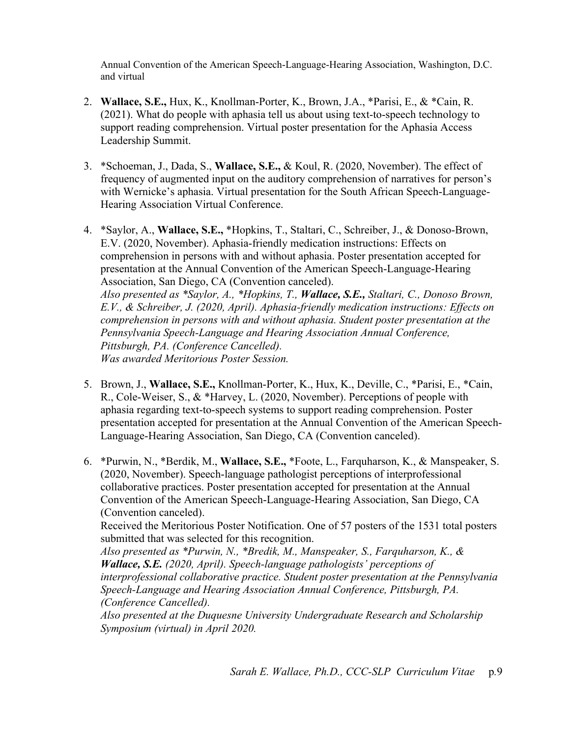Annual Convention of the American Speech-Language-Hearing Association, Washington, D.C. and virtual

2. **Wallace, S.E.,** Hux, K., Knollman-Porter, K., Brown, J.A., *Parisi, E., & *Cain, R. (2021). What do people with aphasia tell us about using text-to-speech technology to support reading comprehension. Virtual poster presentation for the Aphasia Access Leadership Summit.

3. *Schoeman, J., Dada, S., **Wallace, S.E.,** & Koul, R. (2020, November). The effect of frequency of augmented input on the auditory comprehension of narratives for person's with Wernicke's aphasia. Virtual presentation for the South African Speech-Language-Hearing Association Virtual Conference.

4. *Saylor, A., **Wallace, S.E.,** *Hopkins, T., Staltari, C., Schreiber, J., & Donoso-Brown, E.V. (2020, November). Aphasia-friendly medication instructions: Effects on comprehension in persons with and without aphasia. Poster presentation accepted for presentation at the Annual Convention of the American Speech-Language-Hearing Association, San Diego, CA (Convention canceled).
*Also presented as *Saylor, A., *Hopkins, T., **Wallace, S.E.,** Staltari, C., Donoso Brown, E.V., & Schreiber, J. (2020, April). Aphasia-friendly medication instructions: Effects on comprehension in persons with and without aphasia. Student poster presentation at the Pennsylvania Speech-Language and Hearing Association Annual Conference, Pittsburgh, PA. (Conference Cancelled).*
*Was awarded Meritorious Poster Session.*

5. Brown, J., **Wallace, S.E.,** Knollman-Porter, K., Hux, K., Deville, C., *Parisi, E., *Cain, R., Cole-Weiser, S., & *Harvey, L. (2020, November). Perceptions of people with aphasia regarding text-to-speech systems to support reading comprehension. Poster presentation accepted for presentation at the Annual Convention of the American Speech-Language-Hearing Association, San Diego, CA (Convention canceled).

6. *Purwin, N., *Berdik, M., **Wallace, S.E.,** *Foote, L., Farquharson, K., & Manspeaker, S. (2020, November). Speech-language pathologist perceptions of interprofessional collaborative practices. Poster presentation accepted for presentation at the Annual Convention of the American Speech-Language-Hearing Association, San Diego, CA (Convention canceled).
Received the Meritorious Poster Notification. One of 57 posters of the 1531 total posters submitted that was selected for this recognition.
*Also presented as *Purwin, N., *Bredik, M., Manspeaker, S., Farquharson, K., & **Wallace, S.E.** (2020, April). Speech-language pathologists' perceptions of interprofessional collaborative practice. Student poster presentation at the Pennsylvania Speech-Language and Hearing Association Annual Conference, Pittsburgh, PA. (Conference Cancelled).*
*Also presented at the Duquesne University Undergraduate Research and Scholarship Symposium (virtual) in April 2020.*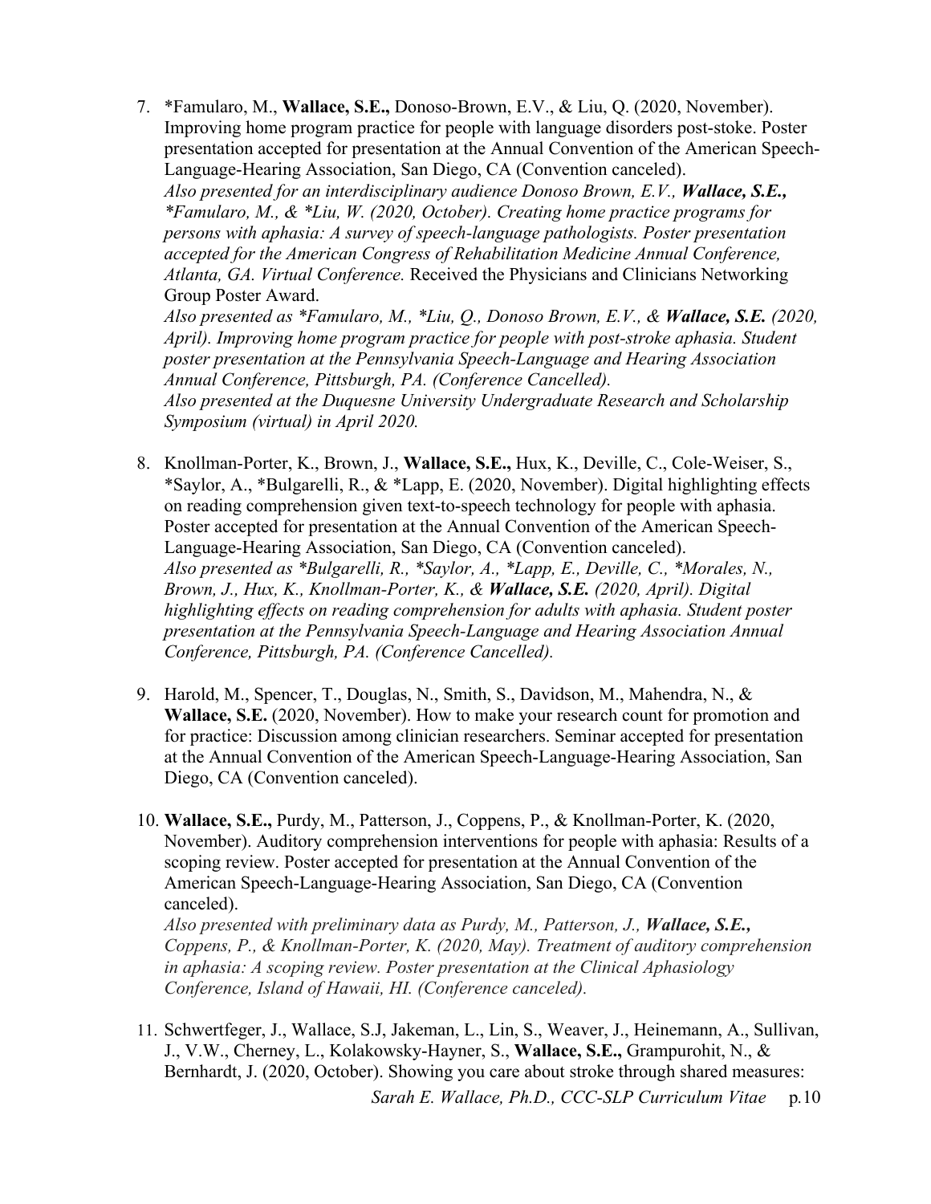7. *Famularo, M., **Wallace, S.E.,** Donoso-Brown, E.V., & Liu, Q. (2020, November). Improving home program practice for people with language disorders post-stoke. Poster presentation accepted for presentation at the Annual Convention of the American Speech-Language-Hearing Association, San Diego, CA (Convention canceled).
   *Also presented for an interdisciplinary audience Donoso Brown, E.V., **Wallace, S.E.,** *Famularo, M., & *Liu, W. (2020, October). Creating home practice programs for persons with aphasia: A survey of speech-language pathologists. Poster presentation accepted for the American Congress of Rehabilitation Medicine Annual Conference, Atlanta, GA. Virtual Conference.* Received the Physicians and Clinicians Networking Group Poster Award.
   *Also presented as *Famularo, M., *Liu, Q., Donoso Brown, E.V., & **Wallace, S.E.** (2020, April). Improving home program practice for people with post-stroke aphasia. Student poster presentation at the Pennsylvania Speech-Language and Hearing Association Annual Conference, Pittsburgh, PA. (Conference Cancelled).*
   *Also presented at the Duquesne University Undergraduate Research and Scholarship Symposium (virtual) in April 2020.*

8. Knollman-Porter, K., Brown, J., **Wallace, S.E.,** Hux, K., Deville, C., Cole-Weiser, S., *Saylor, A., *Bulgarelli, R., & *Lapp, E. (2020, November). Digital highlighting effects on reading comprehension given text-to-speech technology for people with aphasia. Poster accepted for presentation at the Annual Convention of the American Speech-Language-Hearing Association, San Diego, CA (Convention canceled).
   *Also presented as *Bulgarelli, R., *Saylor, A., *Lapp, E., Deville, C., *Morales, N., Brown, J., Hux, K., Knollman-Porter, K., & **Wallace, S.E.** (2020, April). Digital highlighting effects on reading comprehension for adults with aphasia. Student poster presentation at the Pennsylvania Speech-Language and Hearing Association Annual Conference, Pittsburgh, PA. (Conference Cancelled).*

9. Harold, M., Spencer, T., Douglas, N., Smith, S., Davidson, M., Mahendra, N., & **Wallace, S.E.** (2020, November). How to make your research count for promotion and for practice: Discussion among clinician researchers. Seminar accepted for presentation at the Annual Convention of the American Speech-Language-Hearing Association, San Diego, CA (Convention canceled).

10. **Wallace, S.E.,** Purdy, M., Patterson, J., Coppens, P., & Knollman-Porter, K. (2020, November). Auditory comprehension interventions for people with aphasia: Results of a scoping review. Poster accepted for presentation at the Annual Convention of the American Speech-Language-Hearing Association, San Diego, CA (Convention canceled).
    *Also presented with preliminary data as Purdy, M., Patterson, J., **Wallace, S.E.,** Coppens, P., & Knollman-Porter, K. (2020, May). Treatment of auditory comprehension in aphasia: A scoping review. Poster presentation at the Clinical Aphasiology Conference, Island of Hawaii, HI. (Conference canceled).*

11. Schwertfeger, J., Wallace, S.J, Jakeman, L., Lin, S., Weaver, J., Heinemann, A., Sullivan, J., V.W., Cherney, L., Kolakowsky-Hayner, S., **Wallace, S.E.,** Grampurohit, N., & Bernhardt, J. (2020, October). Showing you care about stroke through shared measures: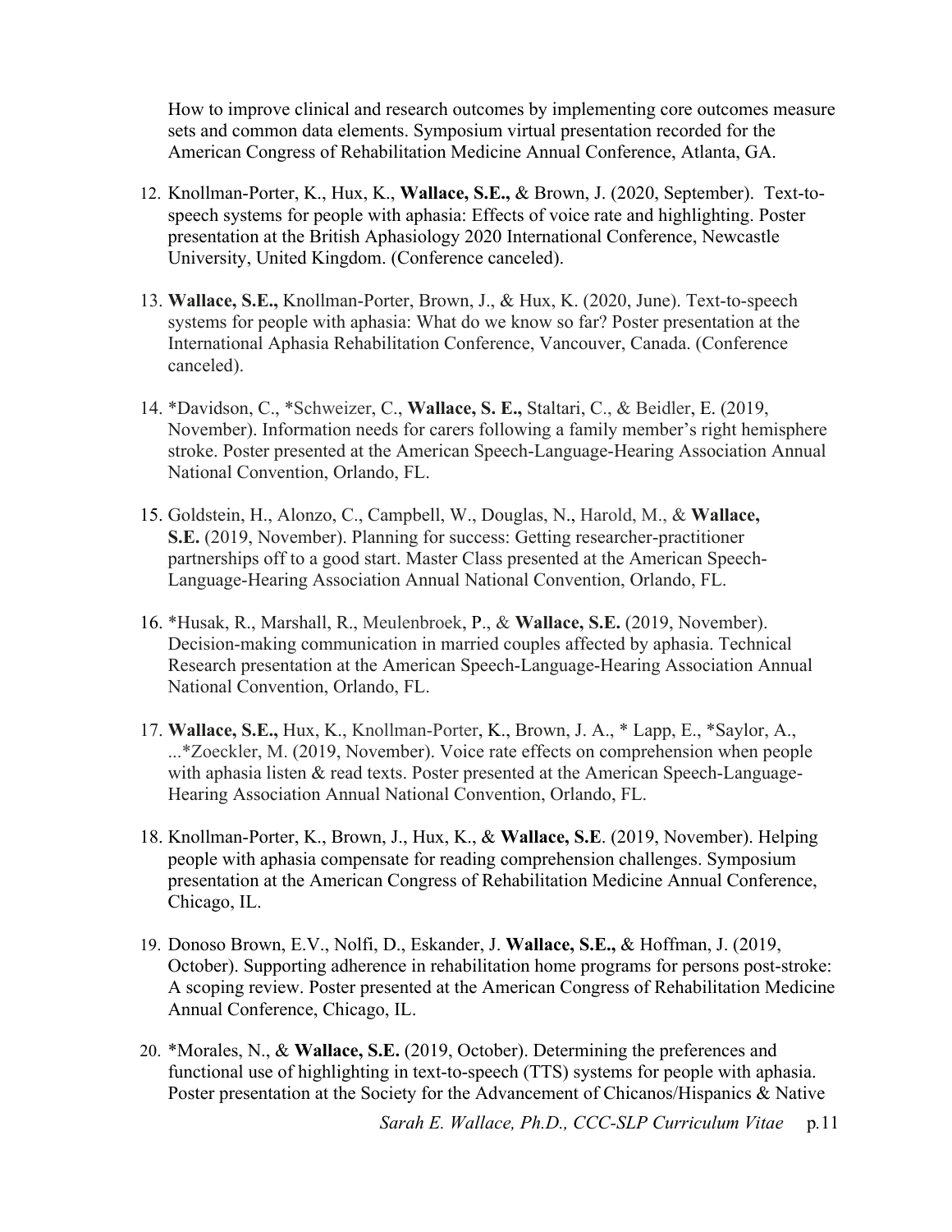How to improve clinical and research outcomes by implementing core outcomes measure sets and common data elements. Symposium virtual presentation recorded for the American Congress of Rehabilitation Medicine Annual Conference, Atlanta, GA.

12. Knollman-Porter, K., Hux, K., **Wallace, S.E.,** & Brown, J. (2020, September). Text-to-speech systems for people with aphasia: Effects of voice rate and highlighting. Poster presentation at the British Aphasiology 2020 International Conference, Newcastle University, United Kingdom. (Conference canceled).

13. **Wallace, S.E.,** Knollman-Porter, Brown, J., & Hux, K. (2020, June). Text-to-speech systems for people with aphasia: What do we know so far? Poster presentation at the International Aphasia Rehabilitation Conference, Vancouver, Canada. (Conference canceled).

14. *Davidson, C., *Schweizer, C., **Wallace, S. E.,** Staltari, C., & Beidler, E. (2019, November). Information needs for carers following a family member's right hemisphere stroke. Poster presented at the American Speech-Language-Hearing Association Annual National Convention, Orlando, FL.

15. Goldstein, H., Alonzo, C., Campbell, W., Douglas, N., Harold, M., & **Wallace, S.E.** (2019, November). Planning for success: Getting researcher-practitioner partnerships off to a good start. Master Class presented at the American Speech-Language-Hearing Association Annual National Convention, Orlando, FL.

16. *Husak, R., Marshall, R., Meulenbroek, P., & **Wallace, S.E.** (2019, November). Decision-making communication in married couples affected by aphasia. Technical Research presentation at the American Speech-Language-Hearing Association Annual National Convention, Orlando, FL.

17. **Wallace, S.E.,** Hux, K., Knollman-Porter, K., Brown, J. A., * Lapp, E., *Saylor, A., ...*Zoeckler, M. (2019, November). Voice rate effects on comprehension when people with aphasia listen & read texts. Poster presented at the American Speech-Language-Hearing Association Annual National Convention, Orlando, FL.

18. Knollman-Porter, K., Brown, J., Hux, K., & **Wallace, S.E**. (2019, November). Helping people with aphasia compensate for reading comprehension challenges. Symposium presentation at the American Congress of Rehabilitation Medicine Annual Conference, Chicago, IL.

19. Donoso Brown, E.V., Nolfi, D., Eskander, J. **Wallace, S.E.,** & Hoffman, J. (2019, October). Supporting adherence in rehabilitation home programs for persons post-stroke: A scoping review. Poster presented at the American Congress of Rehabilitation Medicine Annual Conference, Chicago, IL.

20. *Morales, N., & **Wallace, S.E.** (2019, October). Determining the preferences and functional use of highlighting in text-to-speech (TTS) systems for people with aphasia. Poster presentation at the Society for the Advancement of Chicanos/Hispanics & Native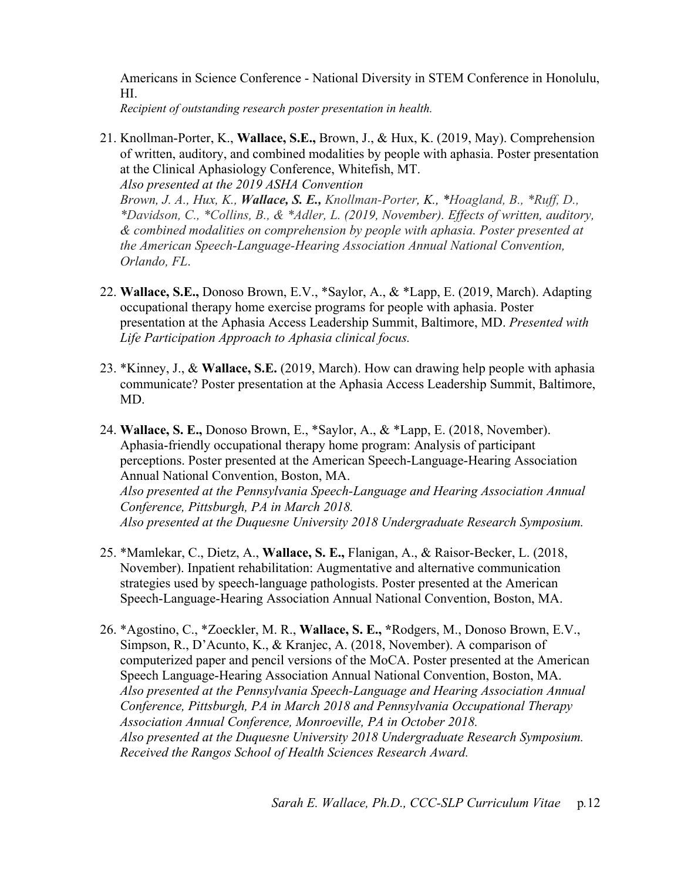Americans in Science Conference - National Diversity in STEM Conference in Honolulu, HI.
*Recipient of outstanding research poster presentation in health.*

21. Knollman-Porter, K., **Wallace, S.E.,** Brown, J., & Hux, K. (2019, May). Comprehension of written, auditory, and combined modalities by people with aphasia. Poster presentation at the Clinical Aphasiology Conference, Whitefish, MT.
*Also presented at the 2019 ASHA Convention*
*Brown, J. A., Hux, K., **Wallace, S. E.,** Knollman-Porter, K., *Hoagland, B., *Ruff, D., *Davidson, C., *Collins, B., & *Adler, L. (2019, November). Effects of written, auditory, & combined modalities on comprehension by people with aphasia. Poster presented at the American Speech-Language-Hearing Association Annual National Convention, Orlando, FL.*

22. **Wallace, S.E.,** Donoso Brown, E.V., *Saylor, A., & *Lapp, E. (2019, March). Adapting occupational therapy home exercise programs for people with aphasia. Poster presentation at the Aphasia Access Leadership Summit, Baltimore, MD. *Presented with Life Participation Approach to Aphasia clinical focus.*

23. *Kinney, J., & **Wallace, S.E.** (2019, March). How can drawing help people with aphasia communicate? Poster presentation at the Aphasia Access Leadership Summit, Baltimore, MD.

24. **Wallace, S. E.,** Donoso Brown, E., *Saylor, A., & *Lapp, E. (2018, November). Aphasia-friendly occupational therapy home program: Analysis of participant perceptions. Poster presented at the American Speech-Language-Hearing Association Annual National Convention, Boston, MA.
*Also presented at the Pennsylvania Speech-Language and Hearing Association Annual Conference, Pittsburgh, PA in March 2018.*
*Also presented at the Duquesne University 2018 Undergraduate Research Symposium.*

25. *Mamlekar, C., Dietz, A., **Wallace, S. E.,** Flanigan, A., & Raisor-Becker, L. (2018, November). Inpatient rehabilitation: Augmentative and alternative communication strategies used by speech-language pathologists. Poster presented at the American Speech-Language-Hearing Association Annual National Convention, Boston, MA.

26. *Agostino, C., *Zoeckler, M. R., **Wallace, S. E.,** *Rodgers, M., Donoso Brown, E.V., Simpson, R., D'Acunto, K., & Kranjec, A. (2018, November). A comparison of computerized paper and pencil versions of the MoCA. Poster presented at the American Speech Language-Hearing Association Annual National Convention, Boston, MA.
*Also presented at the Pennsylvania Speech-Language and Hearing Association Annual Conference, Pittsburgh, PA in March 2018 and Pennsylvania Occupational Therapy Association Annual Conference, Monroeville, PA in October 2018.*
*Also presented at the Duquesne University 2018 Undergraduate Research Symposium.*
*Received the Rangos School of Health Sciences Research Award.*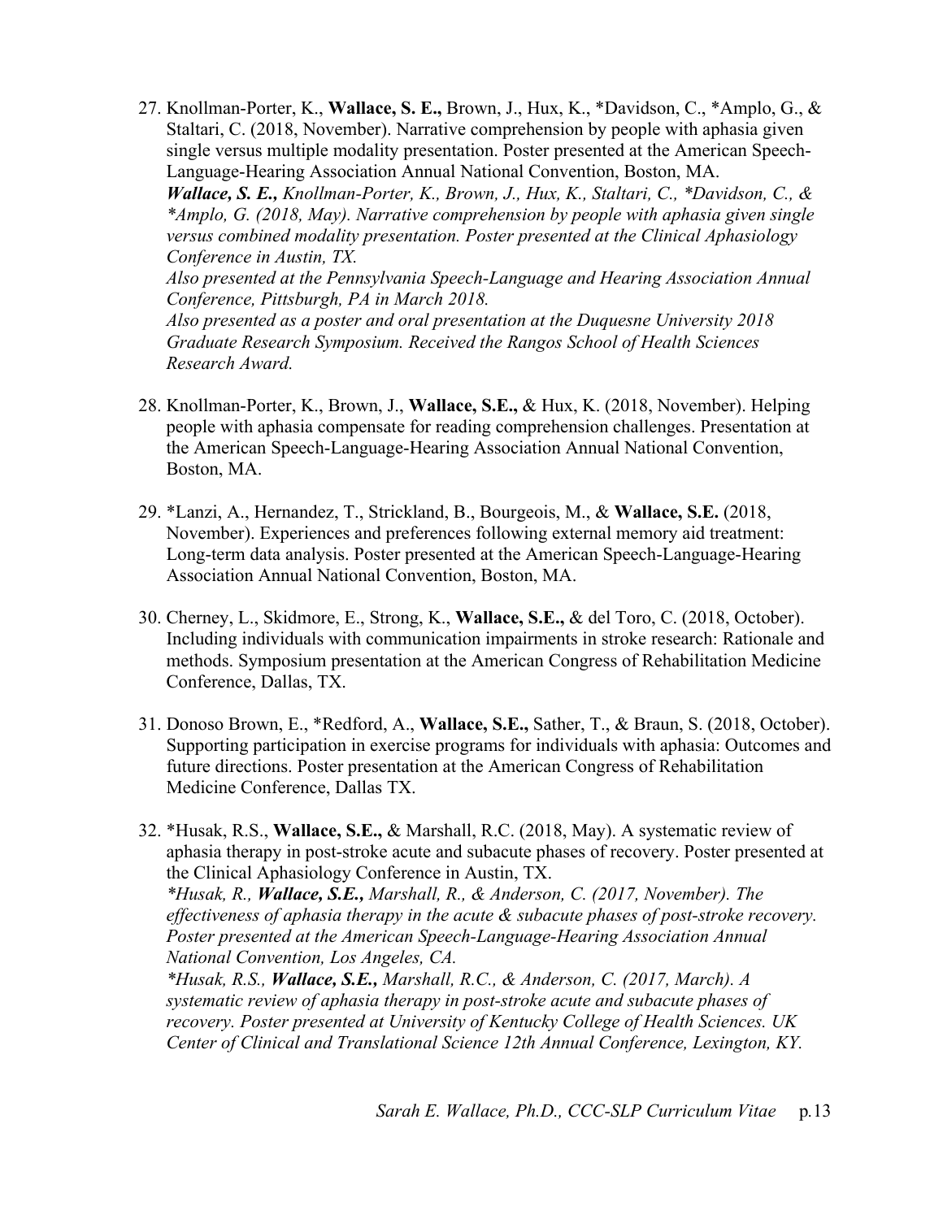27. Knollman-Porter, K., **Wallace, S. E.,** Brown, J., Hux, K., *Davidson, C., *Amplo, G., & Staltari, C. (2018, November). Narrative comprehension by people with aphasia given single versus multiple modality presentation. Poster presented at the American Speech-Language-Hearing Association Annual National Convention, Boston, MA.
    ***Wallace, S. E.,*** *Knollman-Porter, K., Brown, J., Hux, K., Staltari, C., *Davidson, C., & *Amplo, G. (2018, May). Narrative comprehension by people with aphasia given single versus combined modality presentation. Poster presented at the Clinical Aphasiology Conference in Austin, TX.*
    *Also presented at the Pennsylvania Speech-Language and Hearing Association Annual Conference, Pittsburgh, PA in March 2018.*
    *Also presented as a poster and oral presentation at the Duquesne University 2018 Graduate Research Symposium. Received the Rangos School of Health Sciences Research Award.*

28. Knollman-Porter, K., Brown, J., **Wallace, S.E.,** & Hux, K. (2018, November). Helping people with aphasia compensate for reading comprehension challenges. Presentation at the American Speech-Language-Hearing Association Annual National Convention, Boston, MA.

29. *Lanzi, A., Hernandez, T., Strickland, B., Bourgeois, M., & **Wallace, S.E.** (2018, November). Experiences and preferences following external memory aid treatment: Long-term data analysis. Poster presented at the American Speech-Language-Hearing Association Annual National Convention, Boston, MA.

30. Cherney, L., Skidmore, E., Strong, K., **Wallace, S.E.,** & del Toro, C. (2018, October). Including individuals with communication impairments in stroke research: Rationale and methods. Symposium presentation at the American Congress of Rehabilitation Medicine Conference, Dallas, TX.

31. Donoso Brown, E., *Redford, A., **Wallace, S.E.,** Sather, T., & Braun, S. (2018, October). Supporting participation in exercise programs for individuals with aphasia: Outcomes and future directions. Poster presentation at the American Congress of Rehabilitation Medicine Conference, Dallas TX.

32. *Husak, R.S., **Wallace, S.E.,** & Marshall, R.C. (2018, May). A systematic review of aphasia therapy in post-stroke acute and subacute phases of recovery. Poster presented at the Clinical Aphasiology Conference in Austin, TX.
    **Husak, R.,* ***Wallace, S.E.,*** *Marshall, R., & Anderson, C. (2017, November). The effectiveness of aphasia therapy in the acute & subacute phases of post-stroke recovery. Poster presented at the American Speech-Language-Hearing Association Annual National Convention, Los Angeles, CA.*
    **Husak, R.S.,* ***Wallace, S.E.,*** *Marshall, R.C., & Anderson, C. (2017, March). A systematic review of aphasia therapy in post-stroke acute and subacute phases of recovery. Poster presented at University of Kentucky College of Health Sciences. UK Center of Clinical and Translational Science 12th Annual Conference, Lexington, KY.*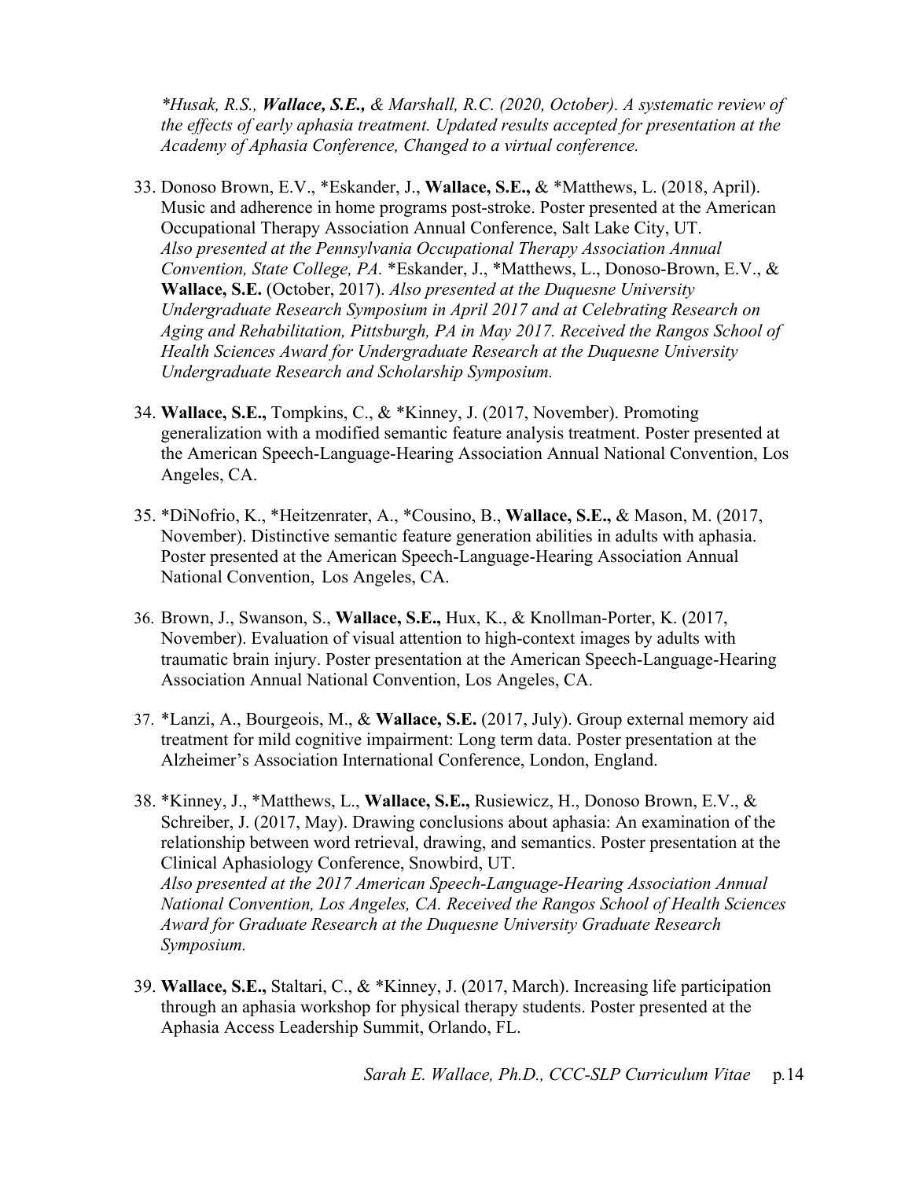*\*Husak, R.S., **Wallace, S.E.,** & Marshall, R.C. (2020, October). A systematic review of the effects of early aphasia treatment. Updated results accepted for presentation at the Academy of Aphasia Conference, Changed to a virtual conference.*

33. Donoso Brown, E.V., *Eskander, J., **Wallace, S.E.,** & *Matthews, L. (2018, April). Music and adherence in home programs post-stroke. Poster presented at the American Occupational Therapy Association Annual Conference, Salt Lake City, UT. *Also presented at the Pennsylvania Occupational Therapy Association Annual Convention, State College, PA.* *Eskander, J., *Matthews, L., Donoso-Brown, E.V., & **Wallace, S.E.** (October, 2017). *Also presented at the Duquesne University Undergraduate Research Symposium in April 2017 and at Celebrating Research on Aging and Rehabilitation, Pittsburgh, PA in May 2017. Received the Rangos School of Health Sciences Award for Undergraduate Research at the Duquesne University Undergraduate Research and Scholarship Symposium.*

34. **Wallace, S.E.,** Tompkins, C., & *Kinney, J. (2017, November). Promoting generalization with a modified semantic feature analysis treatment. Poster presented at the American Speech-Language-Hearing Association Annual National Convention, Los Angeles, CA.

35. *DiNofrio, K., *Heitzenrater, A., *Cousino, B., **Wallace, S.E.,** & Mason, M. (2017, November). Distinctive semantic feature generation abilities in adults with aphasia. Poster presented at the American Speech-Language-Hearing Association Annual National Convention, Los Angeles, CA.

36. Brown, J., Swanson, S., **Wallace, S.E.,** Hux, K., & Knollman-Porter, K. (2017, November). Evaluation of visual attention to high-context images by adults with traumatic brain injury. Poster presentation at the American Speech-Language-Hearing Association Annual National Convention, Los Angeles, CA.

37. *Lanzi, A., Bourgeois, M., & **Wallace, S.E.** (2017, July). Group external memory aid treatment for mild cognitive impairment: Long term data. Poster presentation at the Alzheimer's Association International Conference, London, England.

38. *Kinney, J., *Matthews, L., **Wallace, S.E.,** Rusiewicz, H., Donoso Brown, E.V., & Schreiber, J. (2017, May). Drawing conclusions about aphasia: An examination of the relationship between word retrieval, drawing, and semantics. Poster presentation at the Clinical Aphasiology Conference, Snowbird, UT. *Also presented at the 2017 American Speech-Language-Hearing Association Annual National Convention, Los Angeles, CA. Received the Rangos School of Health Sciences Award for Graduate Research at the Duquesne University Graduate Research Symposium.*

39. **Wallace, S.E.,** Staltari, C., & *Kinney, J. (2017, March). Increasing life participation through an aphasia workshop for physical therapy students. Poster presented at the Aphasia Access Leadership Summit, Orlando, FL.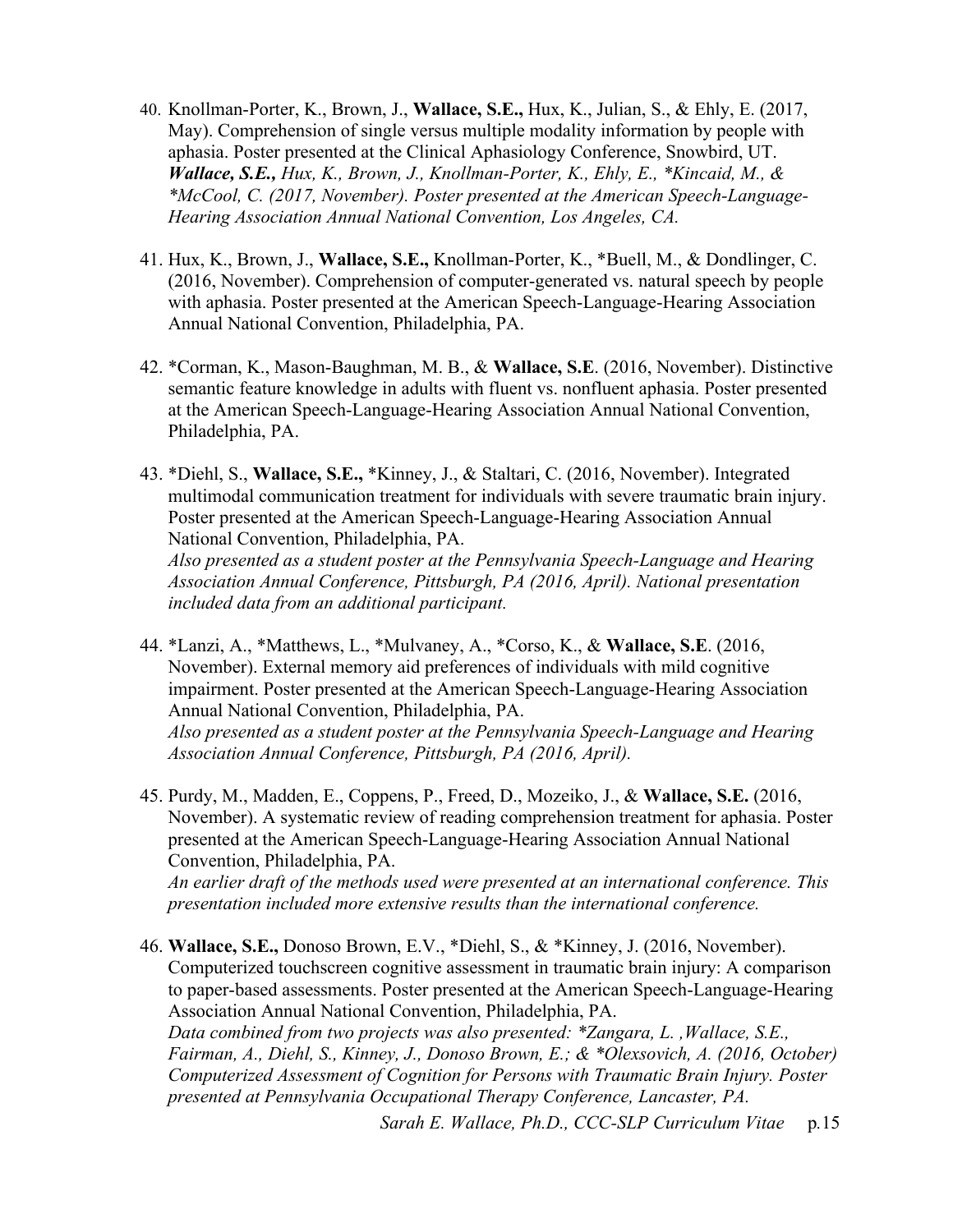40. Knollman-Porter, K., Brown, J., **Wallace, S.E.,** Hux, K., Julian, S., & Ehly, E. (2017, May). Comprehension of single versus multiple modality information by people with aphasia. Poster presented at the Clinical Aphasiology Conference, Snowbird, UT.
    ***Wallace, S.E.,*** *Hux, K., Brown, J., Knollman-Porter, K., Ehly, E., *Kincaid, M., & *McCool, C. (2017, November). Poster presented at the American Speech-Language-Hearing Association Annual National Convention, Los Angeles, CA.*

41. Hux, K., Brown, J., **Wallace, S.E.,** Knollman-Porter, K., *Buell, M., & Dondlinger, C. (2016, November). Comprehension of computer-generated vs. natural speech by people with aphasia. Poster presented at the American Speech-Language-Hearing Association Annual National Convention, Philadelphia, PA.

42. *Corman, K., Mason-Baughman, M. B., & **Wallace, S.E**. (2016, November). Distinctive semantic feature knowledge in adults with fluent vs. nonfluent aphasia. Poster presented at the American Speech-Language-Hearing Association Annual National Convention, Philadelphia, PA.

43. *Diehl, S., **Wallace, S.E.,** *Kinney, J., & Staltari, C. (2016, November). Integrated multimodal communication treatment for individuals with severe traumatic brain injury. Poster presented at the American Speech-Language-Hearing Association Annual National Convention, Philadelphia, PA.
    *Also presented as a student poster at the Pennsylvania Speech-Language and Hearing Association Annual Conference, Pittsburgh, PA (2016, April). National presentation included data from an additional participant.*

44. *Lanzi, A., *Matthews, L., *Mulvaney, A., *Corso, K., & **Wallace, S.E**. (2016, November). External memory aid preferences of individuals with mild cognitive impairment. Poster presented at the American Speech-Language-Hearing Association Annual National Convention, Philadelphia, PA.
    *Also presented as a student poster at the Pennsylvania Speech-Language and Hearing Association Annual Conference, Pittsburgh, PA (2016, April).*

45. Purdy, M., Madden, E., Coppens, P., Freed, D., Mozeiko, J., & **Wallace, S.E.** (2016, November). A systematic review of reading comprehension treatment for aphasia. Poster presented at the American Speech-Language-Hearing Association Annual National Convention, Philadelphia, PA.
    *An earlier draft of the methods used were presented at an international conference. This presentation included more extensive results than the international conference.*

46. **Wallace, S.E.,** Donoso Brown, E.V., *Diehl, S., & *Kinney, J. (2016, November). Computerized touchscreen cognitive assessment in traumatic brain injury: A comparison to paper-based assessments. Poster presented at the American Speech-Language-Hearing Association Annual National Convention, Philadelphia, PA.
    *Data combined from two projects was also presented: *Zangara, L. ,Wallace, S.E., Fairman, A., Diehl, S., Kinney, J., Donoso Brown, E.; & *Olexsovich, A. (2016, October) Computerized Assessment of Cognition for Persons with Traumatic Brain Injury. Poster presented at Pennsylvania Occupational Therapy Conference, Lancaster, PA.*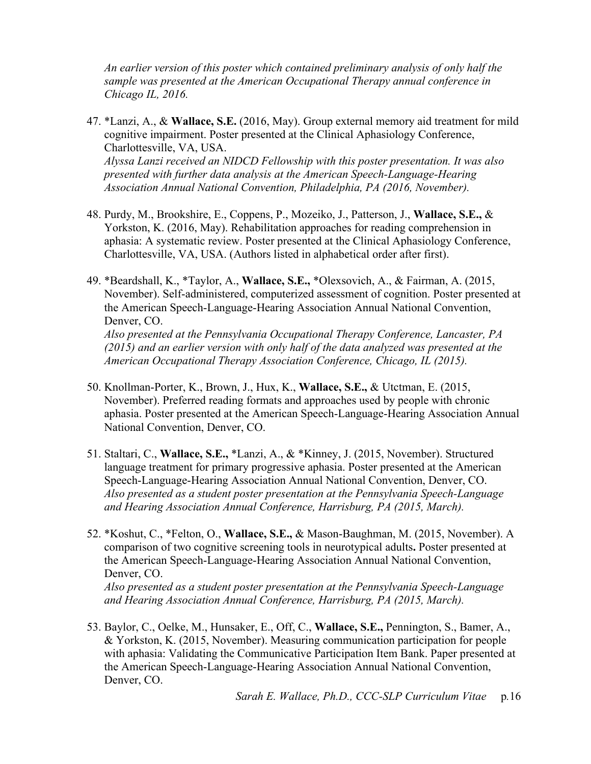*An earlier version of this poster which contained preliminary analysis of only half the sample was presented at the American Occupational Therapy annual conference in Chicago IL, 2016.*

47. *Lanzi, A., & **Wallace, S.E.** (2016, May). Group external memory aid treatment for mild cognitive impairment. Poster presented at the Clinical Aphasiology Conference, Charlottesville, VA, USA.
*Alyssa Lanzi received an NIDCD Fellowship with this poster presentation. It was also presented with further data analysis at the American Speech-Language-Hearing Association Annual National Convention, Philadelphia, PA (2016, November).*

48. Purdy, M., Brookshire, E., Coppens, P., Mozeiko, J., Patterson, J., **Wallace, S.E.,** & Yorkston, K. (2016, May). Rehabilitation approaches for reading comprehension in aphasia: A systematic review. Poster presented at the Clinical Aphasiology Conference, Charlottesville, VA, USA. (Authors listed in alphabetical order after first).

49. *Beardshall, K., *Taylor, A., **Wallace, S.E.,** *Olexsovich, A., & Fairman, A. (2015, November). Self-administered, computerized assessment of cognition. Poster presented at the American Speech-Language-Hearing Association Annual National Convention, Denver, CO.
*Also presented at the Pennsylvania Occupational Therapy Conference, Lancaster, PA (2015) and an earlier version with only half of the data analyzed was presented at the American Occupational Therapy Association Conference, Chicago, IL (2015).*

50. Knollman-Porter, K., Brown, J., Hux, K., **Wallace, S.E.,** & Utctman, E. (2015, November). Preferred reading formats and approaches used by people with chronic aphasia. Poster presented at the American Speech-Language-Hearing Association Annual National Convention, Denver, CO.

51. Staltari, C., **Wallace, S.E.,** *Lanzi, A., & *Kinney, J. (2015, November). Structured language treatment for primary progressive aphasia. Poster presented at the American Speech-Language-Hearing Association Annual National Convention, Denver, CO.
*Also presented as a student poster presentation at the Pennsylvania Speech-Language and Hearing Association Annual Conference, Harrisburg, PA (2015, March).*

52. *Koshut, C., *Felton, O., **Wallace, S.E.,** & Mason-Baughman, M. (2015, November). A comparison of two cognitive screening tools in neurotypical adults**.** Poster presented at the American Speech-Language-Hearing Association Annual National Convention, Denver, CO.
*Also presented as a student poster presentation at the Pennsylvania Speech-Language and Hearing Association Annual Conference, Harrisburg, PA (2015, March).*

53. Baylor, C., Oelke, M., Hunsaker, E., Off, C., **Wallace, S.E.,** Pennington, S., Bamer, A., & Yorkston, K. (2015, November). Measuring communication participation for people with aphasia: Validating the Communicative Participation Item Bank. Paper presented at the American Speech-Language-Hearing Association Annual National Convention, Denver, CO.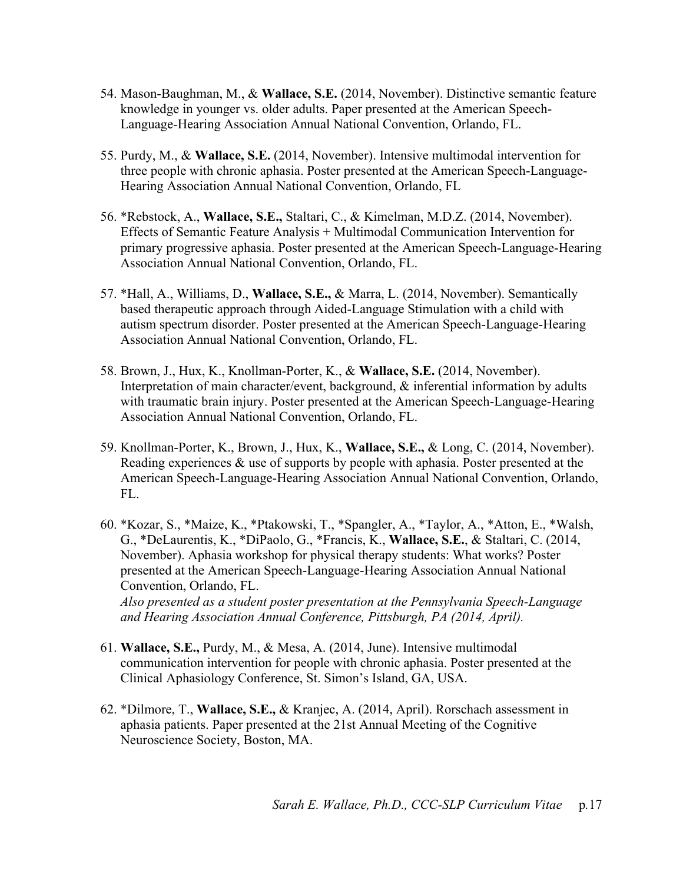54. Mason-Baughman, M., & **Wallace, S.E.** (2014, November). Distinctive semantic feature knowledge in younger vs. older adults. Paper presented at the American Speech-Language-Hearing Association Annual National Convention, Orlando, FL.

55. Purdy, M., & **Wallace, S.E.** (2014, November). Intensive multimodal intervention for three people with chronic aphasia. Poster presented at the American Speech-Language-Hearing Association Annual National Convention, Orlando, FL

56. *Rebstock, A., **Wallace, S.E.,** Staltari, C., & Kimelman, M.D.Z. (2014, November). Effects of Semantic Feature Analysis + Multimodal Communication Intervention for primary progressive aphasia. Poster presented at the American Speech-Language-Hearing Association Annual National Convention, Orlando, FL.

57. *Hall, A., Williams, D., **Wallace, S.E.,** & Marra, L. (2014, November). Semantically based therapeutic approach through Aided-Language Stimulation with a child with autism spectrum disorder. Poster presented at the American Speech-Language-Hearing Association Annual National Convention, Orlando, FL.

58. Brown, J., Hux, K., Knollman-Porter, K., & **Wallace, S.E.** (2014, November). Interpretation of main character/event, background, & inferential information by adults with traumatic brain injury. Poster presented at the American Speech-Language-Hearing Association Annual National Convention, Orlando, FL.

59. Knollman-Porter, K., Brown, J., Hux, K., **Wallace, S.E.,** & Long, C. (2014, November). Reading experiences & use of supports by people with aphasia. Poster presented at the American Speech-Language-Hearing Association Annual National Convention, Orlando, FL.

60. *Kozar, S., *Maize, K., *Ptakowski, T., *Spangler, A., *Taylor, A., *Atton, E., *Walsh, G., *DeLaurentis, K., *DiPaolo, G., *Francis, K., **Wallace, S.E.**, & Staltari, C. (2014, November). Aphasia workshop for physical therapy students: What works? Poster presented at the American Speech-Language-Hearing Association Annual National Convention, Orlando, FL.
    *Also presented as a student poster presentation at the Pennsylvania Speech-Language and Hearing Association Annual Conference, Pittsburgh, PA (2014, April).*

61. **Wallace, S.E.,** Purdy, M., & Mesa, A. (2014, June). Intensive multimodal communication intervention for people with chronic aphasia. Poster presented at the Clinical Aphasiology Conference, St. Simon's Island, GA, USA.

62. *Dilmore, T., **Wallace, S.E.,** & Kranjec, A. (2014, April). Rorschach assessment in aphasia patients. Paper presented at the 21st Annual Meeting of the Cognitive Neuroscience Society, Boston, MA.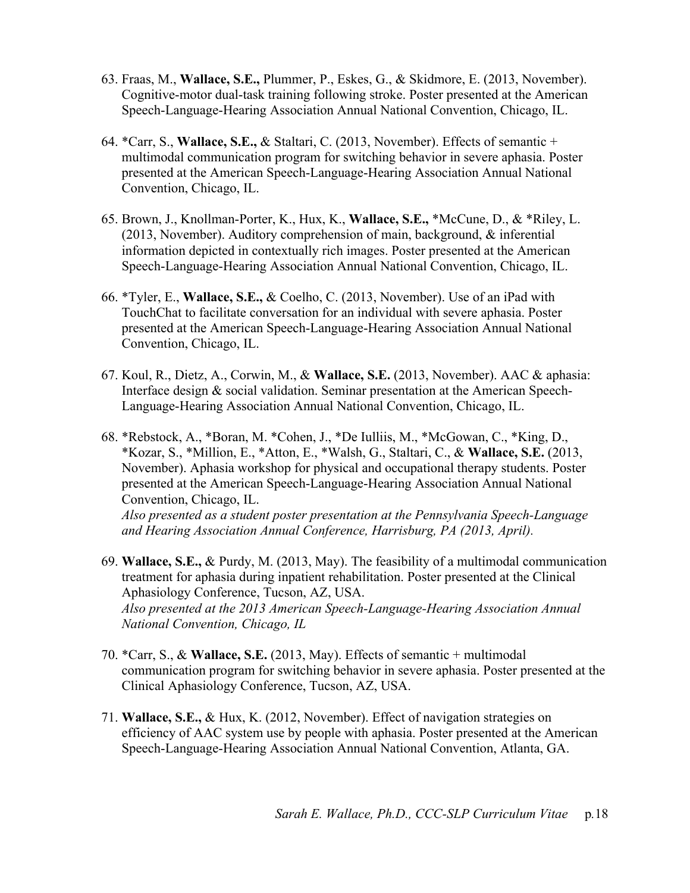63. Fraas, M., **Wallace, S.E.,** Plummer, P., Eskes, G., & Skidmore, E. (2013, November). Cognitive-motor dual-task training following stroke. Poster presented at the American Speech-Language-Hearing Association Annual National Convention, Chicago, IL.

64. *Carr, S., **Wallace, S.E.,** & Staltari, C. (2013, November). Effects of semantic + multimodal communication program for switching behavior in severe aphasia. Poster presented at the American Speech-Language-Hearing Association Annual National Convention, Chicago, IL.

65. Brown, J., Knollman-Porter, K., Hux, K., **Wallace, S.E.,** *McCune, D., & *Riley, L. (2013, November). Auditory comprehension of main, background, & inferential information depicted in contextually rich images. Poster presented at the American Speech-Language-Hearing Association Annual National Convention, Chicago, IL.

66. *Tyler, E., **Wallace, S.E.,** & Coelho, C. (2013, November). Use of an iPad with TouchChat to facilitate conversation for an individual with severe aphasia. Poster presented at the American Speech-Language-Hearing Association Annual National Convention, Chicago, IL.

67. Koul, R., Dietz, A., Corwin, M., & **Wallace, S.E.** (2013, November). AAC & aphasia: Interface design & social validation. Seminar presentation at the American Speech-Language-Hearing Association Annual National Convention, Chicago, IL.

68. *Rebstock, A., *Boran, M. *Cohen, J., *De Iulliis, M., *McGowan, C., *King, D., *Kozar, S., *Million, E., *Atton, E., *Walsh, G., Staltari, C., & **Wallace, S.E.** (2013, November). Aphasia workshop for physical and occupational therapy students. Poster presented at the American Speech-Language-Hearing Association Annual National Convention, Chicago, IL.
    *Also presented as a student poster presentation at the Pennsylvania Speech-Language and Hearing Association Annual Conference, Harrisburg, PA (2013, April).*

69. **Wallace, S.E.,** & Purdy, M. (2013, May). The feasibility of a multimodal communication treatment for aphasia during inpatient rehabilitation. Poster presented at the Clinical Aphasiology Conference, Tucson, AZ, USA.
    *Also presented at the 2013 American Speech-Language-Hearing Association Annual National Convention, Chicago, IL*

70. *Carr, S., & **Wallace, S.E.** (2013, May). Effects of semantic + multimodal communication program for switching behavior in severe aphasia. Poster presented at the Clinical Aphasiology Conference, Tucson, AZ, USA.

71. **Wallace, S.E.,** & Hux, K. (2012, November). Effect of navigation strategies on efficiency of AAC system use by people with aphasia. Poster presented at the American Speech-Language-Hearing Association Annual National Convention, Atlanta, GA.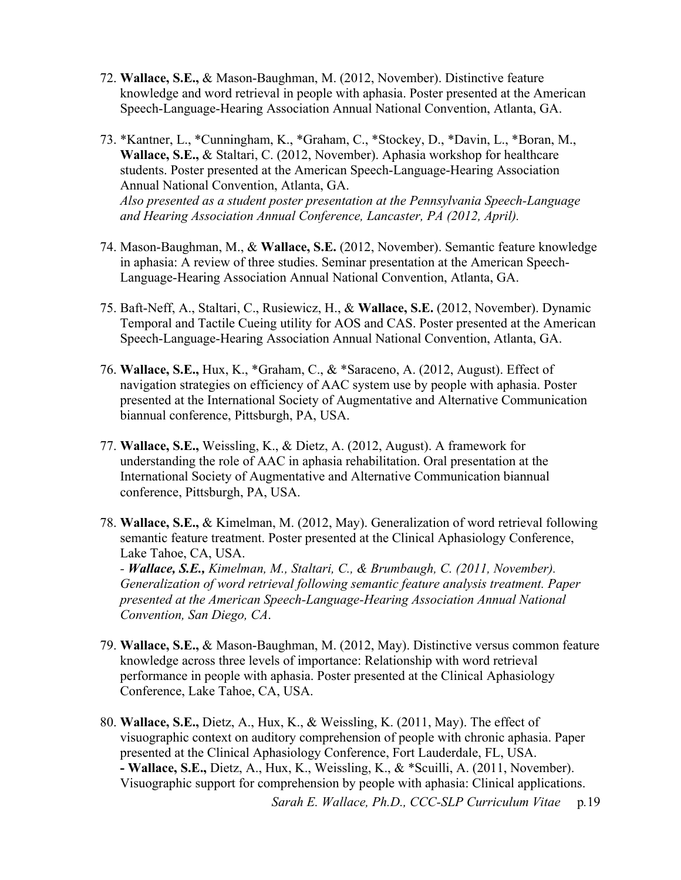72. **Wallace, S.E.,** & Mason-Baughman, M. (2012, November). Distinctive feature knowledge and word retrieval in people with aphasia. Poster presented at the American Speech-Language-Hearing Association Annual National Convention, Atlanta, GA.

73. *Kantner, L., *Cunningham, K., *Graham, C., *Stockey, D., *Davin, L., *Boran, M., **Wallace, S.E.,** & Staltari, C. (2012, November). Aphasia workshop for healthcare students. Poster presented at the American Speech-Language-Hearing Association Annual National Convention, Atlanta, GA.
*Also presented as a student poster presentation at the Pennsylvania Speech-Language and Hearing Association Annual Conference, Lancaster, PA (2012, April).*

74. Mason-Baughman, M., & **Wallace, S.E.** (2012, November). Semantic feature knowledge in aphasia: A review of three studies. Seminar presentation at the American Speech-Language-Hearing Association Annual National Convention, Atlanta, GA.

75. Baft-Neff, A., Staltari, C., Rusiewicz, H., & **Wallace, S.E.** (2012, November). Dynamic Temporal and Tactile Cueing utility for AOS and CAS. Poster presented at the American Speech-Language-Hearing Association Annual National Convention, Atlanta, GA.

76. **Wallace, S.E.,** Hux, K., *Graham, C., & *Saraceno, A. (2012, August). Effect of navigation strategies on efficiency of AAC system use by people with aphasia. Poster presented at the International Society of Augmentative and Alternative Communication biannual conference, Pittsburgh, PA, USA.

77. **Wallace, S.E.,** Weissling, K., & Dietz, A. (2012, August). A framework for understanding the role of AAC in aphasia rehabilitation. Oral presentation at the International Society of Augmentative and Alternative Communication biannual conference, Pittsburgh, PA, USA.

78. **Wallace, S.E.,** & Kimelman, M. (2012, May). Generalization of word retrieval following semantic feature treatment. Poster presented at the Clinical Aphasiology Conference, Lake Tahoe, CA, USA.
- ***Wallace, S.E.,*** *Kimelman, M., Staltari, C., & Brumbaugh, C. (2011, November). Generalization of word retrieval following semantic feature analysis treatment. Paper presented at the American Speech-Language-Hearing Association Annual National Convention, San Diego, CA*.

79. **Wallace, S.E.,** & Mason-Baughman, M. (2012, May). Distinctive versus common feature knowledge across three levels of importance: Relationship with word retrieval performance in people with aphasia. Poster presented at the Clinical Aphasiology Conference, Lake Tahoe, CA, USA.

80. **Wallace, S.E.,** Dietz, A., Hux, K., & Weissling, K. (2011, May). The effect of visuographic context on auditory comprehension of people with chronic aphasia. Paper presented at the Clinical Aphasiology Conference, Fort Lauderdale, FL, USA.
**- Wallace, S.E.,** Dietz, A., Hux, K., Weissling, K., & *Scuilli, A. (2011, November). Visuographic support for comprehension by people with aphasia: Clinical applications.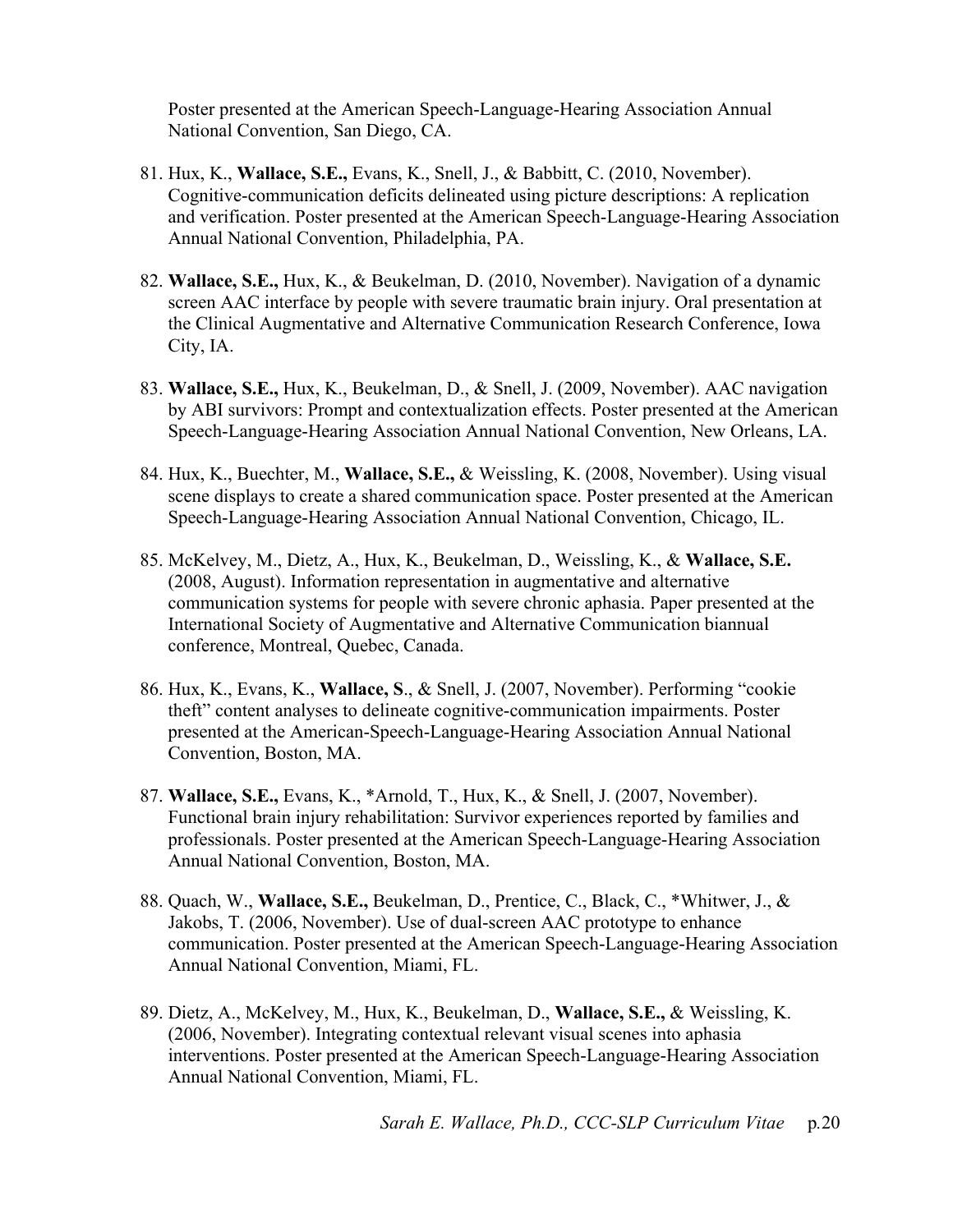Poster presented at the American Speech-Language-Hearing Association Annual National Convention, San Diego, CA.

81. Hux, K., **Wallace, S.E.,** Evans, K., Snell, J., & Babbitt, C. (2010, November). Cognitive-communication deficits delineated using picture descriptions: A replication and verification. Poster presented at the American Speech-Language-Hearing Association Annual National Convention, Philadelphia, PA.

82. **Wallace, S.E.,** Hux, K., & Beukelman, D. (2010, November). Navigation of a dynamic screen AAC interface by people with severe traumatic brain injury. Oral presentation at the Clinical Augmentative and Alternative Communication Research Conference, Iowa City, IA.

83. **Wallace, S.E.,** Hux, K., Beukelman, D., & Snell, J. (2009, November). AAC navigation by ABI survivors: Prompt and contextualization effects. Poster presented at the American Speech-Language-Hearing Association Annual National Convention, New Orleans, LA.

84. Hux, K., Buechter, M., **Wallace, S.E.,** & Weissling, K. (2008, November). Using visual scene displays to create a shared communication space. Poster presented at the American Speech-Language-Hearing Association Annual National Convention, Chicago, IL.

85. McKelvey, M., Dietz, A., Hux, K., Beukelman, D., Weissling, K., & **Wallace, S.E.** (2008, August). Information representation in augmentative and alternative communication systems for people with severe chronic aphasia. Paper presented at the International Society of Augmentative and Alternative Communication biannual conference, Montreal, Quebec, Canada.

86. Hux, K., Evans, K., **Wallace, S**., & Snell, J. (2007, November). Performing "cookie theft" content analyses to delineate cognitive-communication impairments. Poster presented at the American-Speech-Language-Hearing Association Annual National Convention, Boston, MA.

87. **Wallace, S.E.,** Evans, K., *Arnold, T., Hux, K., & Snell, J. (2007, November). Functional brain injury rehabilitation: Survivor experiences reported by families and professionals. Poster presented at the American Speech-Language-Hearing Association Annual National Convention, Boston, MA.

88. Quach, W., **Wallace, S.E.,** Beukelman, D., Prentice, C., Black, C., *Whitwer, J., & Jakobs, T. (2006, November). Use of dual-screen AAC prototype to enhance communication. Poster presented at the American Speech-Language-Hearing Association Annual National Convention, Miami, FL.

89. Dietz, A., McKelvey, M., Hux, K., Beukelman, D., **Wallace, S.E.,** & Weissling, K. (2006, November). Integrating contextual relevant visual scenes into aphasia interventions. Poster presented at the American Speech-Language-Hearing Association Annual National Convention, Miami, FL.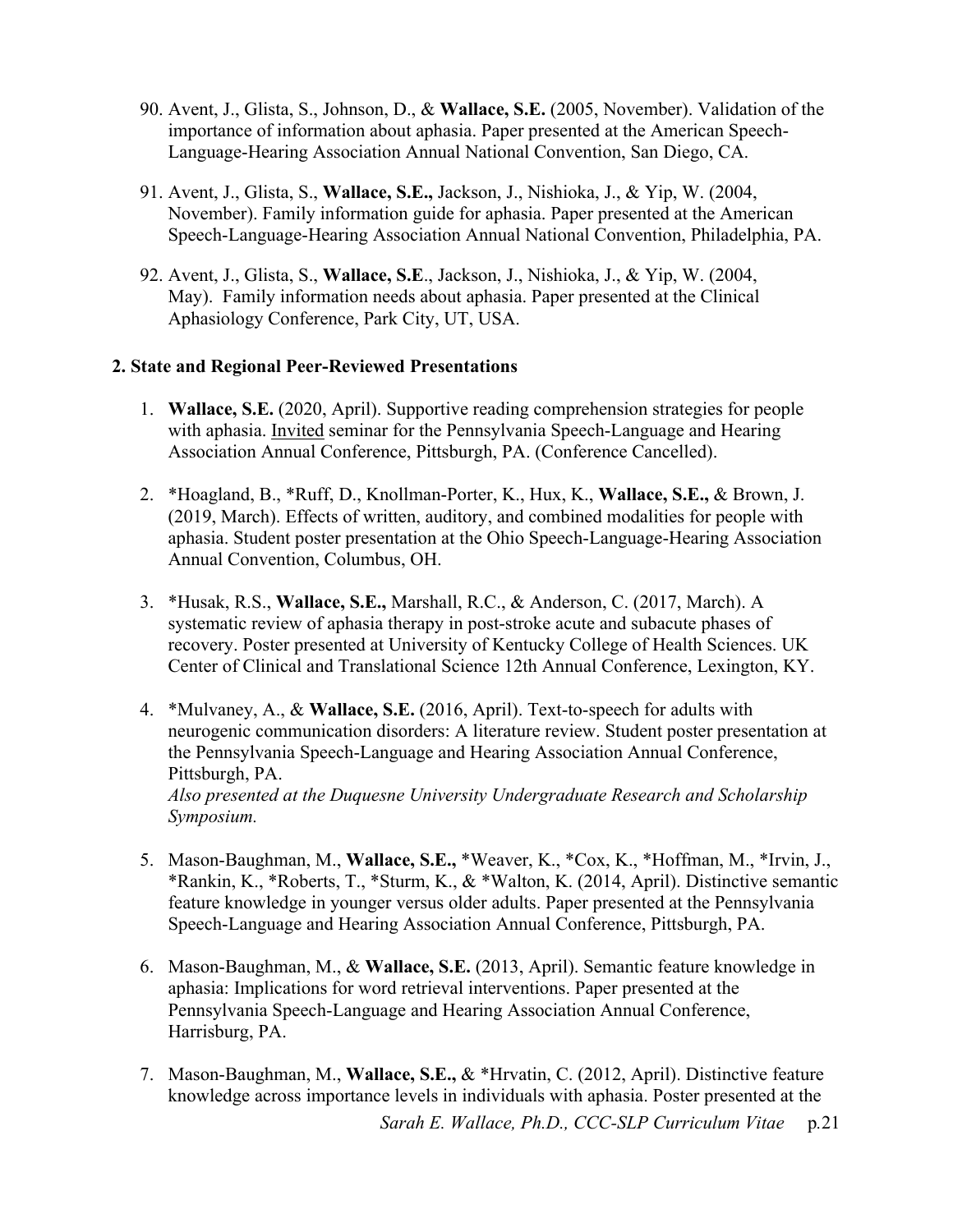90. Avent, J., Glista, S., Johnson, D., & **Wallace, S.E.** (2005, November). Validation of the importance of information about aphasia. Paper presented at the American Speech-Language-Hearing Association Annual National Convention, San Diego, CA.

91. Avent, J., Glista, S., **Wallace, S.E.,** Jackson, J., Nishioka, J., & Yip, W. (2004, November). Family information guide for aphasia. Paper presented at the American Speech-Language-Hearing Association Annual National Convention, Philadelphia, PA.

92. Avent, J., Glista, S., **Wallace, S.E**., Jackson, J., Nishioka, J., & Yip, W. (2004, May). Family information needs about aphasia. Paper presented at the Clinical Aphasiology Conference, Park City, UT, USA.

**2. State and Regional Peer-Reviewed Presentations**

1. **Wallace, S.E.** (2020, April). Supportive reading comprehension strategies for people with aphasia. <u>Invited</u> seminar for the Pennsylvania Speech-Language and Hearing Association Annual Conference, Pittsburgh, PA. (Conference Cancelled).

2. *Hoagland, B., *Ruff, D., Knollman-Porter, K., Hux, K., **Wallace, S.E.,** & Brown, J. (2019, March). Effects of written, auditory, and combined modalities for people with aphasia. Student poster presentation at the Ohio Speech-Language-Hearing Association Annual Convention, Columbus, OH.

3. *Husak, R.S., **Wallace, S.E.,** Marshall, R.C., & Anderson, C. (2017, March). A systematic review of aphasia therapy in post-stroke acute and subacute phases of recovery. Poster presented at University of Kentucky College of Health Sciences. UK Center of Clinical and Translational Science 12th Annual Conference, Lexington, KY.

4. *Mulvaney, A., & **Wallace, S.E.** (2016, April). Text-to-speech for adults with neurogenic communication disorders: A literature review. Student poster presentation at the Pennsylvania Speech-Language and Hearing Association Annual Conference, Pittsburgh, PA.
   *Also presented at the Duquesne University Undergraduate Research and Scholarship Symposium.*

5. Mason-Baughman, M., **Wallace, S.E.,** *Weaver, K., *Cox, K., *Hoffman, M., *Irvin, J., *Rankin, K., *Roberts, T., *Sturm, K., & *Walton, K. (2014, April). Distinctive semantic feature knowledge in younger versus older adults. Paper presented at the Pennsylvania Speech-Language and Hearing Association Annual Conference, Pittsburgh, PA.

6. Mason-Baughman, M., & **Wallace, S.E.** (2013, April). Semantic feature knowledge in aphasia: Implications for word retrieval interventions. Paper presented at the Pennsylvania Speech-Language and Hearing Association Annual Conference, Harrisburg, PA.

7. Mason-Baughman, M., **Wallace, S.E.,** & *Hrvatin, C. (2012, April). Distinctive feature knowledge across importance levels in individuals with aphasia. Poster presented at the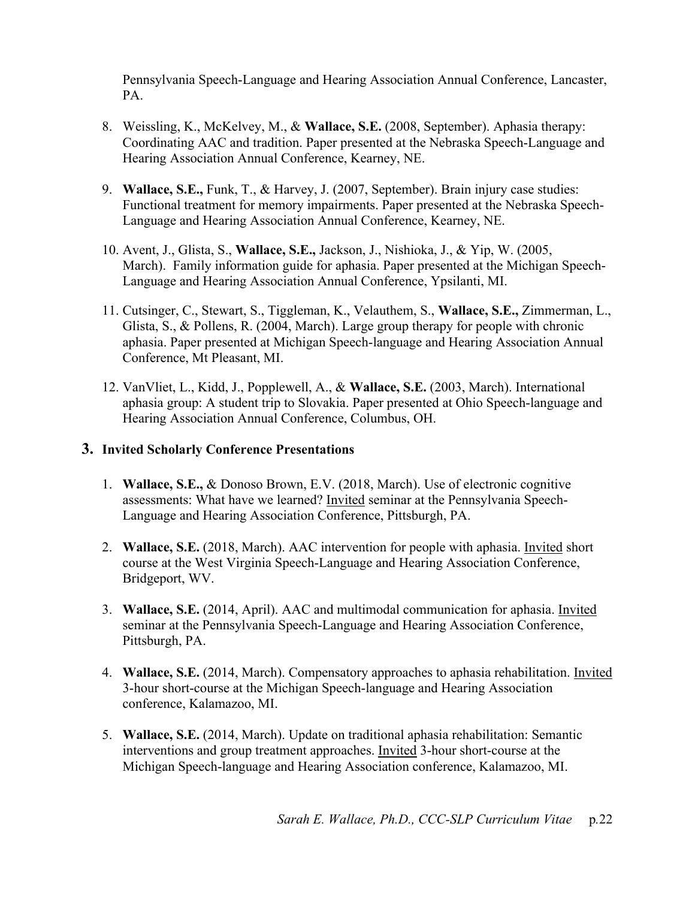Pennsylvania Speech-Language and Hearing Association Annual Conference, Lancaster, PA.

8. Weissling, K., McKelvey, M., & **Wallace, S.E.** (2008, September). Aphasia therapy: Coordinating AAC and tradition. Paper presented at the Nebraska Speech-Language and Hearing Association Annual Conference, Kearney, NE.

9. **Wallace, S.E.,** Funk, T., & Harvey, J. (2007, September). Brain injury case studies: Functional treatment for memory impairments. Paper presented at the Nebraska Speech-Language and Hearing Association Annual Conference, Kearney, NE.

10. Avent, J., Glista, S., **Wallace, S.E.,** Jackson, J., Nishioka, J., & Yip, W. (2005, March). Family information guide for aphasia. Paper presented at the Michigan Speech-Language and Hearing Association Annual Conference, Ypsilanti, MI.

11. Cutsinger, C., Stewart, S., Tiggleman, K., Velauthem, S., **Wallace, S.E.,** Zimmerman, L., Glista, S., & Pollens, R. (2004, March). Large group therapy for people with chronic aphasia. Paper presented at Michigan Speech-language and Hearing Association Annual Conference, Mt Pleasant, MI.

12. VanVliet, L., Kidd, J., Popplewell, A., & **Wallace, S.E.** (2003, March). International aphasia group: A student trip to Slovakia. Paper presented at Ohio Speech-language and Hearing Association Annual Conference, Columbus, OH.

### 3. Invited Scholarly Conference Presentations

1. **Wallace, S.E.,** & Donoso Brown, E.V. (2018, March). Use of electronic cognitive assessments: What have we learned? Invited seminar at the Pennsylvania Speech-Language and Hearing Association Conference, Pittsburgh, PA.

2. **Wallace, S.E.** (2018, March). AAC intervention for people with aphasia. Invited short course at the West Virginia Speech-Language and Hearing Association Conference, Bridgeport, WV.

3. **Wallace, S.E.** (2014, April). AAC and multimodal communication for aphasia. Invited seminar at the Pennsylvania Speech-Language and Hearing Association Conference, Pittsburgh, PA.

4. **Wallace, S.E.** (2014, March). Compensatory approaches to aphasia rehabilitation. Invited 3-hour short-course at the Michigan Speech-language and Hearing Association conference, Kalamazoo, MI.

5. **Wallace, S.E.** (2014, March). Update on traditional aphasia rehabilitation: Semantic interventions and group treatment approaches. Invited 3-hour short-course at the Michigan Speech-language and Hearing Association conference, Kalamazoo, MI.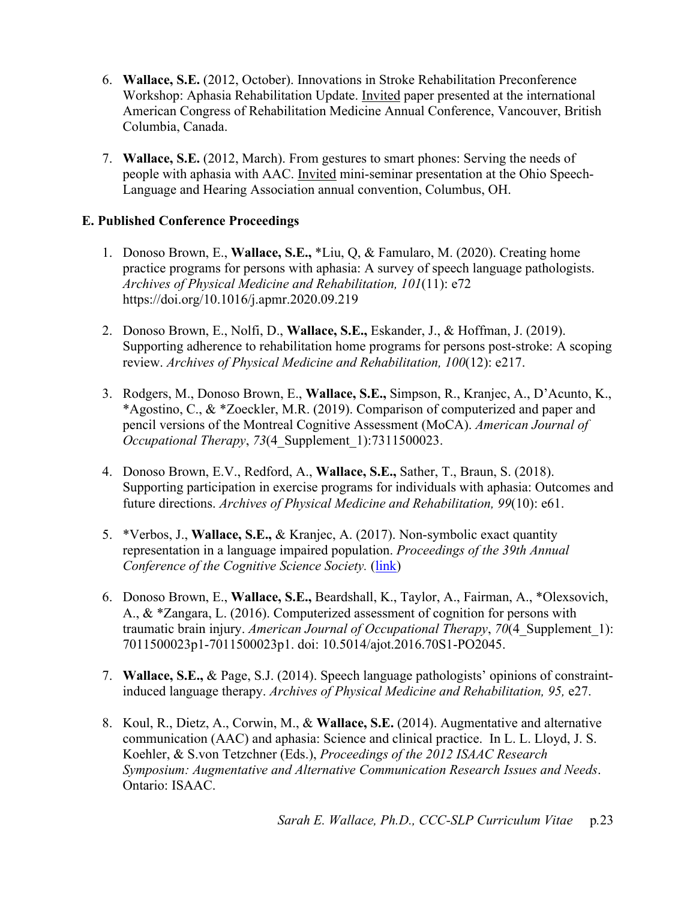6. **Wallace, S.E.** (2012, October). Innovations in Stroke Rehabilitation Preconference Workshop: Aphasia Rehabilitation Update. Invited paper presented at the international American Congress of Rehabilitation Medicine Annual Conference, Vancouver, British Columbia, Canada.

7. **Wallace, S.E.** (2012, March). From gestures to smart phones: Serving the needs of people with aphasia with AAC. Invited mini-seminar presentation at the Ohio Speech-Language and Hearing Association annual convention, Columbus, OH.

### E. Published Conference Proceedings

1. Donoso Brown, E., **Wallace, S.E.,** *Liu, Q, & Famularo, M. (2020). Creating home practice programs for persons with aphasia: A survey of speech language pathologists. *Archives of Physical Medicine and Rehabilitation, 101*(11): e72 https://doi.org/10.1016/j.apmr.2020.09.219

2. Donoso Brown, E., Nolfi, D., **Wallace, S.E.,** Eskander, J., & Hoffman, J. (2019). Supporting adherence to rehabilitation home programs for persons post-stroke: A scoping review. *Archives of Physical Medicine and Rehabilitation, 100*(12): e217.

3. Rodgers, M., Donoso Brown, E., **Wallace, S.E.,** Simpson, R., Kranjec, A., D'Acunto, K., *Agostino, C., & *Zoeckler, M.R. (2019). Comparison of computerized and paper and pencil versions of the Montreal Cognitive Assessment (MoCA). *American Journal of Occupational Therapy*, *73*(4_Supplement_1):7311500023.

4. Donoso Brown, E.V., Redford, A., **Wallace, S.E.,** Sather, T., Braun, S. (2018). Supporting participation in exercise programs for individuals with aphasia: Outcomes and future directions. *Archives of Physical Medicine and Rehabilitation, 99*(10): e61.

5. *Verbos, J., **Wallace, S.E.,** & Kranjec, A. (2017). Non-symbolic exact quantity representation in a language impaired population. *Proceedings of the 39th Annual Conference of the Cognitive Science Society.* (link)

6. Donoso Brown, E., **Wallace, S.E.,** Beardshall, K., Taylor, A., Fairman, A., *Olexsovich, A., & *Zangara, L. (2016). Computerized assessment of cognition for persons with traumatic brain injury. *American Journal of Occupational Therapy*, *70*(4_Supplement_1): 7011500023p1-7011500023p1. doi: 10.5014/ajot.2016.70S1-PO2045.

7. **Wallace, S.E.,** & Page, S.J. (2014). Speech language pathologists' opinions of constraint-induced language therapy. *Archives of Physical Medicine and Rehabilitation, 95,* e27.

8. Koul, R., Dietz, A., Corwin, M., & **Wallace, S.E.** (2014). Augmentative and alternative communication (AAC) and aphasia: Science and clinical practice. In L. L. Lloyd, J. S. Koehler, & S.von Tetzchner (Eds.), *Proceedings of the 2012 ISAAC Research Symposium: Augmentative and Alternative Communication Research Issues and Needs*. Ontario: ISAAC.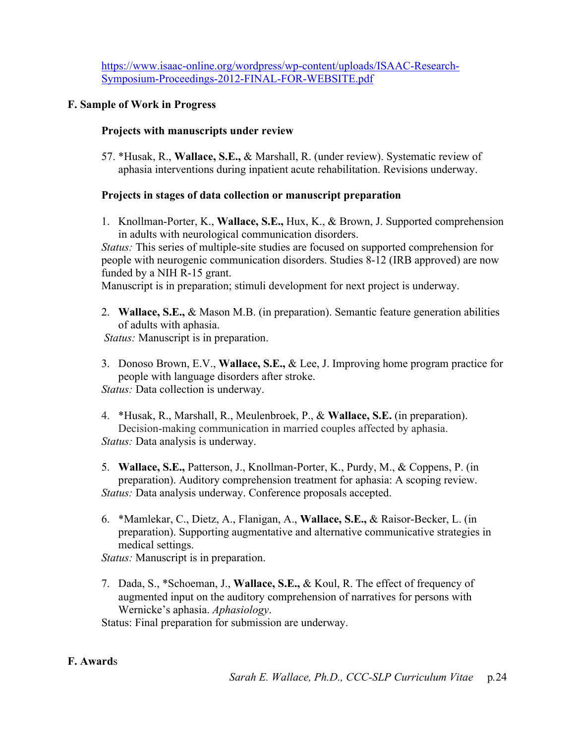https://www.isaac-online.org/wordpress/wp-content/uploads/ISAAC-Research-Symposium-Proceedings-2012-FINAL-FOR-WEBSITE.pdf

## F. Sample of Work in Progress

### Projects with manuscripts under review

57. *Husak, R., **Wallace, S.E.,** & Marshall, R. (under review). Systematic review of aphasia interventions during inpatient acute rehabilitation. Revisions underway.

### Projects in stages of data collection or manuscript preparation

1. Knollman-Porter, K., **Wallace, S.E.,** Hux, K., & Brown, J. Supported comprehension in adults with neurological communication disorders.
*Status:* This series of multiple-site studies are focused on supported comprehension for people with neurogenic communication disorders. Studies 8-12 (IRB approved) are now funded by a NIH R-15 grant.
Manuscript is in preparation; stimuli development for next project is underway.

2. **Wallace, S.E.,** & Mason M.B. (in preparation). Semantic feature generation abilities of adults with aphasia.
*Status:* Manuscript is in preparation.

3. Donoso Brown, E.V., **Wallace, S.E.,** & Lee, J. Improving home program practice for people with language disorders after stroke.
*Status:* Data collection is underway.

4. *Husak, R., Marshall, R., Meulenbroek, P., & **Wallace, S.E.** (in preparation). Decision-making communication in married couples affected by aphasia.
*Status:* Data analysis is underway.

5. **Wallace, S.E.,** Patterson, J., Knollman-Porter, K., Purdy, M., & Coppens, P. (in preparation). Auditory comprehension treatment for aphasia: A scoping review.
*Status:* Data analysis underway. Conference proposals accepted.

6. *Mamlekar, C., Dietz, A., Flanigan, A., **Wallace, S.E.,** & Raisor-Becker, L. (in preparation). Supporting augmentative and alternative communicative strategies in medical settings.
*Status:* Manuscript is in preparation.

7. Dada, S., *Schoeman, J., **Wallace, S.E.,** & Koul, R. The effect of frequency of augmented input on the auditory comprehension of narratives for persons with Wernicke's aphasia. *Aphasiology*.
Status: Final preparation for submission are underway.

## F. Awards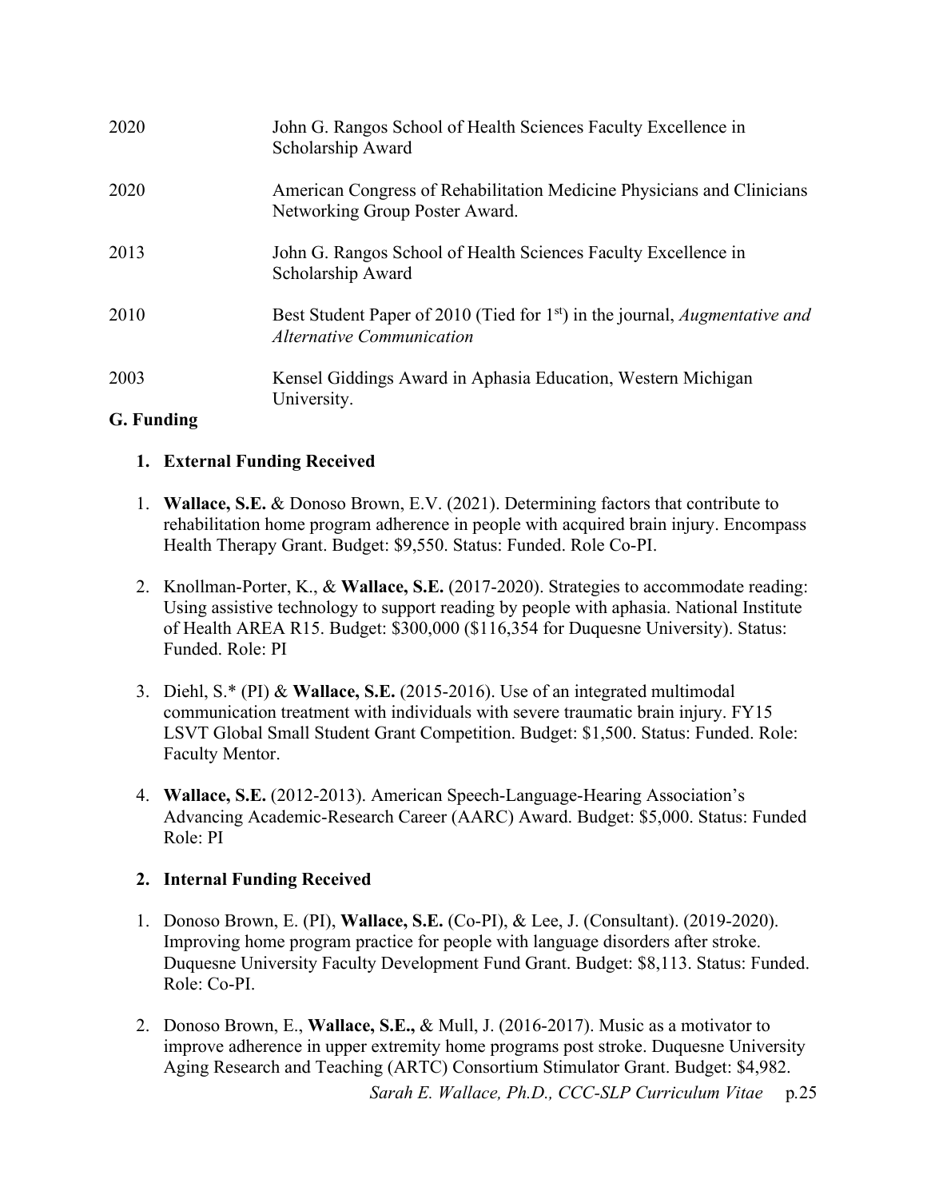| | |
|---|---|
| 2020 | John G. Rangos School of Health Sciences Faculty Excellence in Scholarship Award |
| 2020 | American Congress of Rehabilitation Medicine Physicians and Clinicians Networking Group Poster Award. |
| 2013 | John G. Rangos School of Health Sciences Faculty Excellence in Scholarship Award |
| 2010 | Best Student Paper of 2010 (Tied for 1st) in the journal, *Augmentative and Alternative Communication* |
| 2003 | Kensel Giddings Award in Aphasia Education, Western Michigan University. |

**G. Funding**

**1. External Funding Received**

1. **Wallace, S.E.** & Donoso Brown, E.V. (2021). Determining factors that contribute to rehabilitation home program adherence in people with acquired brain injury. Encompass Health Therapy Grant. Budget: $9,550. Status: Funded. Role Co-PI.

2. Knollman-Porter, K., & **Wallace, S.E.** (2017-2020). Strategies to accommodate reading: Using assistive technology to support reading by people with aphasia. National Institute of Health AREA R15. Budget: $300,000 ($116,354 for Duquesne University). Status: Funded. Role: PI

3. Diehl, S.* (PI) & **Wallace, S.E.** (2015-2016). Use of an integrated multimodal communication treatment with individuals with severe traumatic brain injury. FY15 LSVT Global Small Student Grant Competition. Budget: $1,500. Status: Funded. Role: Faculty Mentor.

4. **Wallace, S.E.** (2012-2013). American Speech-Language-Hearing Association's Advancing Academic-Research Career (AARC) Award. Budget: $5,000. Status: Funded Role: PI

**2. Internal Funding Received**

1. Donoso Brown, E. (PI), **Wallace, S.E.** (Co-PI), & Lee, J. (Consultant). (2019-2020). Improving home program practice for people with language disorders after stroke. Duquesne University Faculty Development Fund Grant. Budget: $8,113. Status: Funded. Role: Co-PI.

2. Donoso Brown, E., **Wallace, S.E.,** & Mull, J. (2016-2017). Music as a motivator to improve adherence in upper extremity home programs post stroke. Duquesne University Aging Research and Teaching (ARTC) Consortium Stimulator Grant. Budget: $4,982.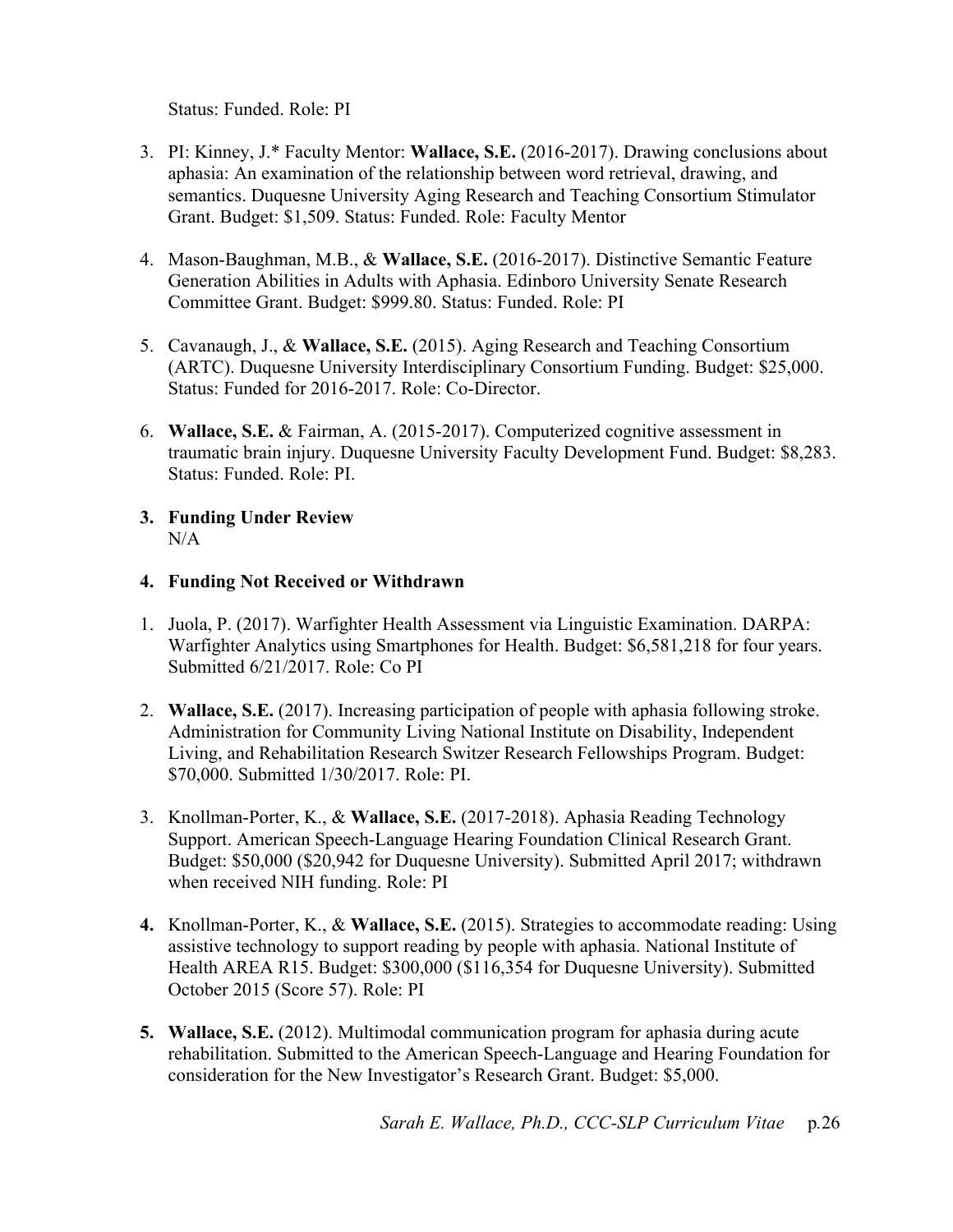Status: Funded. Role: PI

3. PI: Kinney, J.* Faculty Mentor: **Wallace, S.E.** (2016-2017). Drawing conclusions about aphasia: An examination of the relationship between word retrieval, drawing, and semantics. Duquesne University Aging Research and Teaching Consortium Stimulator Grant. Budget: $1,509. Status: Funded. Role: Faculty Mentor

4. Mason-Baughman, M.B., & **Wallace, S.E.** (2016-2017). Distinctive Semantic Feature Generation Abilities in Adults with Aphasia. Edinboro University Senate Research Committee Grant. Budget: $999.80. Status: Funded. Role: PI

5. Cavanaugh, J., & **Wallace, S.E.** (2015). Aging Research and Teaching Consortium (ARTC). Duquesne University Interdisciplinary Consortium Funding. Budget: $25,000. Status: Funded for 2016-2017. Role: Co-Director.

6. **Wallace, S.E.** & Fairman, A. (2015-2017). Computerized cognitive assessment in traumatic brain injury. Duquesne University Faculty Development Fund. Budget: $8,283. Status: Funded. Role: PI.

**3. Funding Under Review**

N/A

**4. Funding Not Received or Withdrawn**

1. Juola, P. (2017). Warfighter Health Assessment via Linguistic Examination. DARPA: Warfighter Analytics using Smartphones for Health. Budget: $6,581,218 for four years. Submitted 6/21/2017. Role: Co PI

2. **Wallace, S.E.** (2017). Increasing participation of people with aphasia following stroke. Administration for Community Living National Institute on Disability, Independent Living, and Rehabilitation Research Switzer Research Fellowships Program. Budget: $70,000. Submitted 1/30/2017. Role: PI.

3. Knollman-Porter, K., & **Wallace, S.E.** (2017-2018). Aphasia Reading Technology Support. American Speech-Language Hearing Foundation Clinical Research Grant. Budget: $50,000 ($20,942 for Duquesne University). Submitted April 2017; withdrawn when received NIH funding. Role: PI

**4.** Knollman-Porter, K., & **Wallace, S.E.** (2015). Strategies to accommodate reading: Using assistive technology to support reading by people with aphasia. National Institute of Health AREA R15. Budget: $300,000 ($116,354 for Duquesne University). Submitted October 2015 (Score 57). Role: PI

**5.** **Wallace, S.E.** (2012). Multimodal communication program for aphasia during acute rehabilitation. Submitted to the American Speech-Language and Hearing Foundation for consideration for the New Investigator's Research Grant. Budget: $5,000.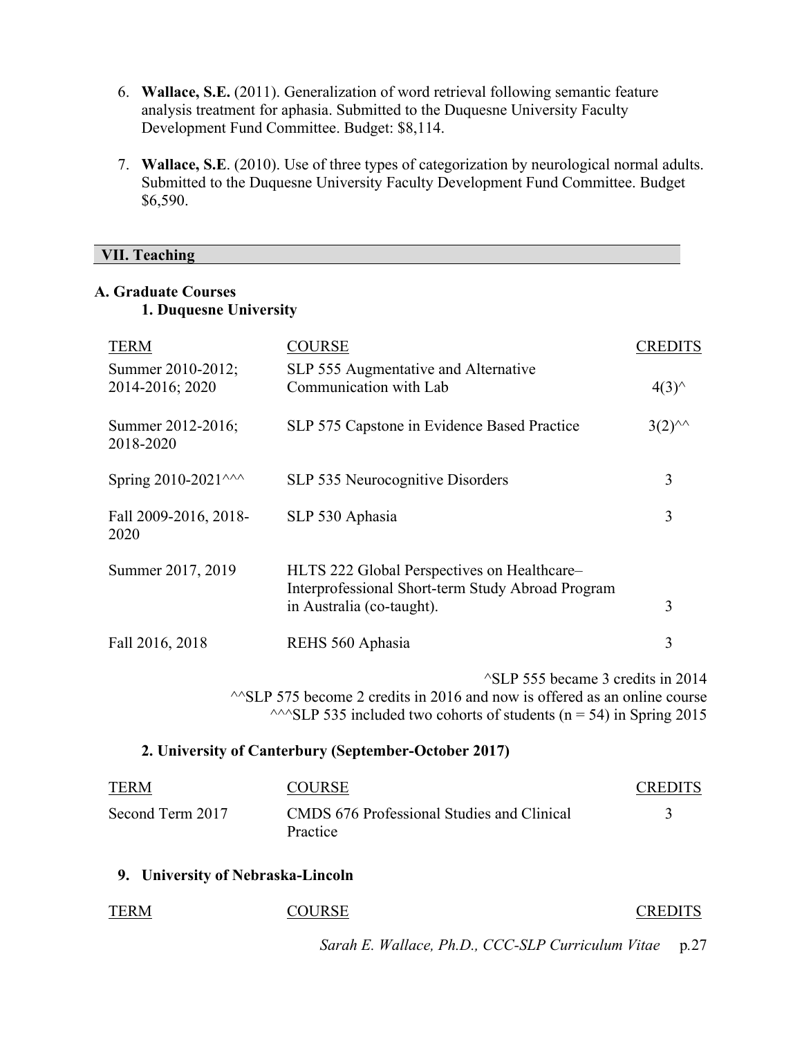6. **Wallace, S.E.** (2011). Generalization of word retrieval following semantic feature analysis treatment for aphasia. Submitted to the Duquesne University Faculty Development Fund Committee. Budget: $8,114.

7. **Wallace, S.E**. (2010). Use of three types of categorization by neurological normal adults. Submitted to the Duquesne University Faculty Development Fund Committee. Budget $6,590.

## VII. Teaching

### A. Graduate Courses

#### 1. Duquesne University

| TERM | COURSE | CREDITS |
| --- | --- | --- |
| Summer 2010-2012; 2014-2016; 2020 | SLP 555 Augmentative and Alternative Communication with Lab | 4(3)^ |
| Summer 2012-2016; 2018-2020 | SLP 575 Capstone in Evidence Based Practice | 3(2)^^ |
| Spring 2010-2021^^^ | SLP 535 Neurocognitive Disorders | 3 |
| Fall 2009-2016, 2018-2020 | SLP 530 Aphasia | 3 |
| Summer 2017, 2019 | HLTS 222 Global Perspectives on Healthcare– Interprofessional Short-term Study Abroad Program in Australia (co-taught). | 3 |
| Fall 2016, 2018 | REHS 560 Aphasia | 3 |

^SLP 555 became 3 credits in 2014
^^SLP 575 become 2 credits in 2016 and now is offered as an online course
^^^SLP 535 included two cohorts of students ($n = 54$) in Spring 2015

#### 2. University of Canterbury (September-October 2017)

| TERM | COURSE | CREDITS |
| --- | --- | --- |
| Second Term 2017 | CMDS 676 Professional Studies and Clinical Practice | 3 |

#### 9. University of Nebraska-Lincoln

| TERM | COURSE | CREDITS |
| --- | --- | --- |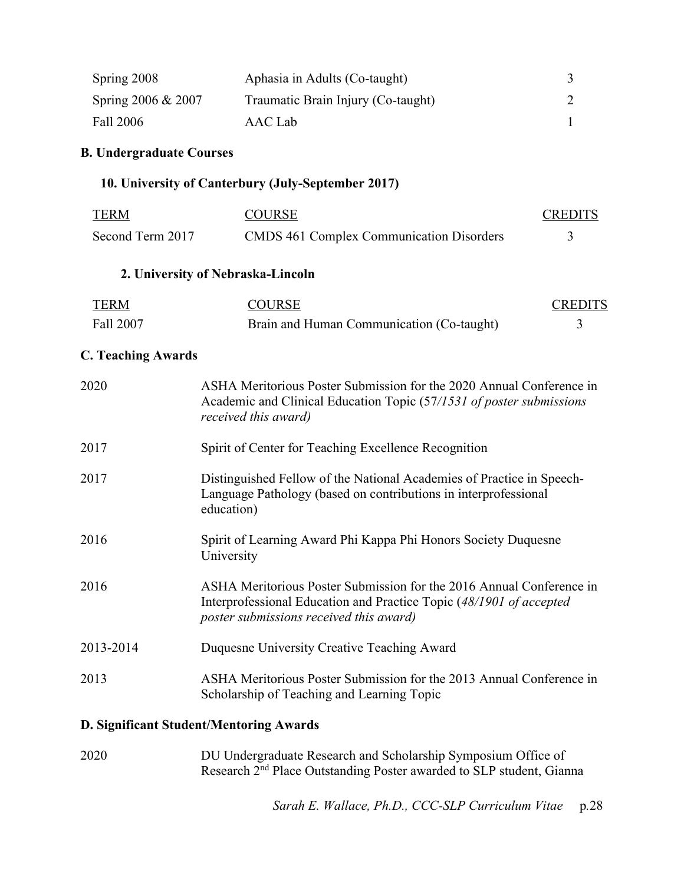| | | |
|---|---|---|
| Spring 2008 | Aphasia in Adults (Co-taught) | 3 |
| Spring 2006 & 2007 | Traumatic Brain Injury (Co-taught) | 2 |
| Fall 2006 | AAC Lab | 1 |

### B. Undergraduate Courses

#### 10. University of Canterbury (July-September 2017)

| TERM | COURSE | CREDITS |
|---|---|---|
| Second Term 2017 | CMDS 461 Complex Communication Disorders | 3 |

#### 2. University of Nebraska-Lincoln

| TERM | COURSE | CREDITS |
|---|---|---|
| Fall 2007 | Brain and Human Communication (Co-taught) | 3 |

### C. Teaching Awards

| | |
|---|---|
| 2020 | ASHA Meritorious Poster Submission for the 2020 Annual Conference in Academic and Clinical Education Topic (57*/1531 of poster submissions received this award)* |
| 2017 | Spirit of Center for Teaching Excellence Recognition |
| 2017 | Distinguished Fellow of the National Academies of Practice in Speech-Language Pathology (based on contributions in interprofessional education) |
| 2016 | Spirit of Learning Award Phi Kappa Phi Honors Society Duquesne University |
| 2016 | ASHA Meritorious Poster Submission for the 2016 Annual Conference in Interprofessional Education and Practice Topic (*48/1901 of accepted poster submissions received this award)* |
| 2013-2014 | Duquesne University Creative Teaching Award |
| 2013 | ASHA Meritorious Poster Submission for the 2013 Annual Conference in Scholarship of Teaching and Learning Topic |

### D. Significant Student/Mentoring Awards

| | |
|---|---|
| 2020 | DU Undergraduate Research and Scholarship Symposium Office of Research 2nd Place Outstanding Poster awarded to SLP student, Gianna |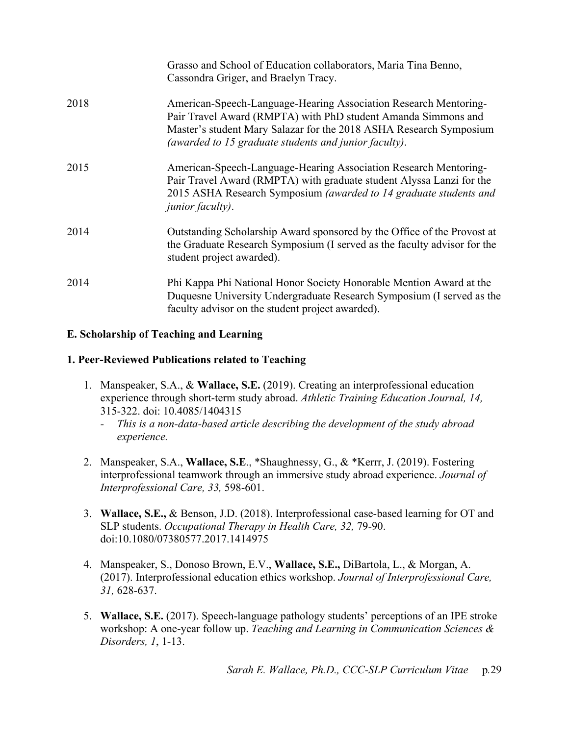| | |
|---|---|
| | Grasso and School of Education collaborators, Maria Tina Benno, Cassondra Griger, and Braelyn Tracy. |
| 2018 | American-Speech-Language-Hearing Association Research Mentoring-Pair Travel Award (RMPTA) with PhD student Amanda Simmons and Master's student Mary Salazar for the 2018 ASHA Research Symposium *(awarded to 15 graduate students and junior faculty)*. |
| 2015 | American-Speech-Language-Hearing Association Research Mentoring-Pair Travel Award (RMPTA) with graduate student Alyssa Lanzi for the 2015 ASHA Research Symposium *(awarded to 14 graduate students and junior faculty)*. |
| 2014 | Outstanding Scholarship Award sponsored by the Office of the Provost at the Graduate Research Symposium (I served as the faculty advisor for the student project awarded). |
| 2014 | Phi Kappa Phi National Honor Society Honorable Mention Award at the Duquesne University Undergraduate Research Symposium (I served as the faculty advisor on the student project awarded). |

**E. Scholarship of Teaching and Learning**

**1. Peer-Reviewed Publications related to Teaching**

1. Manspeaker, S.A., & **Wallace, S.E.** (2019). Creating an interprofessional education experience through short-term study abroad. *Athletic Training Education Journal, 14,* 315-322. doi: 10.4085/1404315
   - *This is a non-data-based article describing the development of the study abroad experience.*

2. Manspeaker, S.A., **Wallace, S.E**., *Shaughnessy, G., & *Kerrr, J. (2019). Fostering interprofessional teamwork through an immersive study abroad experience. *Journal of Interprofessional Care, 33,* 598-601.

3. **Wallace, S.E.,** & Benson, J.D. (2018). Interprofessional case-based learning for OT and SLP students. *Occupational Therapy in Health Care, 32,* 79-90. doi:10.1080/07380577.2017.1414975

4. Manspeaker, S., Donoso Brown, E.V., **Wallace, S.E.,** DiBartola, L., & Morgan, A. (2017). Interprofessional education ethics workshop. *Journal of Interprofessional Care, 31,* 628-637.

5. **Wallace, S.E.** (2017). Speech-language pathology students' perceptions of an IPE stroke workshop: A one-year follow up. *Teaching and Learning in Communication Sciences & Disorders, 1*, 1-13.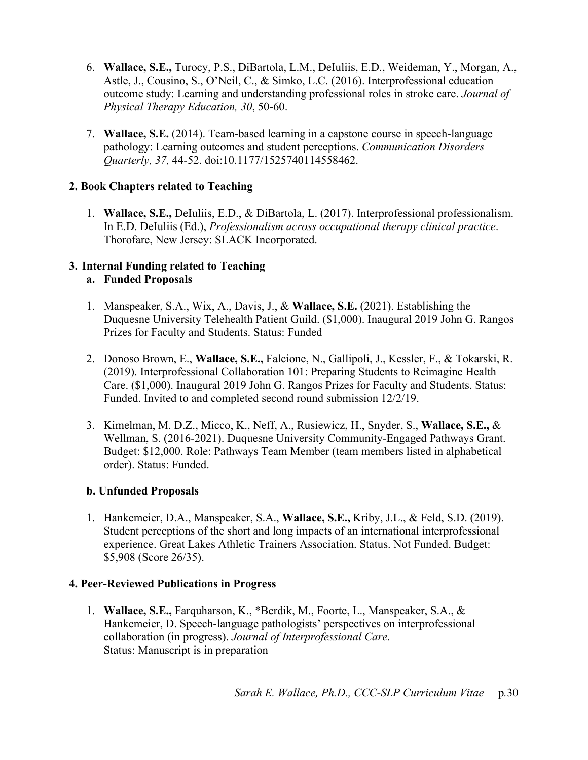6. **Wallace, S.E.,** Turocy, P.S., DiBartola, L.M., DeIuliis, E.D., Weideman, Y., Morgan, A., Astle, J., Cousino, S., O'Neil, C., & Simko, L.C. (2016). Interprofessional education outcome study: Learning and understanding professional roles in stroke care. *Journal of Physical Therapy Education, 30*, 50-60.

7. **Wallace, S.E.** (2014). Team-based learning in a capstone course in speech-language pathology: Learning outcomes and student perceptions. *Communication Disorders Quarterly, 37,* 44-52. doi:10.1177/1525740114558462.

**2. Book Chapters related to Teaching**

1. **Wallace, S.E.,** DeIuliis, E.D., & DiBartola, L. (2017). Interprofessional professionalism. In E.D. DeIuliis (Ed.), *Professionalism across occupational therapy clinical practice*. Thorofare, New Jersey: SLACK Incorporated.

**3. Internal Funding related to Teaching**

**a. Funded Proposals**

1. Manspeaker, S.A., Wix, A., Davis, J., & **Wallace, S.E.** (2021). Establishing the Duquesne University Telehealth Patient Guild. ($1,000). Inaugural 2019 John G. Rangos Prizes for Faculty and Students. Status: Funded

2. Donoso Brown, E., **Wallace, S.E.,** Falcione, N., Gallipoli, J., Kessler, F., & Tokarski, R. (2019). Interprofessional Collaboration 101: Preparing Students to Reimagine Health Care. ($1,000). Inaugural 2019 John G. Rangos Prizes for Faculty and Students. Status: Funded. Invited to and completed second round submission 12/2/19.

3. Kimelman, M. D.Z., Micco, K., Neff, A., Rusiewicz, H., Snyder, S., **Wallace, S.E.,** & Wellman, S. (2016-2021). Duquesne University Community-Engaged Pathways Grant. Budget: $12,000. Role: Pathways Team Member (team members listed in alphabetical order). Status: Funded.

**b. Unfunded Proposals**

1. Hankemeier, D.A., Manspeaker, S.A., **Wallace, S.E.,** Kriby, J.L., & Feld, S.D. (2019). Student perceptions of the short and long impacts of an international interprofessional experience. Great Lakes Athletic Trainers Association. Status. Not Funded. Budget: $5,908 (Score 26/35).

**4. Peer-Reviewed Publications in Progress**

1. **Wallace, S.E.,** Farquharson, K., *Berdik, M., Foorte, L., Manspeaker, S.A., & Hankemeier, D. Speech-language pathologists' perspectives on interprofessional collaboration (in progress). *Journal of Interprofessional Care.*
   Status: Manuscript is in preparation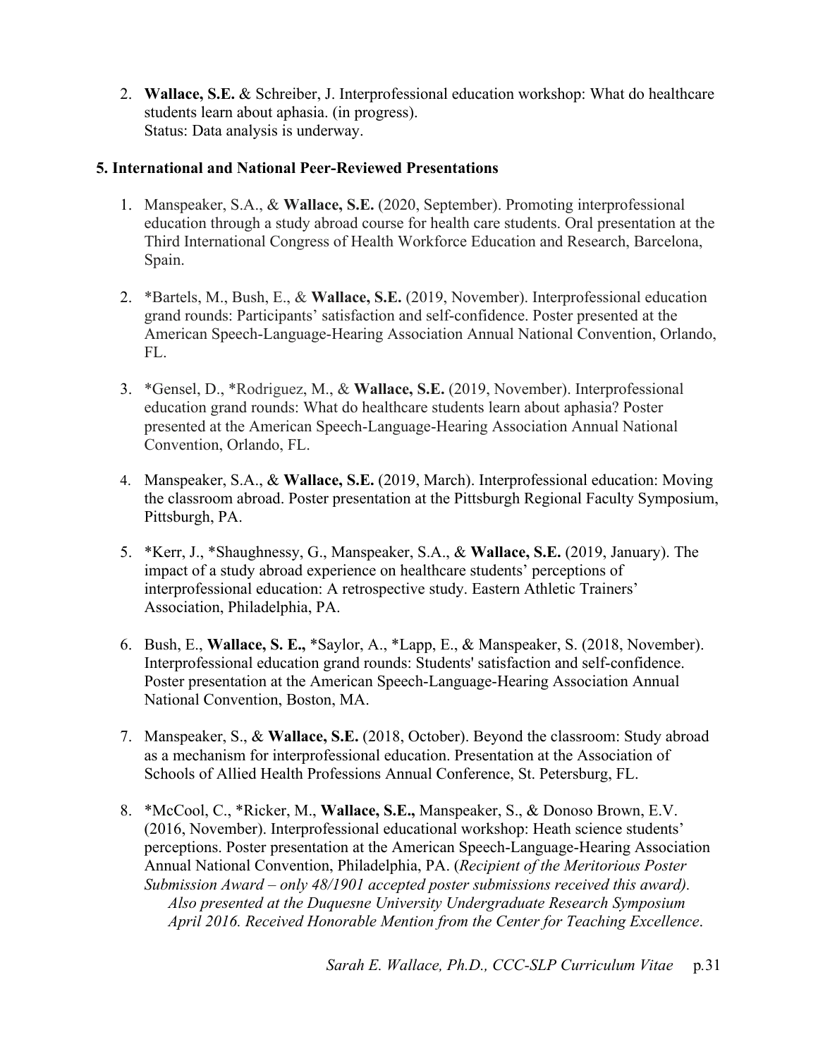2. **Wallace, S.E.** & Schreiber, J. Interprofessional education workshop: What do healthcare students learn about aphasia. (in progress).
   Status: Data analysis is underway.

### 5. International and National Peer-Reviewed Presentations

1. Manspeaker, S.A., & **Wallace, S.E.** (2020, September). Promoting interprofessional education through a study abroad course for health care students. Oral presentation at the Third International Congress of Health Workforce Education and Research, Barcelona, Spain.

2. *Bartels, M., Bush, E., & **Wallace, S.E.** (2019, November). Interprofessional education grand rounds: Participants' satisfaction and self-confidence. Poster presented at the American Speech-Language-Hearing Association Annual National Convention, Orlando, FL.

3. *Gensel, D., *Rodriguez, M., & **Wallace, S.E.** (2019, November). Interprofessional education grand rounds: What do healthcare students learn about aphasia? Poster presented at the American Speech-Language-Hearing Association Annual National Convention, Orlando, FL.

4. Manspeaker, S.A., & **Wallace, S.E.** (2019, March). Interprofessional education: Moving the classroom abroad. Poster presentation at the Pittsburgh Regional Faculty Symposium, Pittsburgh, PA.

5. *Kerr, J., *Shaughnessy, G., Manspeaker, S.A., & **Wallace, S.E.** (2019, January). The impact of a study abroad experience on healthcare students' perceptions of interprofessional education: A retrospective study. Eastern Athletic Trainers' Association, Philadelphia, PA.

6. Bush, E., **Wallace, S. E.,** *Saylor, A., *Lapp, E., & Manspeaker, S. (2018, November). Interprofessional education grand rounds: Students' satisfaction and self-confidence. Poster presentation at the American Speech-Language-Hearing Association Annual National Convention, Boston, MA.

7. Manspeaker, S., & **Wallace, S.E.** (2018, October). Beyond the classroom: Study abroad as a mechanism for interprofessional education. Presentation at the Association of Schools of Allied Health Professions Annual Conference, St. Petersburg, FL.

8. *McCool, C., *Ricker, M., **Wallace, S.E.,** Manspeaker, S., & Donoso Brown, E.V. (2016, November). Interprofessional educational workshop: Heath science students' perceptions. Poster presentation at the American Speech-Language-Hearing Association Annual National Convention, Philadelphia, PA. (*Recipient of the Meritorious Poster Submission Award – only 48/1901 accepted poster submissions received this award). Also presented at the Duquesne University Undergraduate Research Symposium April 2016. Received Honorable Mention from the Center for Teaching Excellence*.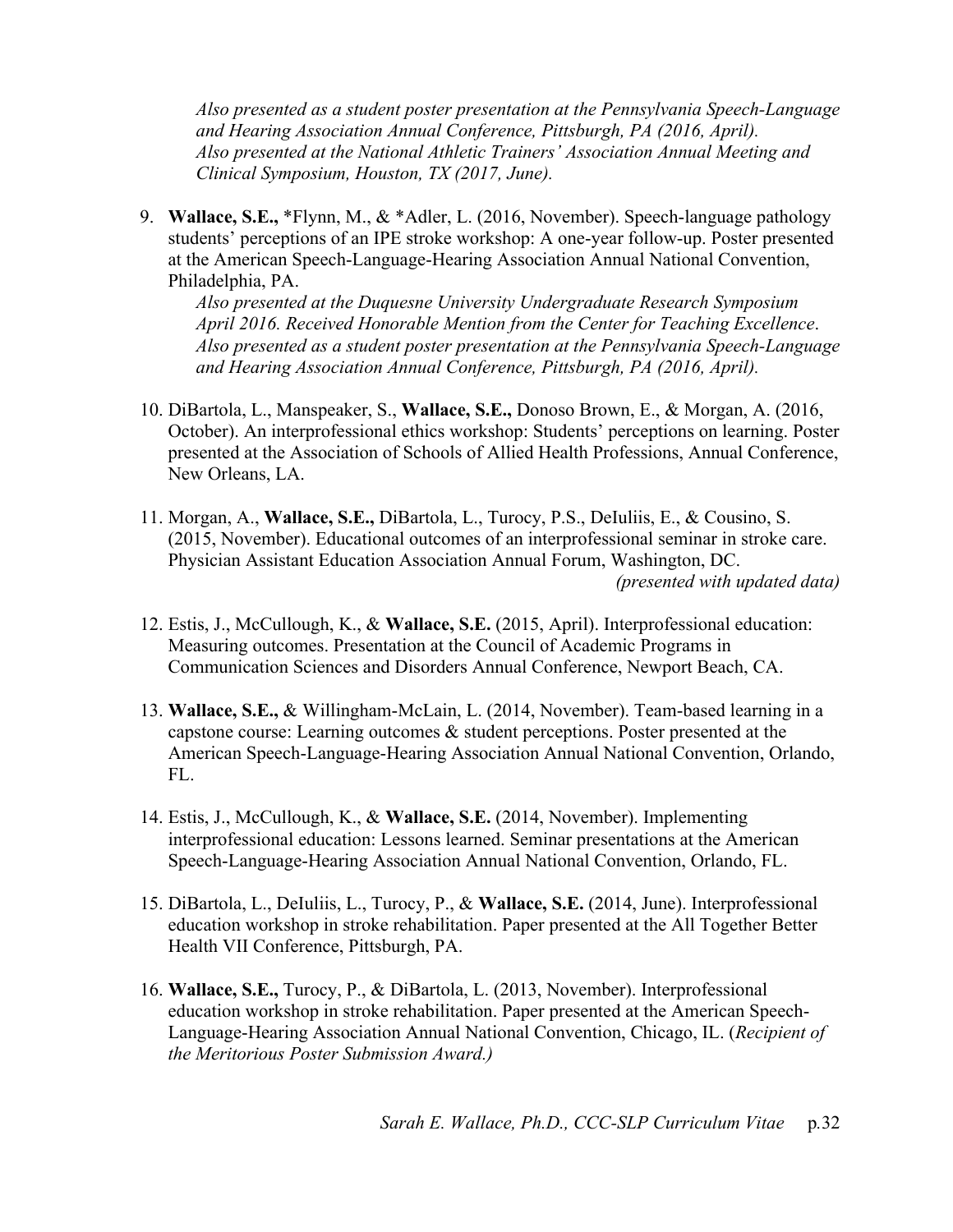*Also presented as a student poster presentation at the Pennsylvania Speech-Language and Hearing Association Annual Conference, Pittsburgh, PA (2016, April).*
*Also presented at the National Athletic Trainers' Association Annual Meeting and Clinical Symposium, Houston, TX (2017, June).*

9. **Wallace, S.E.,** *Flynn, M., & *Adler, L. (2016, November). Speech-language pathology students' perceptions of an IPE stroke workshop: A one-year follow-up. Poster presented at the American Speech-Language-Hearing Association Annual National Convention, Philadelphia, PA.
   *Also presented at the Duquesne University Undergraduate Research Symposium April 2016. Received Honorable Mention from the Center for Teaching Excellence.*
   *Also presented as a student poster presentation at the Pennsylvania Speech-Language and Hearing Association Annual Conference, Pittsburgh, PA (2016, April).*

10. DiBartola, L., Manspeaker, S., **Wallace, S.E.,** Donoso Brown, E., & Morgan, A. (2016, October). An interprofessional ethics workshop: Students' perceptions on learning. Poster presented at the Association of Schools of Allied Health Professions, Annual Conference, New Orleans, LA.

11. Morgan, A., **Wallace, S.E.,** DiBartola, L., Turocy, P.S., DeIuliis, E., & Cousino, S. (2015, November). Educational outcomes of an interprofessional seminar in stroke care. Physician Assistant Education Association Annual Forum, Washington, DC. *(presented with updated data)*

12. Estis, J., McCullough, K., & **Wallace, S.E.** (2015, April). Interprofessional education: Measuring outcomes. Presentation at the Council of Academic Programs in Communication Sciences and Disorders Annual Conference, Newport Beach, CA.

13. **Wallace, S.E.,** & Willingham-McLain, L. (2014, November). Team-based learning in a capstone course: Learning outcomes & student perceptions. Poster presented at the American Speech-Language-Hearing Association Annual National Convention, Orlando, FL.

14. Estis, J., McCullough, K., & **Wallace, S.E.** (2014, November). Implementing interprofessional education: Lessons learned. Seminar presentations at the American Speech-Language-Hearing Association Annual National Convention, Orlando, FL.

15. DiBartola, L., DeIuliis, L., Turocy, P., & **Wallace, S.E.** (2014, June). Interprofessional education workshop in stroke rehabilitation. Paper presented at the All Together Better Health VII Conference, Pittsburgh, PA.

16. **Wallace, S.E.,** Turocy, P., & DiBartola, L. (2013, November). Interprofessional education workshop in stroke rehabilitation. Paper presented at the American Speech-Language-Hearing Association Annual National Convention, Chicago, IL. (*Recipient of the Meritorious Poster Submission Award.)*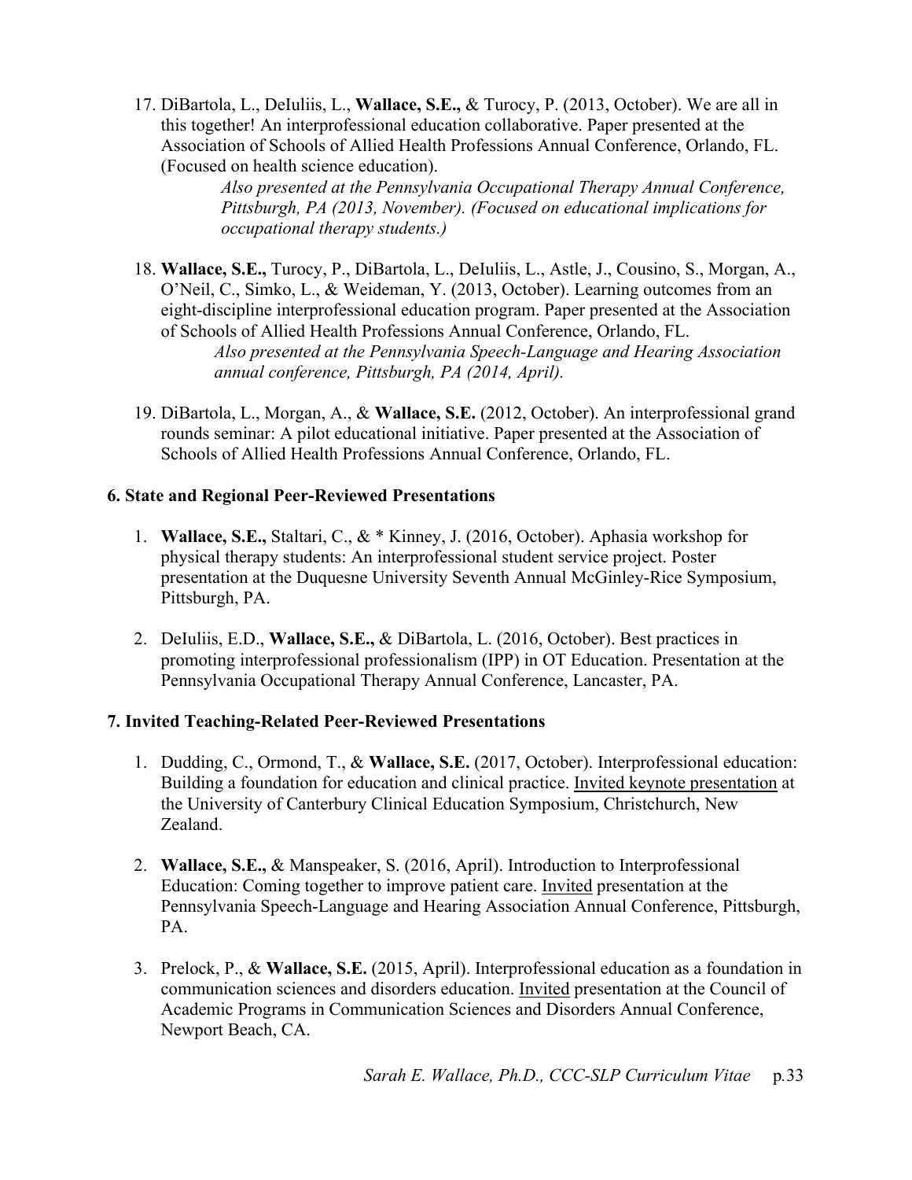17. DiBartola, L., DeIuliis, L., **Wallace, S.E.,** & Turocy, P. (2013, October). We are all in this together! An interprofessional education collaborative. Paper presented at the Association of Schools of Allied Health Professions Annual Conference, Orlando, FL. (Focused on health science education).

    *Also presented at the Pennsylvania Occupational Therapy Annual Conference, Pittsburgh, PA (2013, November). (Focused on educational implications for occupational therapy students.)*

18. **Wallace, S.E.,** Turocy, P., DiBartola, L., DeIuliis, L., Astle, J., Cousino, S., Morgan, A., O'Neil, C., Simko, L., & Weideman, Y. (2013, October). Learning outcomes from an eight-discipline interprofessional education program. Paper presented at the Association of Schools of Allied Health Professions Annual Conference, Orlando, FL.

    *Also presented at the Pennsylvania Speech-Language and Hearing Association annual conference, Pittsburgh, PA (2014, April).*

19. DiBartola, L., Morgan, A., & **Wallace, S.E.** (2012, October). An interprofessional grand rounds seminar: A pilot educational initiative. Paper presented at the Association of Schools of Allied Health Professions Annual Conference, Orlando, FL.

**6. State and Regional Peer-Reviewed Presentations**

1. **Wallace, S.E.,** Staltari, C., & * Kinney, J. (2016, October). Aphasia workshop for physical therapy students: An interprofessional student service project. Poster presentation at the Duquesne University Seventh Annual McGinley-Rice Symposium, Pittsburgh, PA.

2. DeIuliis, E.D., **Wallace, S.E.,** & DiBartola, L. (2016, October). Best practices in promoting interprofessional professionalism (IPP) in OT Education. Presentation at the Pennsylvania Occupational Therapy Annual Conference, Lancaster, PA.

**7. Invited Teaching-Related Peer-Reviewed Presentations**

1. Dudding, C., Ormond, T., & **Wallace, S.E.** (2017, October). Interprofessional education: Building a foundation for education and clinical practice. Invited keynote presentation at the University of Canterbury Clinical Education Symposium, Christchurch, New Zealand.

2. **Wallace, S.E.,** & Manspeaker, S. (2016, April). Introduction to Interprofessional Education: Coming together to improve patient care. Invited presentation at the Pennsylvania Speech-Language and Hearing Association Annual Conference, Pittsburgh, PA.

3. Prelock, P., & **Wallace, S.E.** (2015, April). Interprofessional education as a foundation in communication sciences and disorders education. Invited presentation at the Council of Academic Programs in Communication Sciences and Disorders Annual Conference, Newport Beach, CA.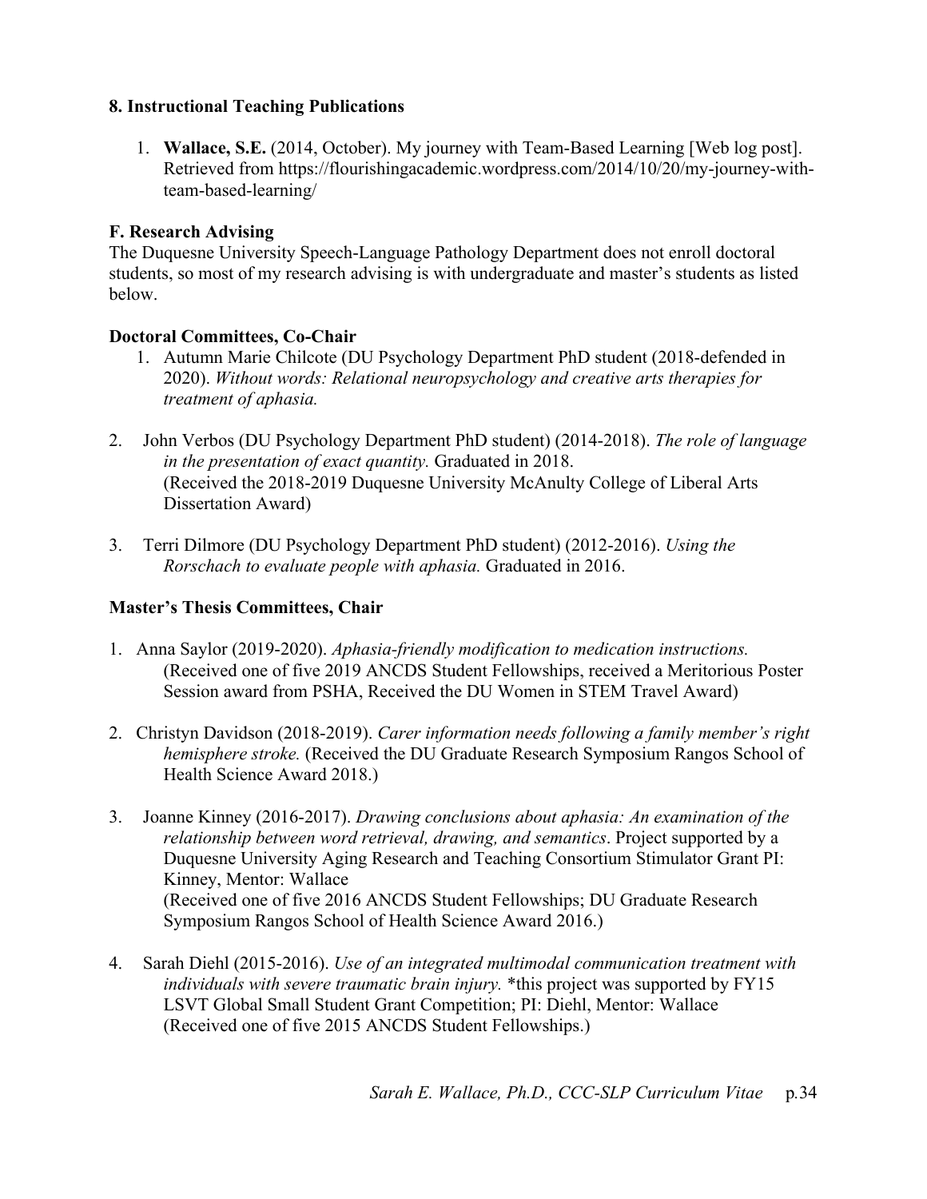### 8. Instructional Teaching Publications

1. **Wallace, S.E.** (2014, October). My journey with Team-Based Learning [Web log post]. Retrieved from https://flourishingacademic.wordpress.com/2014/10/20/my-journey-with-team-based-learning/

### F. Research Advising

The Duquesne University Speech-Language Pathology Department does not enroll doctoral students, so most of my research advising is with undergraduate and master's students as listed below.

**Doctoral Committees, Co-Chair**

1. Autumn Marie Chilcote (DU Psychology Department PhD student (2018-defended in 2020). *Without words: Relational neuropsychology and creative arts therapies for treatment of aphasia.*

2. John Verbos (DU Psychology Department PhD student) (2014-2018). *The role of language in the presentation of exact quantity.* Graduated in 2018.
   (Received the 2018-2019 Duquesne University McAnulty College of Liberal Arts Dissertation Award)

3. Terri Dilmore (DU Psychology Department PhD student) (2012-2016). *Using the Rorschach to evaluate people with aphasia.* Graduated in 2016.

**Master's Thesis Committees, Chair**

1. Anna Saylor (2019-2020). *Aphasia-friendly modification to medication instructions.* (Received one of five 2019 ANCDS Student Fellowships, received a Meritorious Poster Session award from PSHA, Received the DU Women in STEM Travel Award)

2. Christyn Davidson (2018-2019). *Carer information needs following a family member's right hemisphere stroke.* (Received the DU Graduate Research Symposium Rangos School of Health Science Award 2018.)

3. Joanne Kinney (2016-2017). *Drawing conclusions about aphasia: An examination of the relationship between word retrieval, drawing, and semantics*. Project supported by a Duquesne University Aging Research and Teaching Consortium Stimulator Grant PI: Kinney, Mentor: Wallace
   (Received one of five 2016 ANCDS Student Fellowships; DU Graduate Research Symposium Rangos School of Health Science Award 2016.)

4. Sarah Diehl (2015-2016). *Use of an integrated multimodal communication treatment with individuals with severe traumatic brain injury.* *this project was supported by FY15 LSVT Global Small Student Grant Competition; PI: Diehl, Mentor: Wallace
   (Received one of five 2015 ANCDS Student Fellowships.)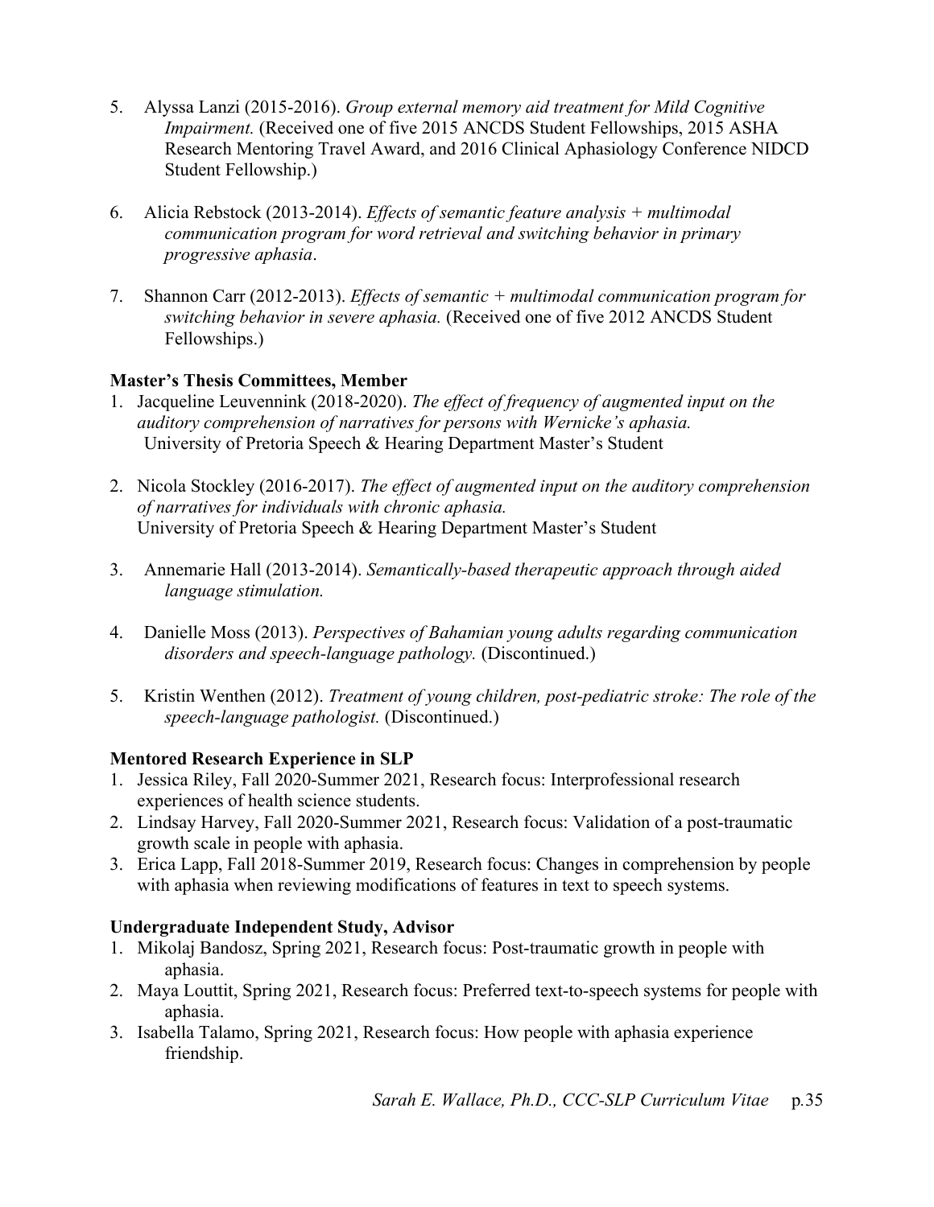5. Alyssa Lanzi (2015-2016). *Group external memory aid treatment for Mild Cognitive Impairment.* (Received one of five 2015 ANCDS Student Fellowships, 2015 ASHA Research Mentoring Travel Award, and 2016 Clinical Aphasiology Conference NIDCD Student Fellowship.)

6. Alicia Rebstock (2013-2014). *Effects of semantic feature analysis + multimodal communication program for word retrieval and switching behavior in primary progressive aphasia*.

7. Shannon Carr (2012-2013). *Effects of semantic + multimodal communication program for switching behavior in severe aphasia.* (Received one of five 2012 ANCDS Student Fellowships.)

**Master's Thesis Committees, Member**

1. Jacqueline Leuvennink (2018-2020). *The effect of frequency of augmented input on the auditory comprehension of narratives for persons with Wernicke's aphasia.* University of Pretoria Speech & Hearing Department Master's Student

2. Nicola Stockley (2016-2017). *The effect of augmented input on the auditory comprehension of narratives for individuals with chronic aphasia.* University of Pretoria Speech & Hearing Department Master's Student

3. Annemarie Hall (2013-2014). *Semantically-based therapeutic approach through aided language stimulation.*

4. Danielle Moss (2013). *Perspectives of Bahamian young adults regarding communication disorders and speech-language pathology.* (Discontinued.)

5. Kristin Wenthen (2012). *Treatment of young children, post-pediatric stroke: The role of the speech-language pathologist.* (Discontinued.)

**Mentored Research Experience in SLP**

1. Jessica Riley, Fall 2020-Summer 2021, Research focus: Interprofessional research experiences of health science students.
2. Lindsay Harvey, Fall 2020-Summer 2021, Research focus: Validation of a post-traumatic growth scale in people with aphasia.
3. Erica Lapp, Fall 2018-Summer 2019, Research focus: Changes in comprehension by people with aphasia when reviewing modifications of features in text to speech systems.

**Undergraduate Independent Study, Advisor**

1. Mikolaj Bandosz, Spring 2021, Research focus: Post-traumatic growth in people with aphasia.
2. Maya Louttit, Spring 2021, Research focus: Preferred text-to-speech systems for people with aphasia.
3. Isabella Talamo, Spring 2021, Research focus: How people with aphasia experience friendship.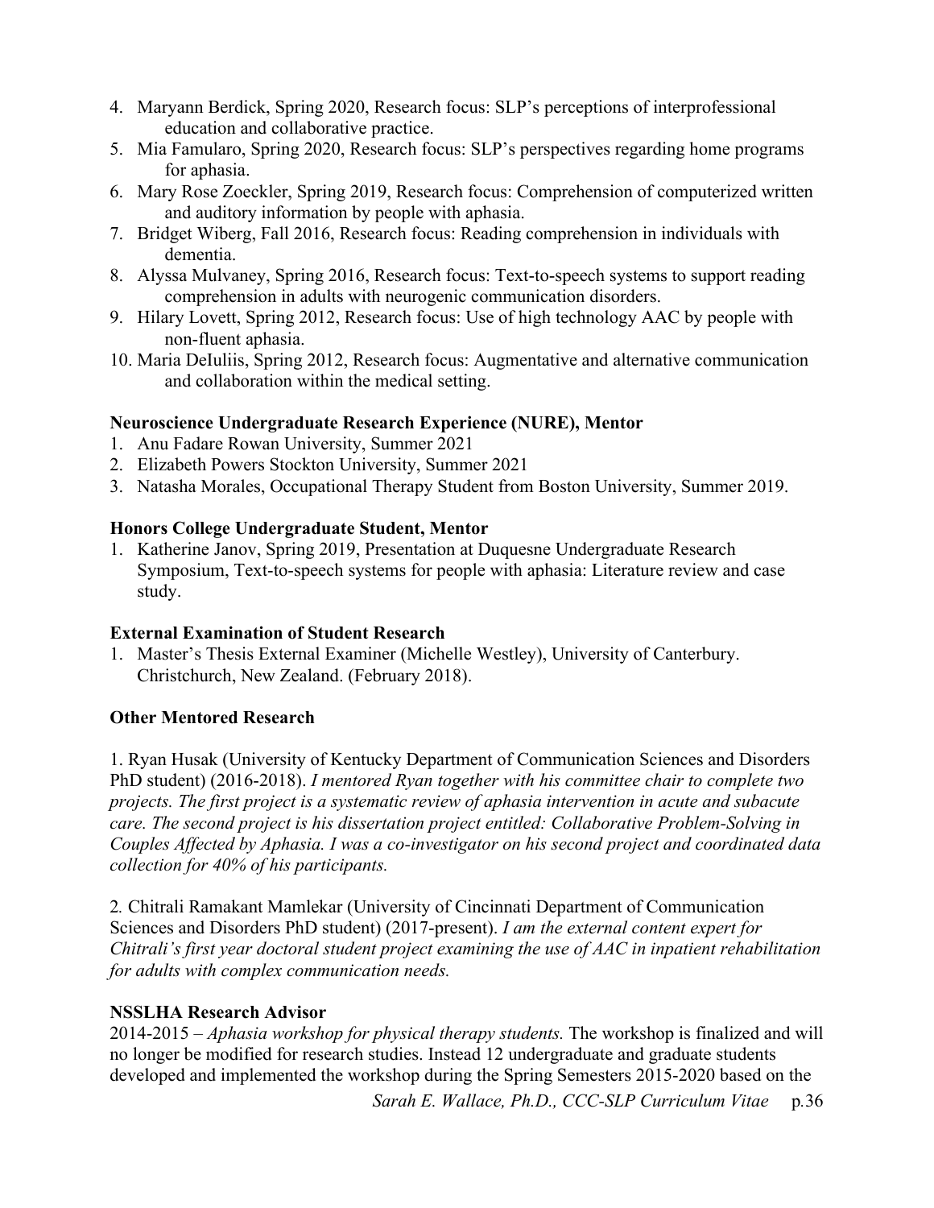4. Maryann Berdick, Spring 2020, Research focus: SLP's perceptions of interprofessional education and collaborative practice.
5. Mia Famularo, Spring 2020, Research focus: SLP's perspectives regarding home programs for aphasia.
6. Mary Rose Zoeckler, Spring 2019, Research focus: Comprehension of computerized written and auditory information by people with aphasia.
7. Bridget Wiberg, Fall 2016, Research focus: Reading comprehension in individuals with dementia.
8. Alyssa Mulvaney, Spring 2016, Research focus: Text-to-speech systems to support reading comprehension in adults with neurogenic communication disorders.
9. Hilary Lovett, Spring 2012, Research focus: Use of high technology AAC by people with non-fluent aphasia.
10. Maria DeIuliis, Spring 2012, Research focus: Augmentative and alternative communication and collaboration within the medical setting.

**Neuroscience Undergraduate Research Experience (NURE), Mentor**

1. Anu Fadare Rowan University, Summer 2021
2. Elizabeth Powers Stockton University, Summer 2021
3. Natasha Morales, Occupational Therapy Student from Boston University, Summer 2019.

**Honors College Undergraduate Student, Mentor**

1. Katherine Janov, Spring 2019, Presentation at Duquesne Undergraduate Research Symposium, Text-to-speech systems for people with aphasia: Literature review and case study.

**External Examination of Student Research**

1. Master's Thesis External Examiner (Michelle Westley), University of Canterbury. Christchurch, New Zealand. (February 2018).

**Other Mentored Research**

1. Ryan Husak (University of Kentucky Department of Communication Sciences and Disorders PhD student) (2016-2018). *I mentored Ryan together with his committee chair to complete two projects. The first project is a systematic review of aphasia intervention in acute and subacute care. The second project is his dissertation project entitled: Collaborative Problem-Solving in Couples Affected by Aphasia. I was a co-investigator on his second project and coordinated data collection for 40% of his participants.*

2. Chitrali Ramakant Mamlekar (University of Cincinnati Department of Communication Sciences and Disorders PhD student) (2017-present). *I am the external content expert for Chitrali's first year doctoral student project examining the use of AAC in inpatient rehabilitation for adults with complex communication needs.*

**NSSLHA Research Advisor**

2014-2015 – *Aphasia workshop for physical therapy students.* The workshop is finalized and will no longer be modified for research studies. Instead 12 undergraduate and graduate students developed and implemented the workshop during the Spring Semesters 2015-2020 based on the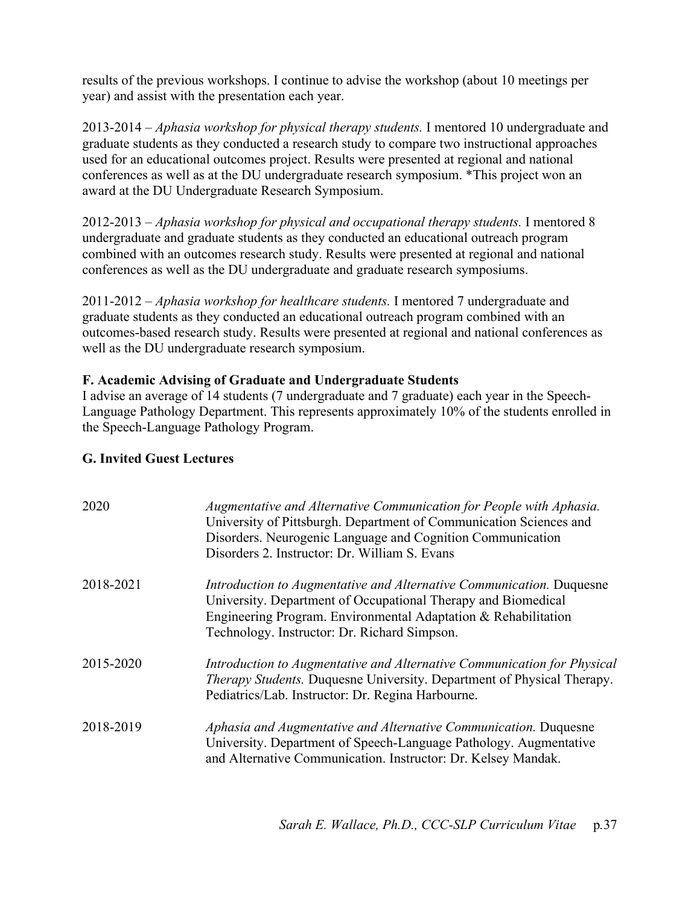results of the previous workshops. I continue to advise the workshop (about 10 meetings per year) and assist with the presentation each year.

2013-2014 – *Aphasia workshop for physical therapy students.* I mentored 10 undergraduate and graduate students as they conducted a research study to compare two instructional approaches used for an educational outcomes project. Results were presented at regional and national conferences as well as at the DU undergraduate research symposium. *This project won an award at the DU Undergraduate Research Symposium.

2012-2013 – *Aphasia workshop for physical and occupational therapy students.* I mentored 8 undergraduate and graduate students as they conducted an educational outreach program combined with an outcomes research study. Results were presented at regional and national conferences as well as the DU undergraduate and graduate research symposiums.

2011-2012 – *Aphasia workshop for healthcare students.* I mentored 7 undergraduate and graduate students as they conducted an educational outreach program combined with an outcomes-based research study. Results were presented at regional and national conferences as well as the DU undergraduate research symposium.

**F. Academic Advising of Graduate and Undergraduate Students**

I advise an average of 14 students (7 undergraduate and 7 graduate) each year in the Speech-Language Pathology Department. This represents approximately 10% of the students enrolled in the Speech-Language Pathology Program.

**G. Invited Guest Lectures**

2020 — *Augmentative and Alternative Communication for People with Aphasia.* University of Pittsburgh. Department of Communication Sciences and Disorders. Neurogenic Language and Cognition Communication Disorders 2. Instructor: Dr. William S. Evans

2018-2021 — *Introduction to Augmentative and Alternative Communication.* Duquesne University. Department of Occupational Therapy and Biomedical Engineering Program. Environmental Adaptation & Rehabilitation Technology. Instructor: Dr. Richard Simpson.

2015-2020 — *Introduction to Augmentative and Alternative Communication for Physical Therapy Students.* Duquesne University. Department of Physical Therapy. Pediatrics/Lab. Instructor: Dr. Regina Harbourne.

2018-2019 — *Aphasia and Augmentative and Alternative Communication.* Duquesne University. Department of Speech-Language Pathology. Augmentative and Alternative Communication. Instructor: Dr. Kelsey Mandak.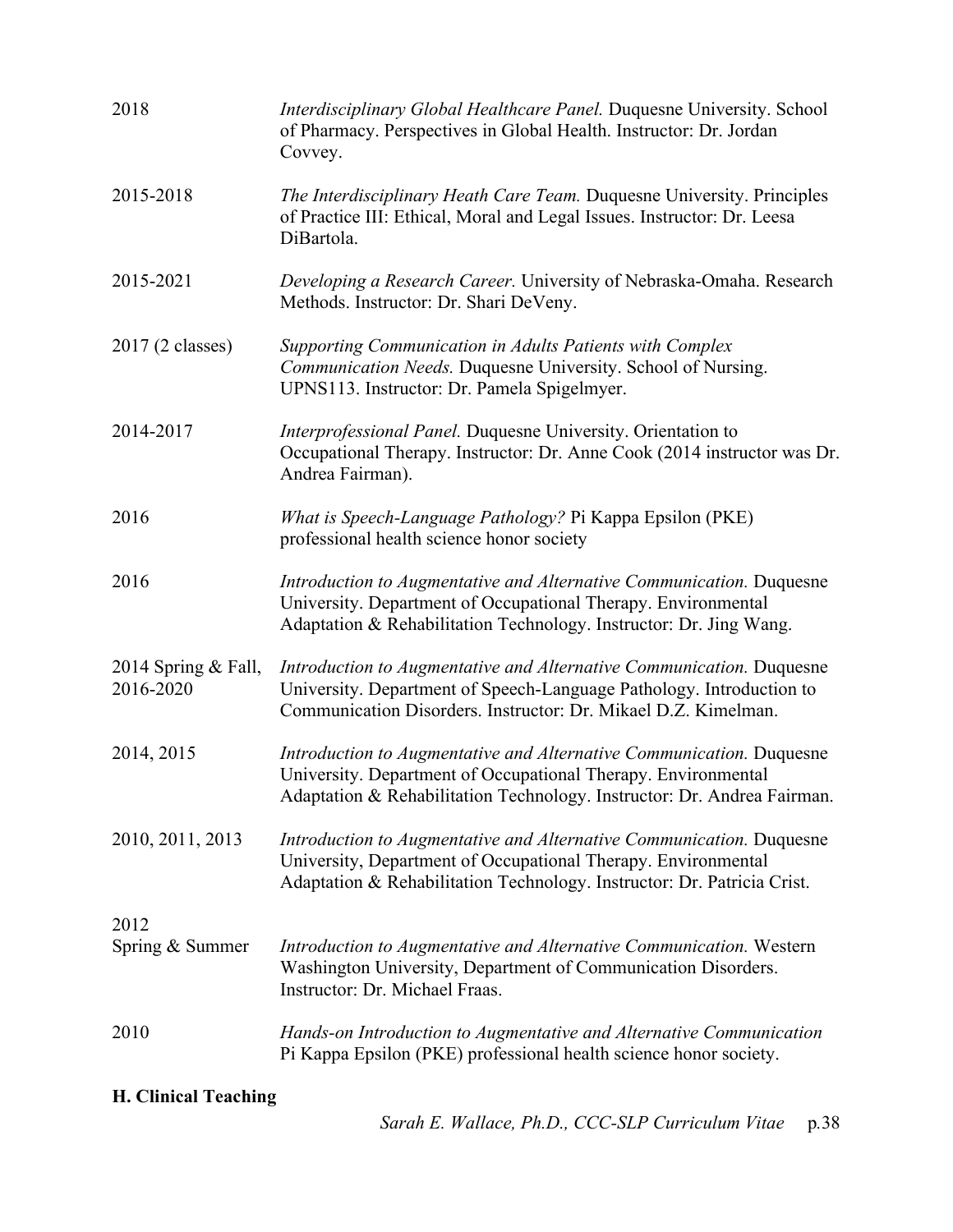| | |
|---|---|
| 2018 | *Interdisciplinary Global Healthcare Panel.* Duquesne University. School of Pharmacy. Perspectives in Global Health. Instructor: Dr. Jordan Covvey. |
| 2015-2018 | *The Interdisciplinary Heath Care Team.* Duquesne University. Principles of Practice III: Ethical, Moral and Legal Issues. Instructor: Dr. Leesa DiBartola. |
| 2015-2021 | *Developing a Research Career.* University of Nebraska-Omaha. Research Methods. Instructor: Dr. Shari DeVeny. |
| 2017 (2 classes) | *Supporting Communication in Adults Patients with Complex Communication Needs.* Duquesne University. School of Nursing. UPNS113. Instructor: Dr. Pamela Spigelmyer. |
| 2014-2017 | *Interprofessional Panel.* Duquesne University. Orientation to Occupational Therapy. Instructor: Dr. Anne Cook (2014 instructor was Dr. Andrea Fairman). |
| 2016 | *What is Speech-Language Pathology?* Pi Kappa Epsilon (PKE) professional health science honor society |
| 2016 | *Introduction to Augmentative and Alternative Communication.* Duquesne University. Department of Occupational Therapy. Environmental Adaptation & Rehabilitation Technology. Instructor: Dr. Jing Wang. |
| 2014 Spring & Fall, 2016-2020 | *Introduction to Augmentative and Alternative Communication.* Duquesne University. Department of Speech-Language Pathology. Introduction to Communication Disorders. Instructor: Dr. Mikael D.Z. Kimelman. |
| 2014, 2015 | *Introduction to Augmentative and Alternative Communication.* Duquesne University. Department of Occupational Therapy. Environmental Adaptation & Rehabilitation Technology. Instructor: Dr. Andrea Fairman. |
| 2010, 2011, 2013 | *Introduction to Augmentative and Alternative Communication.* Duquesne University, Department of Occupational Therapy. Environmental Adaptation & Rehabilitation Technology. Instructor: Dr. Patricia Crist. |
| 2012 Spring & Summer | *Introduction to Augmentative and Alternative Communication.* Western Washington University, Department of Communication Disorders. Instructor: Dr. Michael Fraas. |
| 2010 | *Hands-on Introduction to Augmentative and Alternative Communication* Pi Kappa Epsilon (PKE) professional health science honor society. |

**H. Clinical Teaching**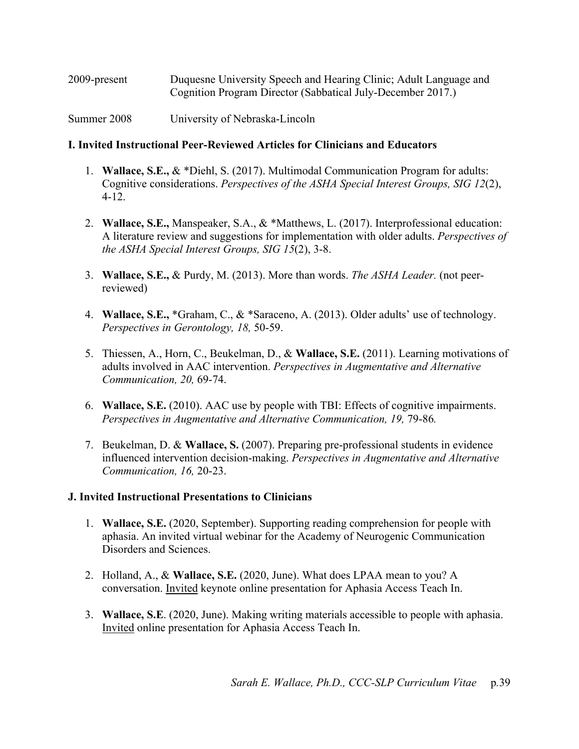2009-present Duquesne University Speech and Hearing Clinic; Adult Language and Cognition Program Director (Sabbatical July-December 2017.)

Summer 2008 University of Nebraska-Lincoln

**I. Invited Instructional Peer-Reviewed Articles for Clinicians and Educators**

1. **Wallace, S.E.,** & *Diehl, S. (2017). Multimodal Communication Program for adults: Cognitive considerations. *Perspectives of the ASHA Special Interest Groups, SIG 12*(2), 4-12.

2. **Wallace, S.E.,** Manspeaker, S.A., & *Matthews, L. (2017). Interprofessional education: A literature review and suggestions for implementation with older adults. *Perspectives of the ASHA Special Interest Groups, SIG 15*(2), 3-8.

3. **Wallace, S.E.,** & Purdy, M. (2013). More than words. *The ASHA Leader.* (not peer-reviewed)

4. **Wallace, S.E.,** *Graham, C., & *Saraceno, A. (2013). Older adults' use of technology. *Perspectives in Gerontology, 18,* 50-59.

5. Thiessen, A., Horn, C., Beukelman, D., & **Wallace, S.E.** (2011). Learning motivations of adults involved in AAC intervention. *Perspectives in Augmentative and Alternative Communication, 20,* 69-74.

6. **Wallace, S.E.** (2010). AAC use by people with TBI: Effects of cognitive impairments. *Perspectives in Augmentative and Alternative Communication, 19,* 79-86*.*

7. Beukelman, D. & **Wallace, S.** (2007). Preparing pre-professional students in evidence influenced intervention decision-making. *Perspectives in Augmentative and Alternative Communication, 16,* 20-23.

**J. Invited Instructional Presentations to Clinicians**

1. **Wallace, S.E.** (2020, September). Supporting reading comprehension for people with aphasia. An invited virtual webinar for the Academy of Neurogenic Communication Disorders and Sciences.

2. Holland, A., & **Wallace, S.E.** (2020, June). What does LPAA mean to you? A conversation. Invited keynote online presentation for Aphasia Access Teach In.

3. **Wallace, S.E**. (2020, June). Making writing materials accessible to people with aphasia. Invited online presentation for Aphasia Access Teach In.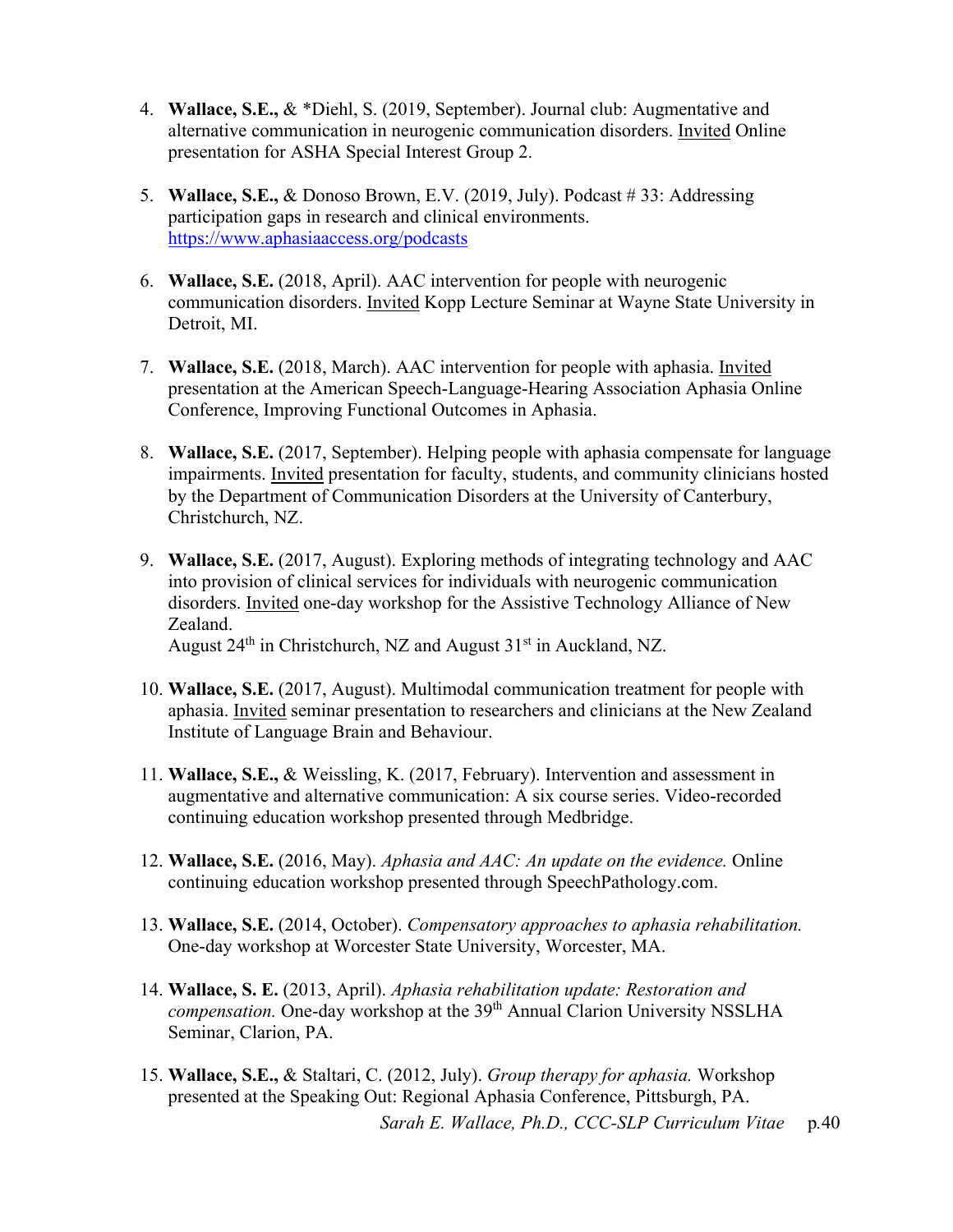4. **Wallace, S.E.,** & *Diehl, S. (2019, September). Journal club: Augmentative and alternative communication in neurogenic communication disorders. Invited Online presentation for ASHA Special Interest Group 2.

5. **Wallace, S.E.,** & Donoso Brown, E.V. (2019, July). Podcast # 33: Addressing participation gaps in research and clinical environments. https://www.aphasiaaccess.org/podcasts

6. **Wallace, S.E.** (2018, April). AAC intervention for people with neurogenic communication disorders. Invited Kopp Lecture Seminar at Wayne State University in Detroit, MI.

7. **Wallace, S.E.** (2018, March). AAC intervention for people with aphasia. Invited presentation at the American Speech-Language-Hearing Association Aphasia Online Conference, Improving Functional Outcomes in Aphasia.

8. **Wallace, S.E.** (2017, September). Helping people with aphasia compensate for language impairments. Invited presentation for faculty, students, and community clinicians hosted by the Department of Communication Disorders at the University of Canterbury, Christchurch, NZ.

9. **Wallace, S.E.** (2017, August). Exploring methods of integrating technology and AAC into provision of clinical services for individuals with neurogenic communication disorders. Invited one-day workshop for the Assistive Technology Alliance of New Zealand.
   August 24th in Christchurch, NZ and August 31st in Auckland, NZ.

10. **Wallace, S.E.** (2017, August). Multimodal communication treatment for people with aphasia. Invited seminar presentation to researchers and clinicians at the New Zealand Institute of Language Brain and Behaviour.

11. **Wallace, S.E.,** & Weissling, K. (2017, February). Intervention and assessment in augmentative and alternative communication: A six course series. Video-recorded continuing education workshop presented through Medbridge.

12. **Wallace, S.E.** (2016, May). *Aphasia and AAC: An update on the evidence.* Online continuing education workshop presented through SpeechPathology.com.

13. **Wallace, S.E.** (2014, October). *Compensatory approaches to aphasia rehabilitation.* One-day workshop at Worcester State University, Worcester, MA.

14. **Wallace, S. E.** (2013, April). *Aphasia rehabilitation update: Restoration and compensation.* One-day workshop at the 39th Annual Clarion University NSSLHA Seminar, Clarion, PA.

15. **Wallace, S.E.,** & Staltari, C. (2012, July). *Group therapy for aphasia.* Workshop presented at the Speaking Out: Regional Aphasia Conference, Pittsburgh, PA.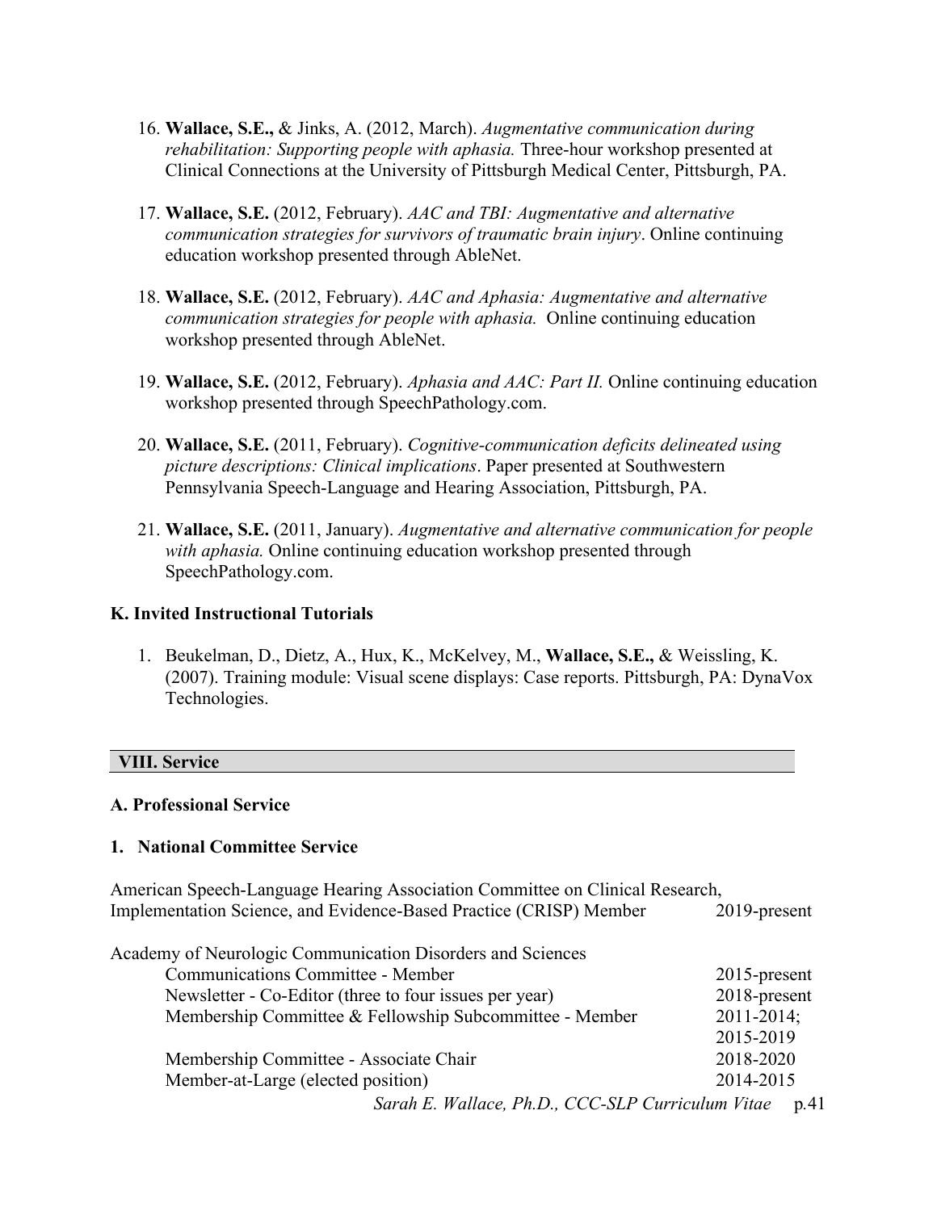16. **Wallace, S.E.,** & Jinks, A. (2012, March). *Augmentative communication during rehabilitation: Supporting people with aphasia.* Three-hour workshop presented at Clinical Connections at the University of Pittsburgh Medical Center, Pittsburgh, PA.

17. **Wallace, S.E.** (2012, February). *AAC and TBI: Augmentative and alternative communication strategies for survivors of traumatic brain injury*. Online continuing education workshop presented through AbleNet.

18. **Wallace, S.E.** (2012, February). *AAC and Aphasia: Augmentative and alternative communication strategies for people with aphasia.* Online continuing education workshop presented through AbleNet.

19. **Wallace, S.E.** (2012, February). *Aphasia and AAC: Part II.* Online continuing education workshop presented through SpeechPathology.com.

20. **Wallace, S.E.** (2011, February). *Cognitive-communication deficits delineated using picture descriptions: Clinical implications*. Paper presented at Southwestern Pennsylvania Speech-Language and Hearing Association, Pittsburgh, PA.

21. **Wallace, S.E.** (2011, January). *Augmentative and alternative communication for people with aphasia.* Online continuing education workshop presented through SpeechPathology.com.

### K. Invited Instructional Tutorials

1. Beukelman, D., Dietz, A., Hux, K., McKelvey, M., **Wallace, S.E.,** & Weissling, K. (2007). Training module: Visual scene displays: Case reports. Pittsburgh, PA: DynaVox Technologies.

## VIII. Service

### A. Professional Service

#### 1. National Committee Service

American Speech-Language Hearing Association Committee on Clinical Research, Implementation Science, and Evidence-Based Practice (CRISP) Member — 2019-present

Academy of Neurologic Communication Disorders and Sciences

- Communications Committee - Member — 2015-present
- Newsletter - Co-Editor (three to four issues per year) — 2018-present
- Membership Committee & Fellowship Subcommittee - Member — 2011-2014; 2015-2019
- Membership Committee - Associate Chair — 2018-2020
- Member-at-Large (elected position) — 2014-2015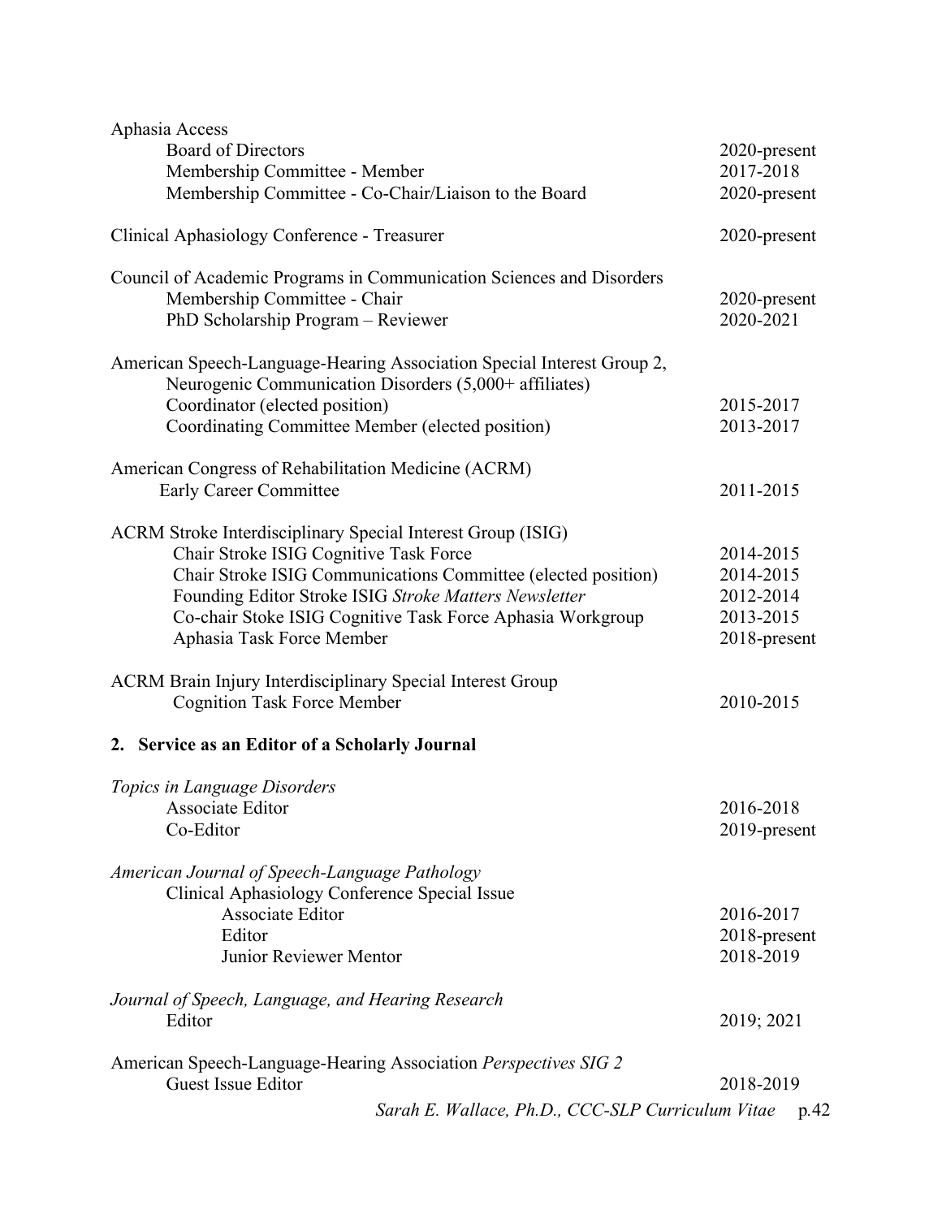Aphasia Access

| | |
|---|---|
| Board of Directors | 2020-present |
| Membership Committee - Member | 2017-2018 |
| Membership Committee - Co-Chair/Liaison to the Board | 2020-present |

| | |
|---|---|
| Clinical Aphasiology Conference - Treasurer | 2020-present |

Council of Academic Programs in Communication Sciences and Disorders

| | |
|---|---|
| Membership Committee - Chair | 2020-present |
| PhD Scholarship Program – Reviewer | 2020-2021 |

American Speech-Language-Hearing Association Special Interest Group 2, Neurogenic Communication Disorders (5,000+ affiliates)

| | |
|---|---|
| Coordinator (elected position) | 2015-2017 |
| Coordinating Committee Member (elected position) | 2013-2017 |

American Congress of Rehabilitation Medicine (ACRM)

| | |
|---|---|
| Early Career Committee | 2011-2015 |

ACRM Stroke Interdisciplinary Special Interest Group (ISIG)

| | |
|---|---|
| Chair Stroke ISIG Cognitive Task Force | 2014-2015 |
| Chair Stroke ISIG Communications Committee (elected position) | 2014-2015 |
| Founding Editor Stroke ISIG *Stroke Matters Newsletter* | 2012-2014 |
| Co-chair Stoke ISIG Cognitive Task Force Aphasia Workgroup | 2013-2015 |
| Aphasia Task Force Member | 2018-present |

ACRM Brain Injury Interdisciplinary Special Interest Group

| | |
|---|---|
| Cognition Task Force Member | 2010-2015 |

## 2. Service as an Editor of a Scholarly Journal

*Topics in Language Disorders*

| | |
|---|---|
| Associate Editor | 2016-2018 |
| Co-Editor | 2019-present |

*American Journal of Speech-Language Pathology*

Clinical Aphasiology Conference Special Issue

| | |
|---|---|
| Associate Editor | 2016-2017 |
| Editor | 2018-present |
| Junior Reviewer Mentor | 2018-2019 |

*Journal of Speech, Language, and Hearing Research*

| | |
|---|---|
| Editor | 2019; 2021 |

American Speech-Language-Hearing Association *Perspectives SIG 2*

| | |
|---|---|
| Guest Issue Editor | 2018-2019 |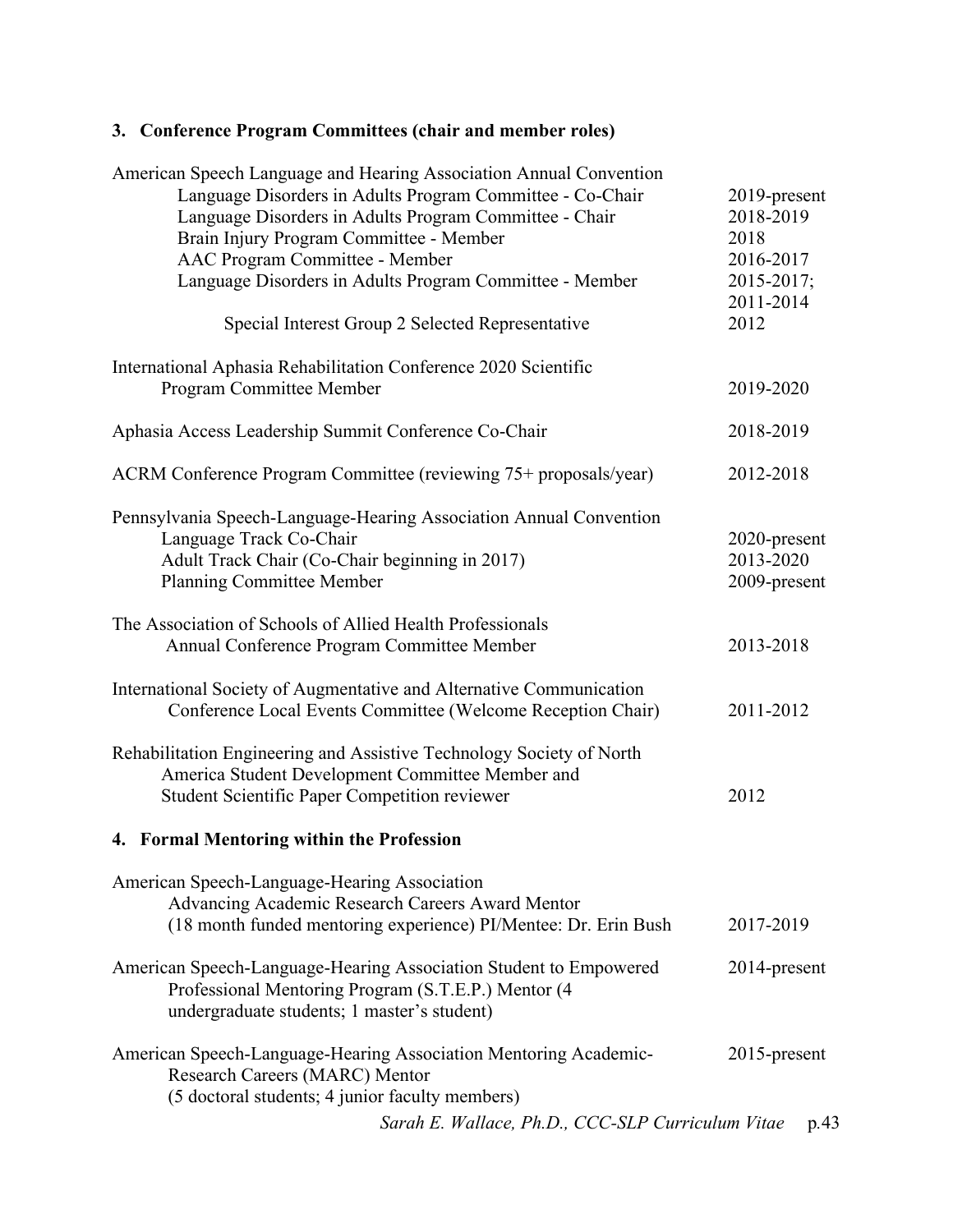### 3. Conference Program Committees (chair and member roles)

American Speech Language and Hearing Association Annual Convention

| | |
|---|---|
| Language Disorders in Adults Program Committee - Co-Chair | 2019-present |
| Language Disorders in Adults Program Committee - Chair | 2018-2019 |
| Brain Injury Program Committee - Member | 2018 |
| AAC Program Committee - Member | 2016-2017 |
| Language Disorders in Adults Program Committee - Member | 2015-2017; 2011-2014 |
| Special Interest Group 2 Selected Representative | 2012 |

International Aphasia Rehabilitation Conference 2020 Scientific Program Committee Member — 2019-2020

Aphasia Access Leadership Summit Conference Co-Chair — 2018-2019

ACRM Conference Program Committee (reviewing 75+ proposals/year) — 2012-2018

Pennsylvania Speech-Language-Hearing Association Annual Convention

| | |
|---|---|
| Language Track Co-Chair | 2020-present |
| Adult Track Chair (Co-Chair beginning in 2017) | 2013-2020 |
| Planning Committee Member | 2009-present |

The Association of Schools of Allied Health Professionals Annual Conference Program Committee Member — 2013-2018

International Society of Augmentative and Alternative Communication Conference Local Events Committee (Welcome Reception Chair) — 2011-2012

Rehabilitation Engineering and Assistive Technology Society of North America Student Development Committee Member and Student Scientific Paper Competition reviewer — 2012

### 4. Formal Mentoring within the Profession

American Speech-Language-Hearing Association Advancing Academic Research Careers Award Mentor (18 month funded mentoring experience) PI/Mentee: Dr. Erin Bush — 2017-2019

American Speech-Language-Hearing Association Student to Empowered Professional Mentoring Program (S.T.E.P.) Mentor (4 undergraduate students; 1 master's student) — 2014-present

American Speech-Language-Hearing Association Mentoring Academic-Research Careers (MARC) Mentor (5 doctoral students; 4 junior faculty members) — 2015-present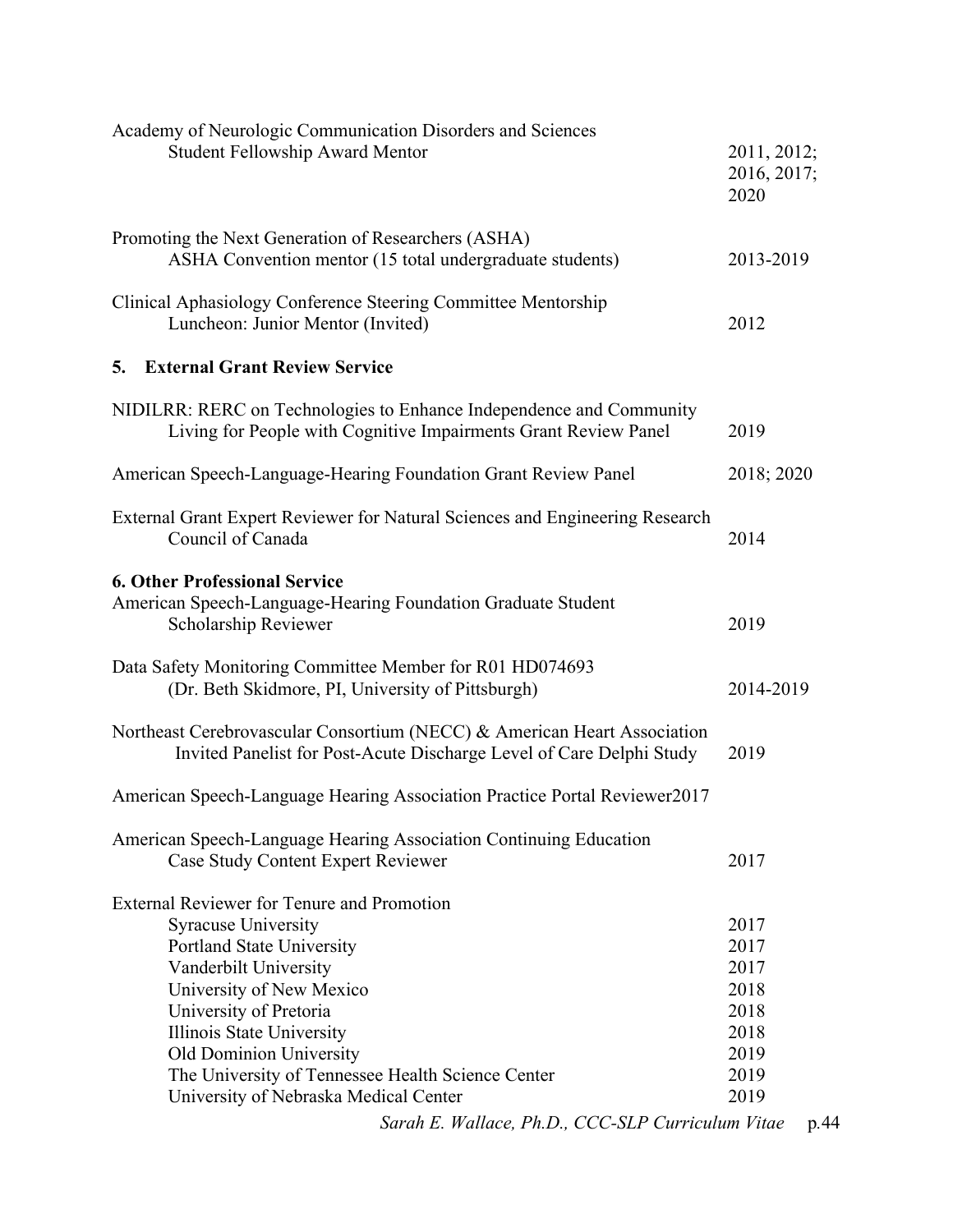Academy of Neurologic Communication Disorders and Sciences
Student Fellowship Award Mentor — 2011, 2012; 2016, 2017; 2020

Promoting the Next Generation of Researchers (ASHA)
ASHA Convention mentor (15 total undergraduate students) — 2013-2019

Clinical Aphasiology Conference Steering Committee Mentorship
Luncheon: Junior Mentor (Invited) — 2012

## 5. External Grant Review Service

NIDILRR: RERC on Technologies to Enhance Independence and Community Living for People with Cognitive Impairments Grant Review Panel — 2019

American Speech-Language-Hearing Foundation Grant Review Panel — 2018; 2020

External Grant Expert Reviewer for Natural Sciences and Engineering Research Council of Canada — 2014

## 6. Other Professional Service

American Speech-Language-Hearing Foundation Graduate Student Scholarship Reviewer — 2019

Data Safety Monitoring Committee Member for R01 HD074693
(Dr. Beth Skidmore, PI, University of Pittsburgh) — 2014-2019

Northeast Cerebrovascular Consortium (NECC) & American Heart Association
Invited Panelist for Post-Acute Discharge Level of Care Delphi Study — 2019

American Speech-Language Hearing Association Practice Portal Reviewer2017

American Speech-Language Hearing Association Continuing Education
Case Study Content Expert Reviewer — 2017

External Reviewer for Tenure and Promotion

| Institution | Year |
|---|---|
| Syracuse University | 2017 |
| Portland State University | 2017 |
| Vanderbilt University | 2017 |
| University of New Mexico | 2018 |
| University of Pretoria | 2018 |
| Illinois State University | 2018 |
| Old Dominion University | 2019 |
| The University of Tennessee Health Science Center | 2019 |
| University of Nebraska Medical Center | 2019 |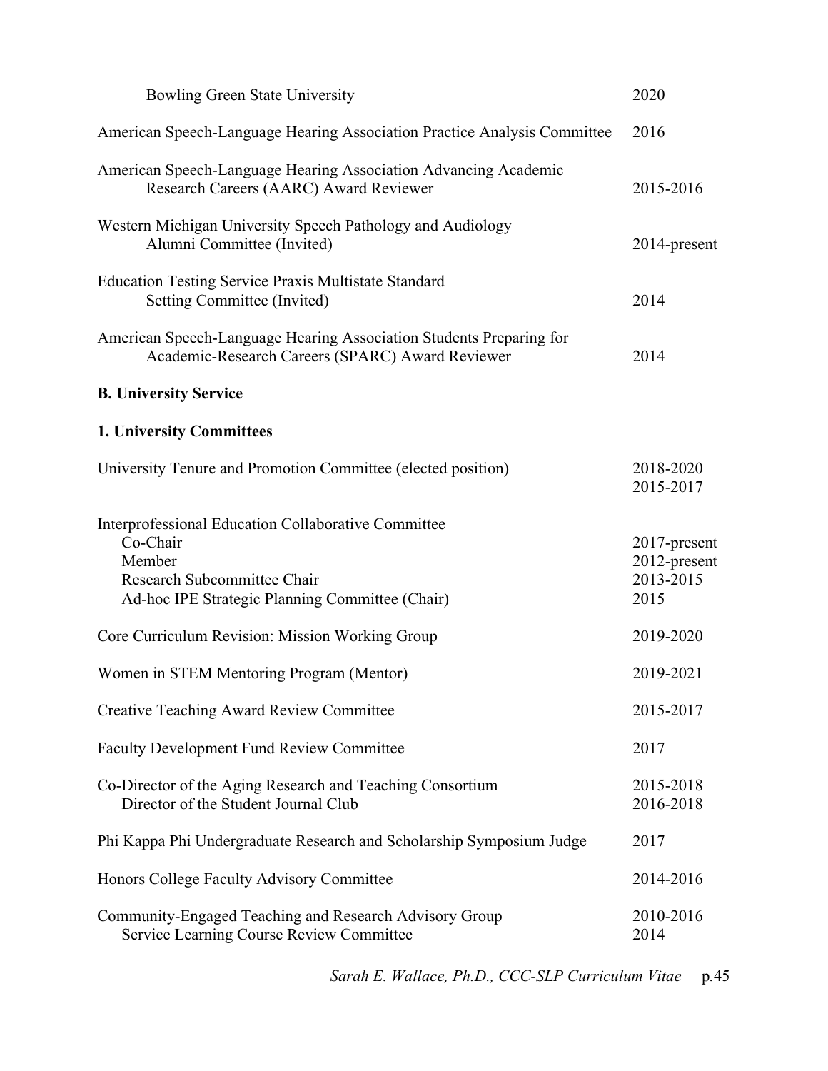Bowling Green State University 2020

American Speech-Language Hearing Association Practice Analysis Committee 2016

American Speech-Language Hearing Association Advancing Academic Research Careers (AARC) Award Reviewer 2015-2016

Western Michigan University Speech Pathology and Audiology Alumni Committee (Invited) 2014-present

Education Testing Service Praxis Multistate Standard Setting Committee (Invited) 2014

American Speech-Language Hearing Association Students Preparing for Academic-Research Careers (SPARC) Award Reviewer 2014

**B. University Service**

**1. University Committees**

University Tenure and Promotion Committee (elected position) 2018-2020, 2015-2017

Interprofessional Education Collaborative Committee
- Co-Chair 2017-present
- Member 2012-present
- Research Subcommittee Chair 2013-2015
- Ad-hoc IPE Strategic Planning Committee (Chair) 2015

Core Curriculum Revision: Mission Working Group 2019-2020

Women in STEM Mentoring Program (Mentor) 2019-2021

Creative Teaching Award Review Committee 2015-2017

Faculty Development Fund Review Committee 2017

Co-Director of the Aging Research and Teaching Consortium 2015-2018
- Director of the Student Journal Club 2016-2018

Phi Kappa Phi Undergraduate Research and Scholarship Symposium Judge 2017

Honors College Faculty Advisory Committee 2014-2016

Community-Engaged Teaching and Research Advisory Group 2010-2016
- Service Learning Course Review Committee 2014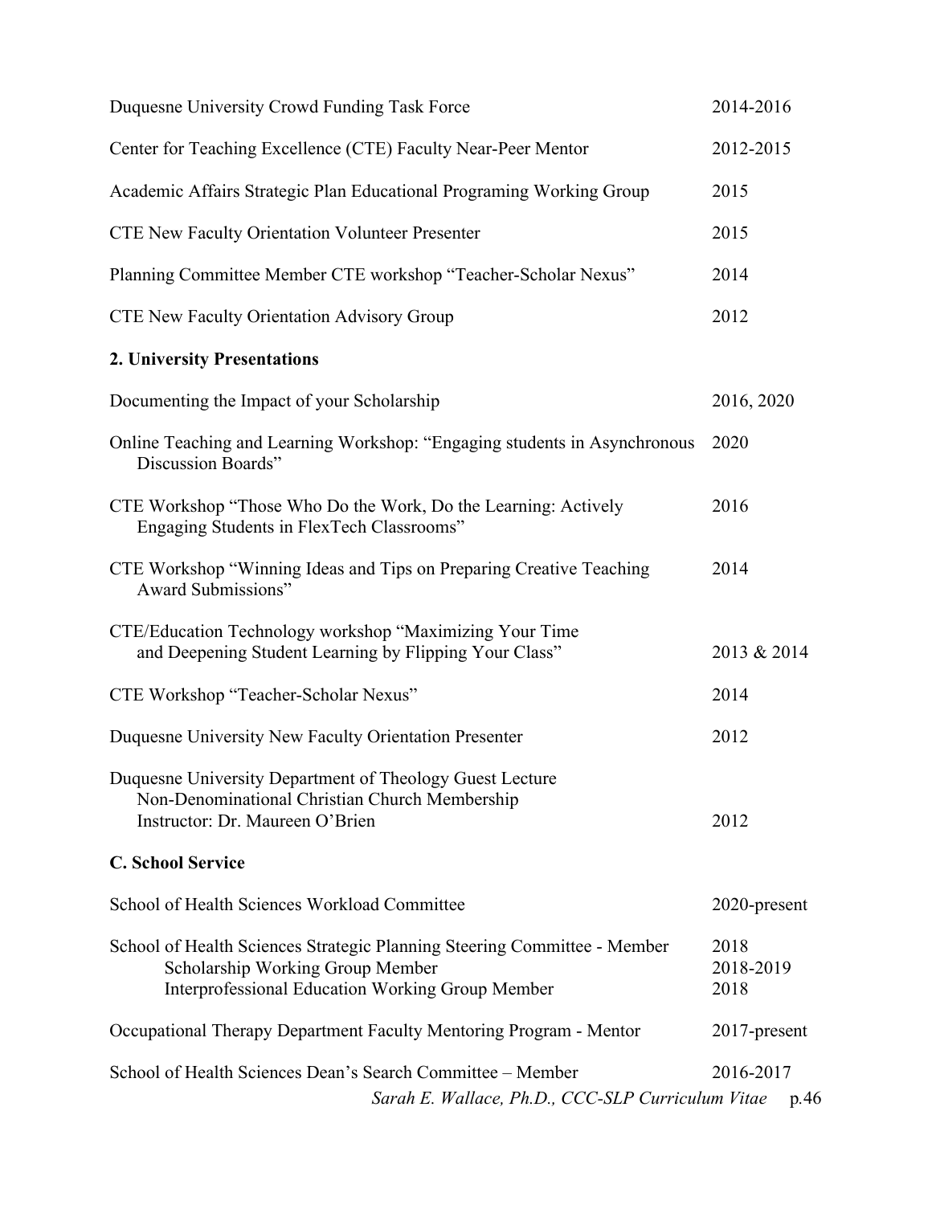Duquesne University Crowd Funding Task Force 2014-2016

Center for Teaching Excellence (CTE) Faculty Near-Peer Mentor 2012-2015

Academic Affairs Strategic Plan Educational Programing Working Group 2015

CTE New Faculty Orientation Volunteer Presenter 2015

Planning Committee Member CTE workshop "Teacher-Scholar Nexus" 2014

CTE New Faculty Orientation Advisory Group 2012

**2. University Presentations**

Documenting the Impact of your Scholarship 2016, 2020

Online Teaching and Learning Workshop: "Engaging students in Asynchronous Discussion Boards" 2020

CTE Workshop "Those Who Do the Work, Do the Learning: Actively Engaging Students in FlexTech Classrooms" 2016

CTE Workshop "Winning Ideas and Tips on Preparing Creative Teaching Award Submissions" 2014

CTE/Education Technology workshop "Maximizing Your Time and Deepening Student Learning by Flipping Your Class" 2013 & 2014

CTE Workshop "Teacher-Scholar Nexus" 2014

Duquesne University New Faculty Orientation Presenter 2012

Duquesne University Department of Theology Guest Lecture
Non-Denominational Christian Church Membership
Instructor: Dr. Maureen O'Brien 2012

**C. School Service**

School of Health Sciences Workload Committee 2020-present

School of Health Sciences Strategic Planning Steering Committee - Member 2018
Scholarship Working Group Member 2018-2019
Interprofessional Education Working Group Member 2018

Occupational Therapy Department Faculty Mentoring Program - Mentor 2017-present

School of Health Sciences Dean's Search Committee – Member 2016-2017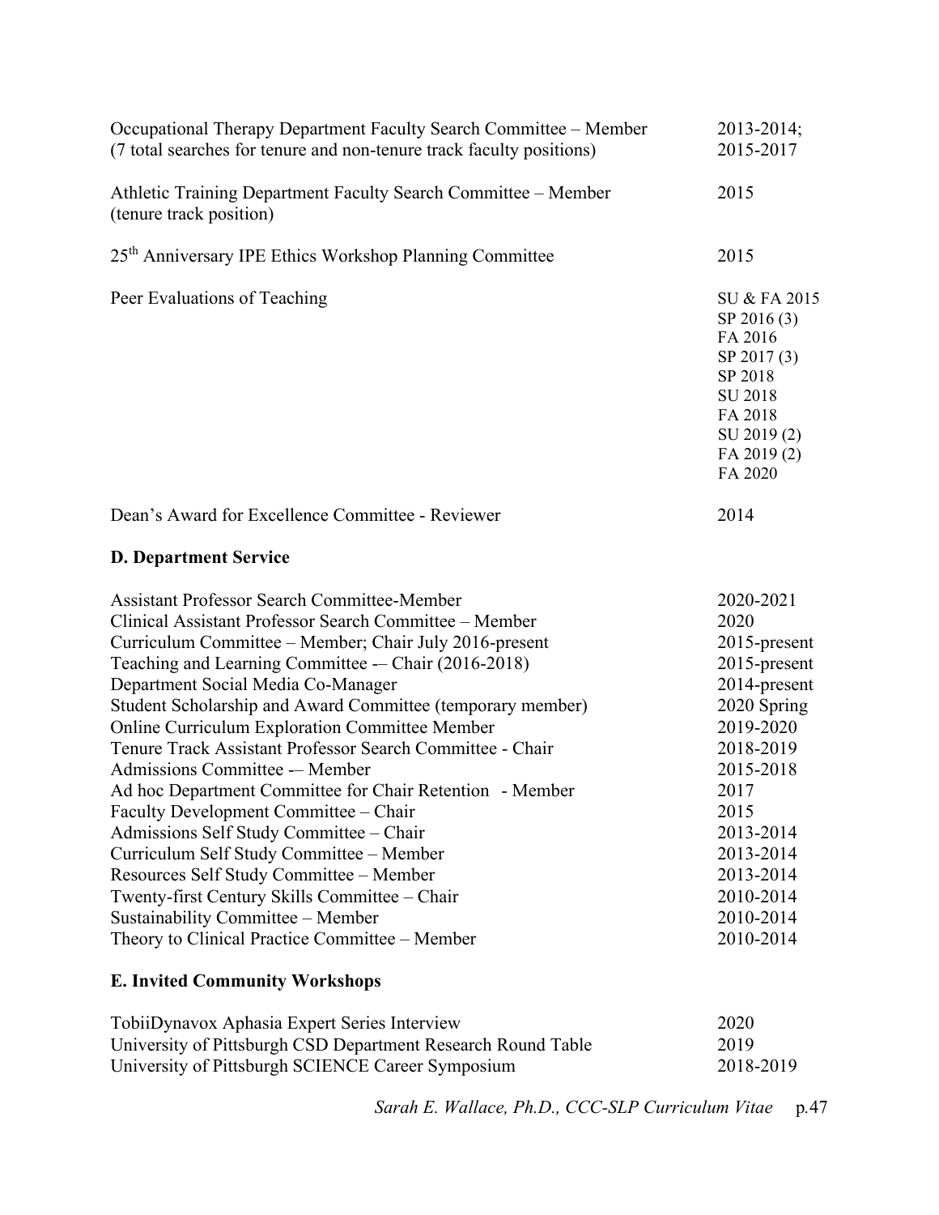| | |
|---|---|
| Occupational Therapy Department Faculty Search Committee – Member (7 total searches for tenure and non-tenure track faculty positions) | 2013-2014; 2015-2017 |
| Athletic Training Department Faculty Search Committee – Member (tenure track position) | 2015 |
| 25th Anniversary IPE Ethics Workshop Planning Committee | 2015 |
| Peer Evaluations of Teaching | SU & FA 2015<br>SP 2016 (3)<br>FA 2016<br>SP 2017 (3)<br>SP 2018<br>SU 2018<br>FA 2018<br>SU 2019 (2)<br>FA 2019 (2)<br>FA 2020 |
| Dean's Award for Excellence Committee - Reviewer | 2014 |

**D. Department Service**

| | |
|---|---|
| Assistant Professor Search Committee-Member | 2020-2021 |
| Clinical Assistant Professor Search Committee – Member | 2020 |
| Curriculum Committee – Member; Chair July 2016-present | 2015-present |
| Teaching and Learning Committee -– Chair (2016-2018) | 2015-present |
| Department Social Media Co-Manager | 2014-present |
| Student Scholarship and Award Committee (temporary member) | 2020 Spring |
| Online Curriculum Exploration Committee Member | 2019-2020 |
| Tenure Track Assistant Professor Search Committee - Chair | 2018-2019 |
| Admissions Committee -– Member | 2015-2018 |
| Ad hoc Department Committee for Chair Retention - Member | 2017 |
| Faculty Development Committee – Chair | 2015 |
| Admissions Self Study Committee – Chair | 2013-2014 |
| Curriculum Self Study Committee – Member | 2013-2014 |
| Resources Self Study Committee – Member | 2013-2014 |
| Twenty-first Century Skills Committee – Chair | 2010-2014 |
| Sustainability Committee – Member | 2010-2014 |
| Theory to Clinical Practice Committee – Member | 2010-2014 |

**E. Invited Community Workshops**

| | |
|---|---|
| TobiiDynavox Aphasia Expert Series Interview | 2020 |
| University of Pittsburgh CSD Department Research Round Table | 2019 |
| University of Pittsburgh SCIENCE Career Symposium | 2018-2019 |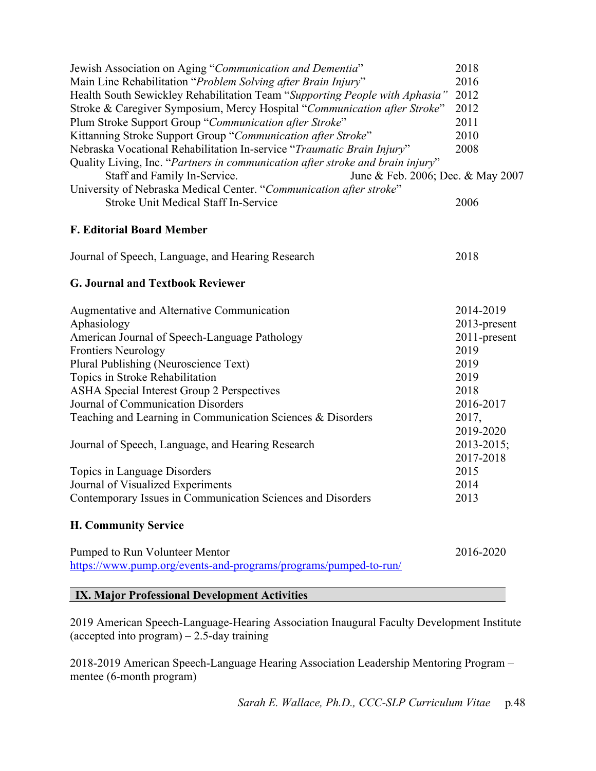Jewish Association on Aging "*Communication and Dementia*" 2018
Main Line Rehabilitation "*Problem Solving after Brain Injury*" 2016
Health South Sewickley Rehabilitation Team "*Supporting People with Aphasia"* 2012
Stroke & Caregiver Symposium, Mercy Hospital "*Communication after Stroke*" 2012
Plum Stroke Support Group "*Communication after Stroke*" 2011
Kittanning Stroke Support Group "*Communication after Stroke*" 2010
Nebraska Vocational Rehabilitation In-service "*Traumatic Brain Injury*" 2008
Quality Living, Inc. "*Partners in communication after stroke and brain injury*"
Staff and Family In-Service. June & Feb. 2006; Dec. & May 2007
University of Nebraska Medical Center. "*Communication after stroke*"
Stroke Unit Medical Staff In-Service 2006

**F. Editorial Board Member**

Journal of Speech, Language, and Hearing Research 2018

**G. Journal and Textbook Reviewer**

| | |
|---|---|
| Augmentative and Alternative Communication | 2014-2019 |
| Aphasiology | 2013-present |
| American Journal of Speech-Language Pathology | 2011-present |
| Frontiers Neurology | 2019 |
| Plural Publishing (Neuroscience Text) | 2019 |
| Topics in Stroke Rehabilitation | 2019 |
| ASHA Special Interest Group 2 Perspectives | 2018 |
| Journal of Communication Disorders | 2016-2017 |
| Teaching and Learning in Communication Sciences & Disorders | 2017, 2019-2020 |
| Journal of Speech, Language, and Hearing Research | 2013-2015; 2017-2018 |
| Topics in Language Disorders | 2015 |
| Journal of Visualized Experiments | 2014 |
| Contemporary Issues in Communication Sciences and Disorders | 2013 |

**H. Community Service**

Pumped to Run Volunteer Mentor 2016-2020
https://www.pump.org/events-and-programs/programs/pumped-to-run/

## IX. Major Professional Development Activities

2019 American Speech-Language-Hearing Association Inaugural Faculty Development Institute (accepted into program) – 2.5-day training

2018-2019 American Speech-Language Hearing Association Leadership Mentoring Program – mentee (6-month program)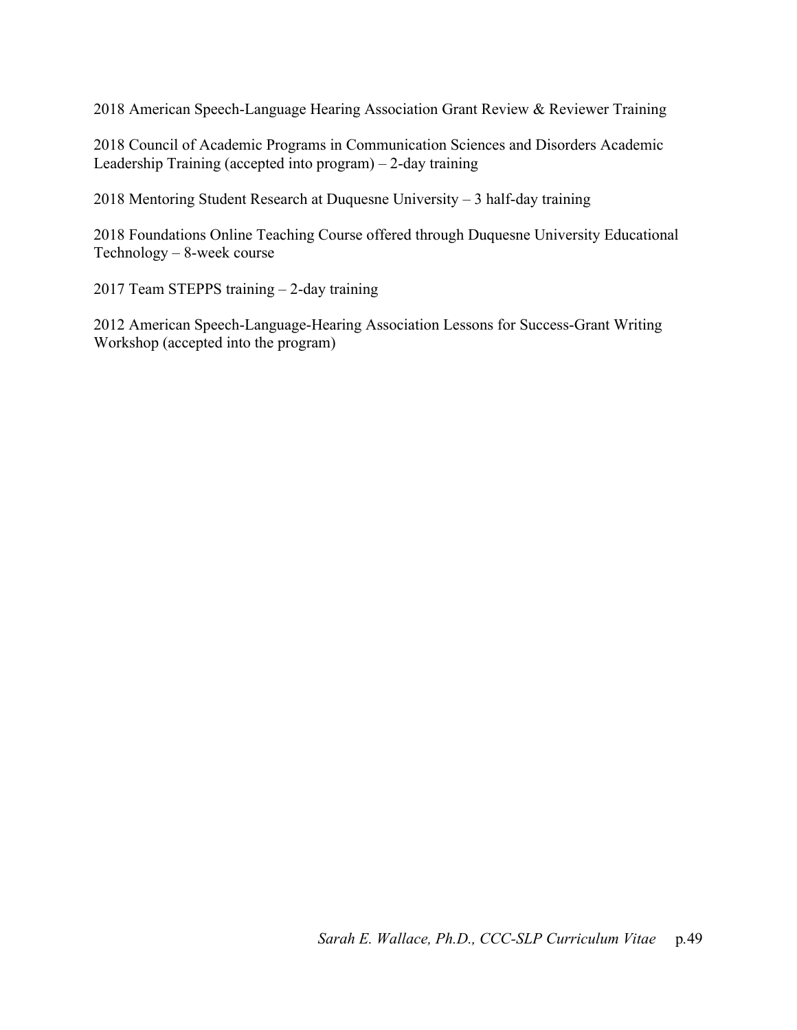2018 American Speech-Language Hearing Association Grant Review & Reviewer Training

2018 Council of Academic Programs in Communication Sciences and Disorders Academic Leadership Training (accepted into program) – 2-day training

2018 Mentoring Student Research at Duquesne University – 3 half-day training

2018 Foundations Online Teaching Course offered through Duquesne University Educational Technology – 8-week course

2017 Team STEPPS training – 2-day training

2012 American Speech-Language-Hearing Association Lessons for Success-Grant Writing Workshop (accepted into the program)